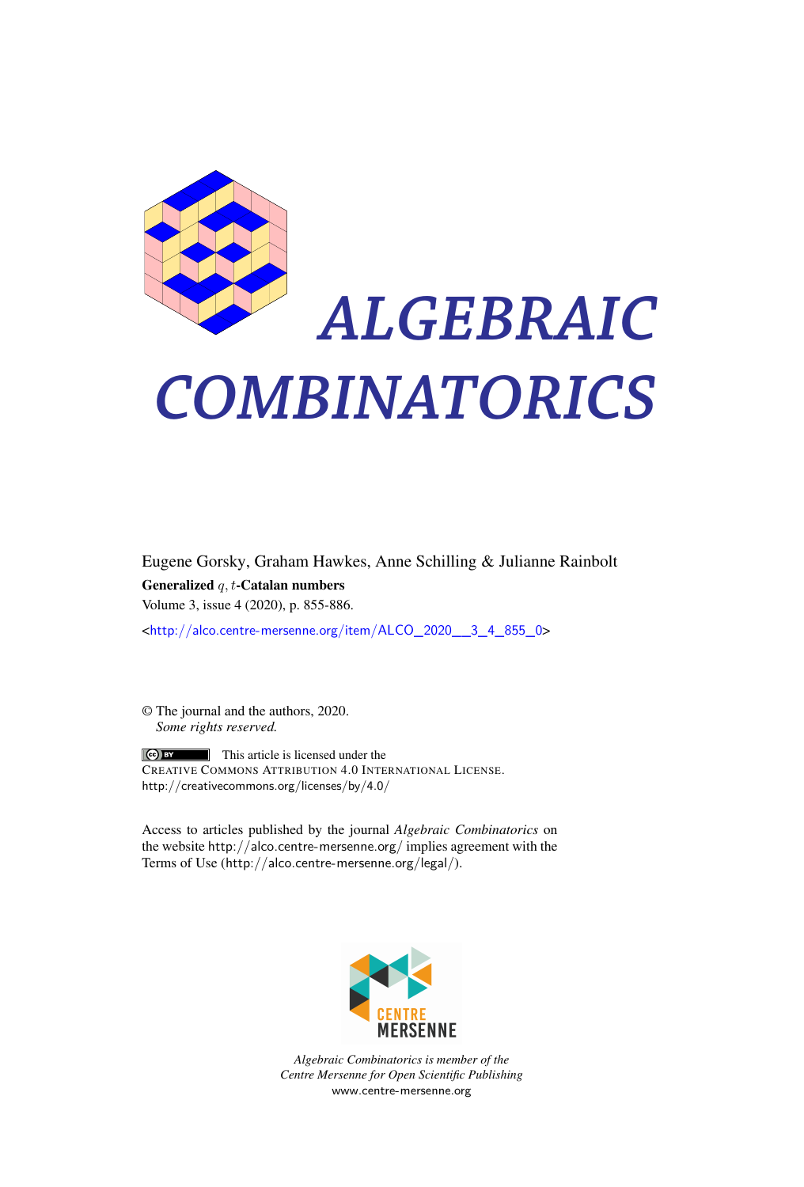# ALGEBRAIC COMBINATORICS

Eugene Gorsky, Graham Hawkes, Anne Schilling & Julianne Rainbolt

**Generalized $q, t$-Catalan numbers**

Volume 3, issue 4 (2020), p. 855-886.

<http://alco.centre-mersenne.org/item/ALCO_2020__3_4_855_0>

© The journal and the authors, 2020.
*Some rights reserved.*

This article is licensed under the
CREATIVE COMMONS ATTRIBUTION 4.0 INTERNATIONAL LICENSE.
http://creativecommons.org/licenses/by/4.0/

Access to articles published by the journal *Algebraic Combinatorics* on the website http://alco.centre-mersenne.org/ implies agreement with the Terms of Use (http://alco.centre-mersenne.org/legal/).

CENTRE MERSENNE

*Algebraic Combinatorics is member of the Centre Mersenne for Open Scientific Publishing*
www.centre-mersenne.org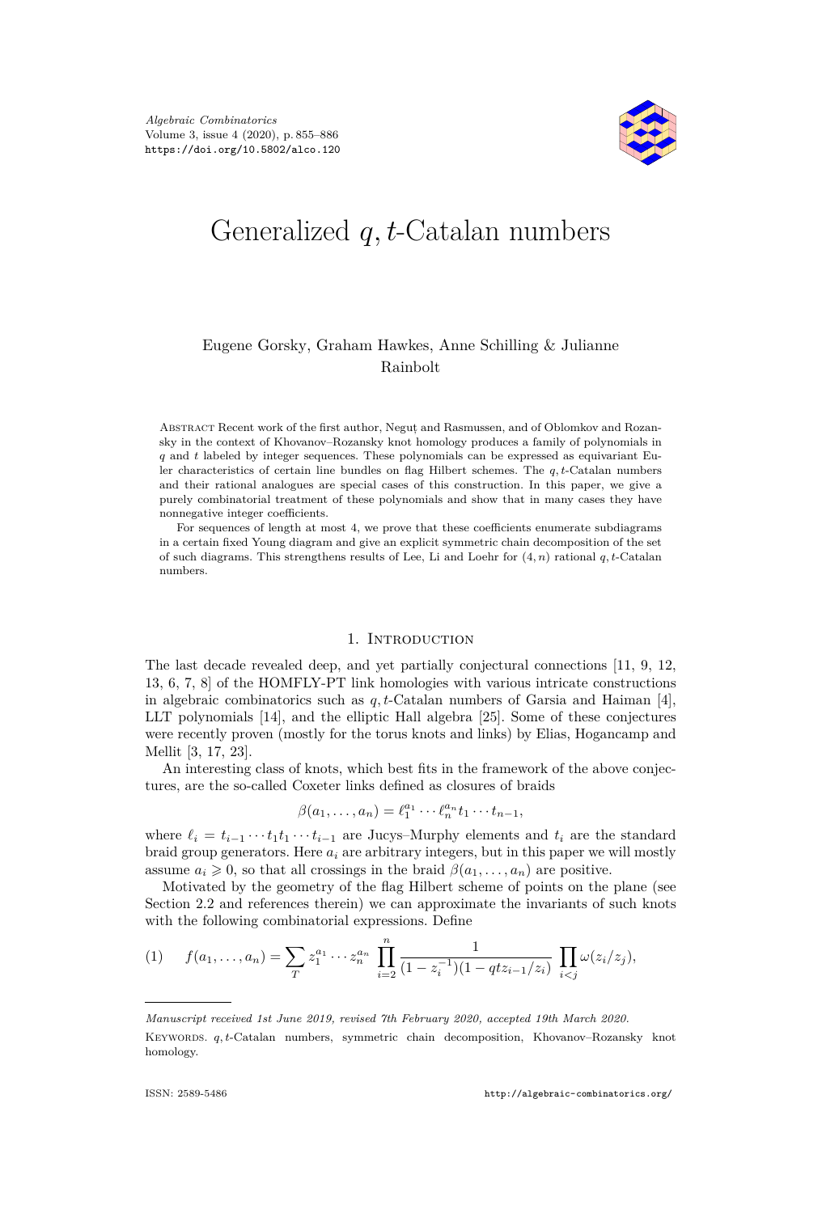# Generalized $q,t$-Catalan numbers

Eugene Gorsky, Graham Hawkes, Anne Schilling & Julianne Rainbolt

Abstract Recent work of the first author, Neguț and Rasmussen, and of Oblomkov and Rozansky in the context of Khovanov–Rozansky knot homology produces a family of polynomials in $q$ and $t$ labeled by integer sequences. These polynomials can be expressed as equivariant Euler characteristics of certain line bundles on flag Hilbert schemes. The $q,t$-Catalan numbers and their rational analogues are special cases of this construction. In this paper, we give a purely combinatorial treatment of these polynomials and show that in many cases they have nonnegative integer coefficients.

For sequences of length at most 4, we prove that these coefficients enumerate subdiagrams in a certain fixed Young diagram and give an explicit symmetric chain decomposition of the set of such diagrams. This strengthens results of Lee, Li and Loehr for $(4,n)$ rational $q,t$-Catalan numbers.

## 1. Introduction

The last decade revealed deep, and yet partially conjectural connections [11, 9, 12, 13, 6, 7, 8] of the HOMFLY-PT link homologies with various intricate constructions in algebraic combinatorics such as $q,t$-Catalan numbers of Garsia and Haiman [4], LLT polynomials [14], and the elliptic Hall algebra [25]. Some of these conjectures were recently proven (mostly for the torus knots and links) by Elias, Hogancamp and Mellit [3, 17, 23].

An interesting class of knots, which best fits in the framework of the above conjectures, are the so-called Coxeter links defined as closures of braids

$$\beta(a_1,\ldots,a_n)=\ell_1^{a_1}\cdots\ell_n^{a_n}t_1\cdots t_{n-1},$$

where $\ell_i=t_{i-1}\cdots t_1t_1\cdots t_{i-1}$ are Jucys–Murphy elements and $t_i$ are the standard braid group generators. Here $a_i$ are arbitrary integers, but in this paper we will mostly assume $a_i\geqslant 0$, so that all crossings in the braid $\beta(a_1,\ldots,a_n)$ are positive.

Motivated by the geometry of the flag Hilbert scheme of points on the plane (see Section 2.2 and references therein) we can approximate the invariants of such knots with the following combinatorial expressions. Define

$$f(a_1,\ldots,a_n)=\sum_T z_1^{a_1}\cdots z_n^{a_n}\prod_{i=2}^{n}\frac{1}{(1-z_i^{-1})(1-qtz_{i-1}/z_i)}\prod_{i<j}\omega(z_i/z_j), \tag{1}$$

Manuscript received 1st June 2019, revised 7th February 2020, accepted 19th March 2020.

Keywords. $q,t$-Catalan numbers, symmetric chain decomposition, Khovanov–Rozansky knot homology.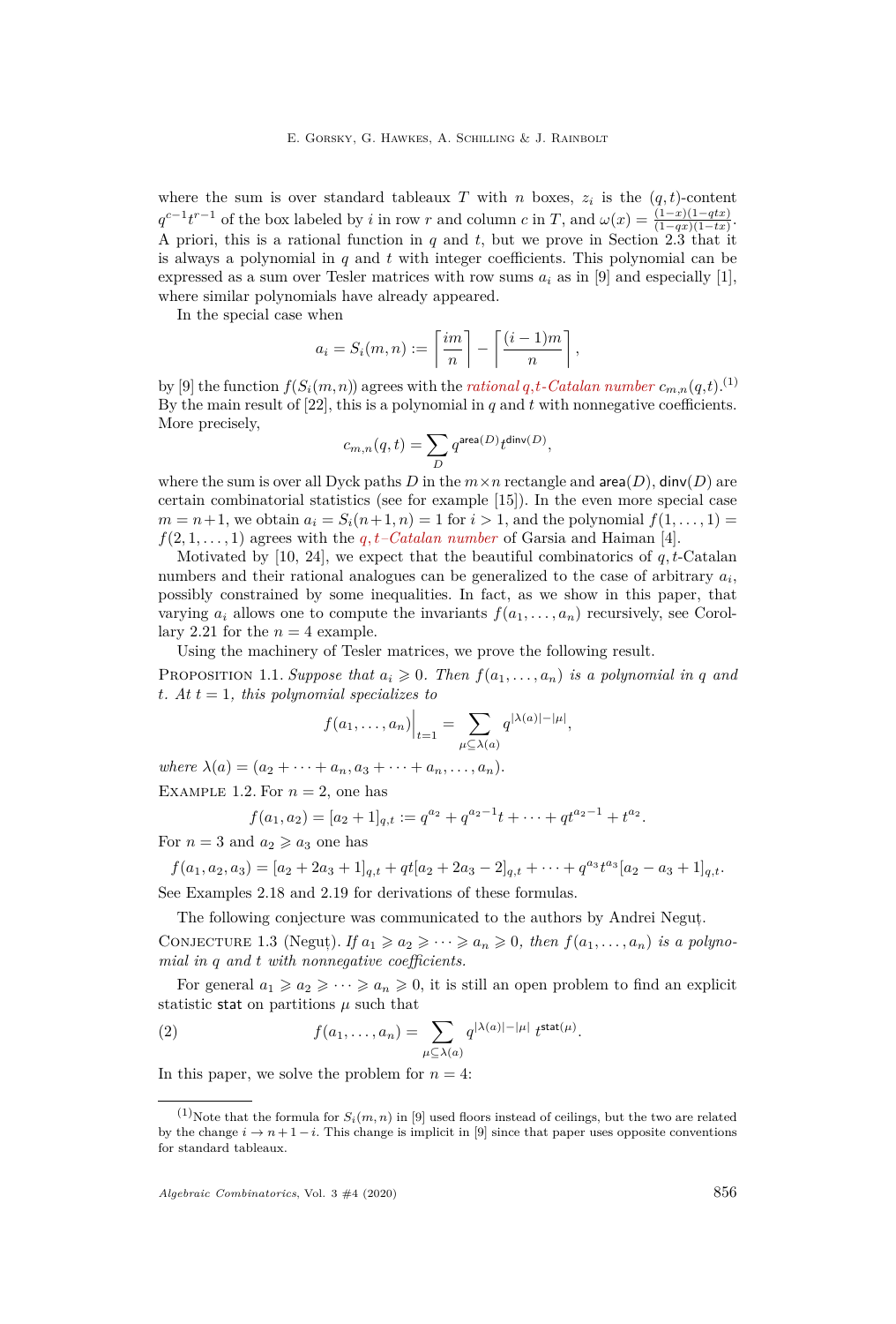where the sum is over standard tableaux $T$ with $n$ boxes, $z_i$ is the $(q,t)$-content $q^{c-1}t^{r-1}$ of the box labeled by $i$ in row $r$ and column $c$ in $T$, and $\omega(x) = \frac{(1-x)(1-qtx)}{(1-qx)(1-tx)}$. A priori, this is a rational function in $q$ and $t$, but we prove in Section 2.3 that it is always a polynomial in $q$ and $t$ with integer coefficients. This polynomial can be expressed as a sum over Tesler matrices with row sums $a_i$ as in [9] and especially [1], where similar polynomials have already appeared.

In the special case when

$$a_i = S_i(m,n) := \left\lceil \frac{im}{n} \right\rceil - \left\lceil \frac{(i-1)m}{n} \right\rceil,$$

by [9] the function $f(S_i(m,n))$ agrees with the *rational q,t-Catalan number* $c_{m,n}(q,t)$.[(1)] By the main result of [22], this is a polynomial in $q$ and $t$ with nonnegative coefficients. More precisely,

$$c_{m,n}(q,t) = \sum_{D} q^{\mathsf{area}(D)} t^{\mathsf{dinv}(D)},$$

where the sum is over all Dyck paths $D$ in the $m \times n$ rectangle and $\mathsf{area}(D)$, $\mathsf{dinv}(D)$ are certain combinatorial statistics (see for example [15]). In the even more special case $m = n+1$, we obtain $a_i = S_i(n+1,n) = 1$ for $i > 1$, and the polynomial $f(1,\ldots,1) = f(2,1,\ldots,1)$ agrees with the *$q,t$–Catalan number* of Garsia and Haiman [4].

Motivated by [10, 24], we expect that the beautiful combinatorics of $q,t$-Catalan numbers and their rational analogues can be generalized to the case of arbitrary $a_i$, possibly constrained by some inequalities. In fact, as we show in this paper, that varying $a_i$ allows one to compute the invariants $f(a_1,\ldots,a_n)$ recursively, see Corollary 2.21 for the $n=4$ example.

Using the machinery of Tesler matrices, we prove the following result.

Proposition 1.1. *Suppose that $a_i \geqslant 0$. Then $f(a_1,\ldots,a_n)$ is a polynomial in $q$ and $t$. At $t=1$, this polynomial specializes to*

$$f(a_1,\ldots,a_n)\Big|_{t=1} = \sum_{\mu \subseteq \lambda(a)} q^{|\lambda(a)|-|\mu|},$$

*where $\lambda(a) = (a_2 + \cdots + a_n, a_3 + \cdots + a_n, \ldots, a_n)$.*

Example 1.2. For $n=2$, one has

$$f(a_1,a_2) = [a_2+1]_{q,t} := q^{a_2} + q^{a_2-1}t + \cdots + qt^{a_2-1} + t^{a_2}.$$

For $n=3$ and $a_2 \geqslant a_3$ one has

$$f(a_1,a_2,a_3) = [a_2+2a_3+1]_{q,t} + qt[a_2+2a_3-2]_{q,t} + \cdots + q^{a_3}t^{a_3}[a_2-a_3+1]_{q,t}.$$

See Examples 2.18 and 2.19 for derivations of these formulas.

The following conjecture was communicated to the authors by Andrei Neguț.

Conjecture 1.3 (Neguț). *If $a_1 \geqslant a_2 \geqslant \cdots \geqslant a_n \geqslant 0$, then $f(a_1,\ldots,a_n)$ is a polynomial in $q$ and $t$ with nonnegative coefficients.*

For general $a_1 \geqslant a_2 \geqslant \cdots \geqslant a_n \geqslant 0$, it is still an open problem to find an explicit statistic $\mathsf{stat}$ on partitions $\mu$ such that

$$f(a_1,\ldots,a_n) = \sum_{\mu \subseteq \lambda(a)} q^{|\lambda(a)|-|\mu|}\, t^{\mathsf{stat}(\mu)}. \tag{2}$$

In this paper, we solve the problem for $n=4$:

---

(1)Note that the formula for $S_i(m,n)$ in [9] used floors instead of ceilings, but the two are related by the change $i \to n+1-i$. This change is implicit in [9] since that paper uses opposite conventions for standard tableaux.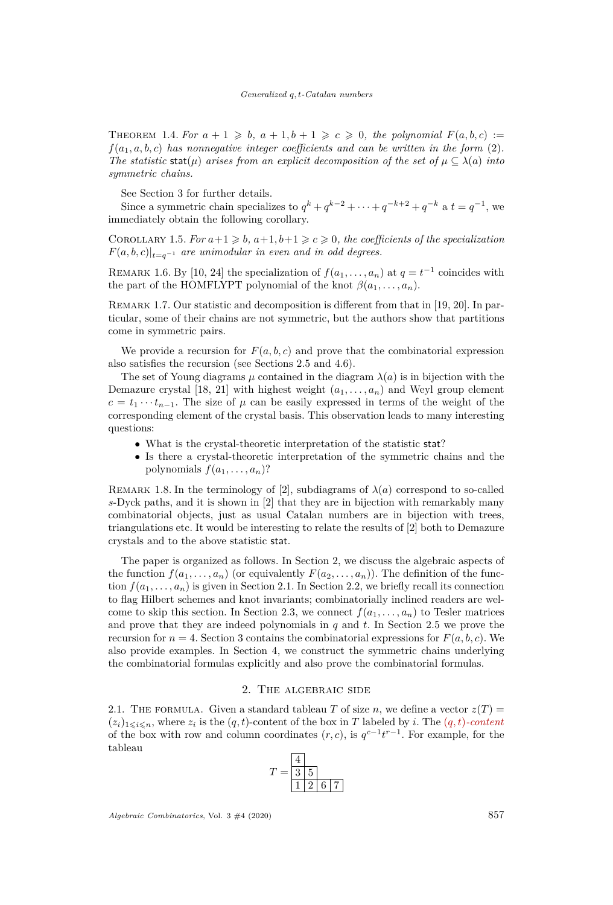Theorem 1.4. *For $a+1 \geqslant b$, $a+1, b+1 \geqslant c \geqslant 0$, the polynomial $F(a,b,c) := f(a_1, a, b, c)$ has nonnegative integer coefficients and can be written in the form (2). The statistic $\mathsf{stat}(\mu)$ arises from an explicit decomposition of the set of $\mu \subseteq \lambda(a)$ into symmetric chains.*

See Section 3 for further details.

Since a symmetric chain specializes to $q^k + q^{k-2} + \cdots + q^{-k+2} + q^{-k}$ a $t = q^{-1}$, we immediately obtain the following corollary.

Corollary 1.5. *For $a+1 \geqslant b$, $a+1, b+1 \geqslant c \geqslant 0$, the coefficients of the specialization $F(a,b,c)|_{t=q^{-1}}$ are unimodular in even and in odd degrees.*

Remark 1.6. By [10, 24] the specialization of $f(a_1, \ldots, a_n)$ at $q = t^{-1}$ coincides with the part of the HOMFLYPT polynomial of the knot $\beta(a_1, \ldots, a_n)$.

Remark 1.7. Our statistic and decomposition is different from that in [19, 20]. In particular, some of their chains are not symmetric, but the authors show that partitions come in symmetric pairs.

We provide a recursion for $F(a,b,c)$ and prove that the combinatorial expression also satisfies the recursion (see Sections 2.5 and 4.6).

The set of Young diagrams $\mu$ contained in the diagram $\lambda(a)$ is in bijection with the Demazure crystal [18, 21] with highest weight $(a_1, \ldots, a_n)$ and Weyl group element $c = t_1 \cdots t_{n-1}$. The size of $\mu$ can be easily expressed in terms of the weight of the corresponding element of the crystal basis. This observation leads to many interesting questions:

- What is the crystal-theoretic interpretation of the statistic $\mathsf{stat}$?
- Is there a crystal-theoretic interpretation of the symmetric chains and the polynomials $f(a_1, \ldots, a_n)$?

Remark 1.8. In the terminology of [2], subdiagrams of $\lambda(a)$ correspond to so-called $s$-Dyck paths, and it is shown in [2] that they are in bijection with remarkably many combinatorial objects, just as usual Catalan numbers are in bijection with trees, triangulations etc. It would be interesting to relate the results of [2] both to Demazure crystals and to the above statistic $\mathsf{stat}$.

The paper is organized as follows. In Section 2, we discuss the algebraic aspects of the function $f(a_1, \ldots, a_n)$ (or equivalently $F(a_2, \ldots, a_n)$). The definition of the function $f(a_1, \ldots, a_n)$ is given in Section 2.1. In Section 2.2, we briefly recall its connection to flag Hilbert schemes and knot invariants; combinatorially inclined readers are welcome to skip this section. In Section 2.3, we connect $f(a_1, \ldots, a_n)$ to Tesler matrices and prove that they are indeed polynomials in $q$ and $t$. In Section 2.5 we prove the recursion for $n = 4$. Section 3 contains the combinatorial expressions for $F(a,b,c)$. We also provide examples. In Section 4, we construct the symmetric chains underlying the combinatorial formulas explicitly and also prove the combinatorial formulas.

## 2. The algebraic side

2.1. The formula. Given a standard tableau $T$ of size $n$, we define a vector $z(T) = (z_i)_{1 \leqslant i \leqslant n}$, where $z_i$ is the $(q,t)$-content of the box in $T$ labeled by $i$. The *$(q,t)$-content* of the box with row and column coordinates $(r,c)$, is $q^{c-1}t^{r-1}$. For example, for the tableau

$$T = \begin{array}{|c|c|c|c|} \hline 4 & & & \\ \hline 3 & 5 & & \\ \hline 1 & 2 & 6 & 7 \\ \hline \end{array}$$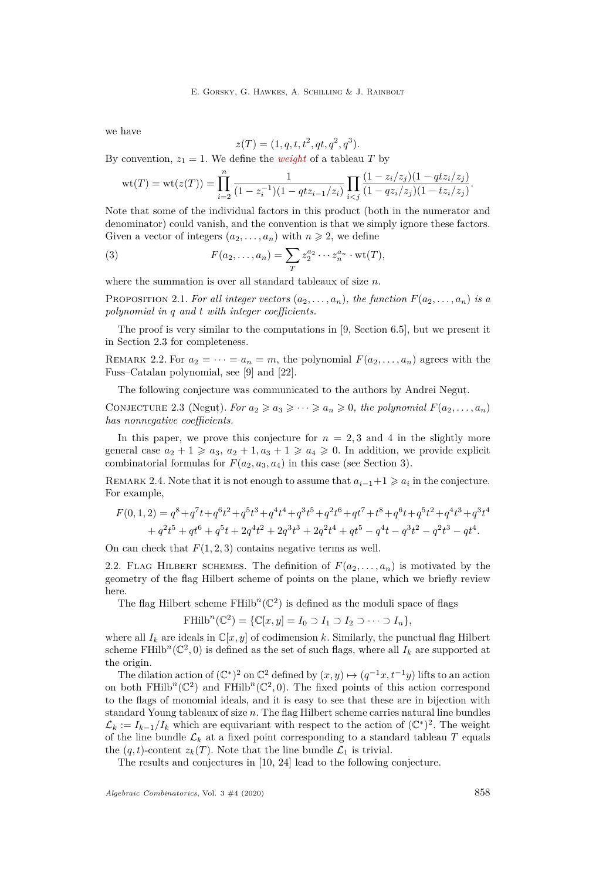we have

$$z(T) = (1, q, t, t^2, qt, q^2, q^3).$$

By convention, $z_1 = 1$. We define the *weight* of a tableau $T$ by

$$\mathrm{wt}(T) = \mathrm{wt}(z(T)) = \prod_{i=2}^{n} \frac{1}{(1 - z_i^{-1})(1 - qtz_{i-1}/z_i)} \prod_{i<j} \frac{(1 - z_i/z_j)(1 - qtz_i/z_j)}{(1 - qz_i/z_j)(1 - tz_i/z_j)}.$$

Note that some of the individual factors in this product (both in the numerator and denominator) could vanish, and the convention is that we simply ignore these factors. Given a vector of integers $(a_2, \ldots, a_n)$ with $n \geqslant 2$, we define

$$F(a_2, \ldots, a_n) = \sum_T z_2^{a_2} \cdots z_n^{a_n} \cdot \mathrm{wt}(T), \tag{3}$$

where the summation is over all standard tableaux of size $n$.

Proposition 2.1. *For all integer vectors $(a_2, \ldots, a_n)$, the function $F(a_2, \ldots, a_n)$ is a polynomial in $q$ and $t$ with integer coefficients.*

The proof is very similar to the computations in [9, Section 6.5], but we present it in Section 2.3 for completeness.

Remark 2.2. For $a_2 = \cdots = a_n = m$, the polynomial $F(a_2, \ldots, a_n)$ agrees with the Fuss–Catalan polynomial, see [9] and [22].

The following conjecture was communicated to the authors by Andrei Neguț.

Conjecture 2.3 (Neguț). *For $a_2 \geqslant a_3 \geqslant \cdots \geqslant a_n \geqslant 0$, the polynomial $F(a_2, \ldots, a_n)$ has nonnegative coefficients.*

In this paper, we prove this conjecture for $n = 2, 3$ and $4$ in the slightly more general case $a_2 + 1 \geqslant a_3$, $a_2 + 1, a_3 + 1 \geqslant a_4 \geqslant 0$. In addition, we provide explicit combinatorial formulas for $F(a_2, a_3, a_4)$ in this case (see Section 3).

Remark 2.4. Note that it is not enough to assume that $a_{i-1}+1 \geqslant a_i$ in the conjecture. For example,

$$\begin{aligned} F(0,1,2) = {} & q^8 + q^7t + q^6t^2 + q^5t^3 + q^4t^4 + q^3t^5 + q^2t^6 + qt^7 + t^8 + q^6t + q^5t^2 + q^4t^3 + q^3t^4 \\ & + q^2t^5 + qt^6 + q^5t + 2q^4t^2 + 2q^3t^3 + 2q^2t^4 + qt^5 - q^4t - q^3t^2 - q^2t^3 - qt^4. \end{aligned}$$

On can check that $F(1, 2, 3)$ contains negative terms as well.

## 2.2. Flag Hilbert schemes

The definition of $F(a_2, \ldots, a_n)$ is motivated by the geometry of the flag Hilbert scheme of points on the plane, which we briefly review here.

The flag Hilbert scheme $\mathrm{FHilb}^n(\mathbb{C}^2)$ is defined as the moduli space of flags

$$\mathrm{FHilb}^n(\mathbb{C}^2) = \{\mathbb{C}[x, y] = I_0 \supset I_1 \supset I_2 \supset \cdots \supset I_n\},$$

where all $I_k$ are ideals in $\mathbb{C}[x, y]$ of codimension $k$. Similarly, the punctual flag Hilbert scheme $\mathrm{FHilb}^n(\mathbb{C}^2, 0)$ is defined as the set of such flags, where all $I_k$ are supported at the origin.

The dilation action of $(\mathbb{C}^*)^2$ on $\mathbb{C}^2$ defined by $(x, y) \mapsto (q^{-1}x, t^{-1}y)$ lifts to an action on both $\mathrm{FHilb}^n(\mathbb{C}^2)$ and $\mathrm{FHilb}^n(\mathbb{C}^2, 0)$. The fixed points of this action correspond to the flags of monomial ideals, and it is easy to see that these are in bijection with standard Young tableaux of size $n$. The flag Hilbert scheme carries natural line bundles $\mathcal{L}_k := I_{k-1}/I_k$ which are equivariant with respect to the action of $(\mathbb{C}^*)^2$. The weight of the line bundle $\mathcal{L}_k$ at a fixed point corresponding to a standard tableau $T$ equals the $(q, t)$-content $z_k(T)$. Note that the line bundle $\mathcal{L}_1$ is trivial.

The results and conjectures in [10, 24] lead to the following conjecture.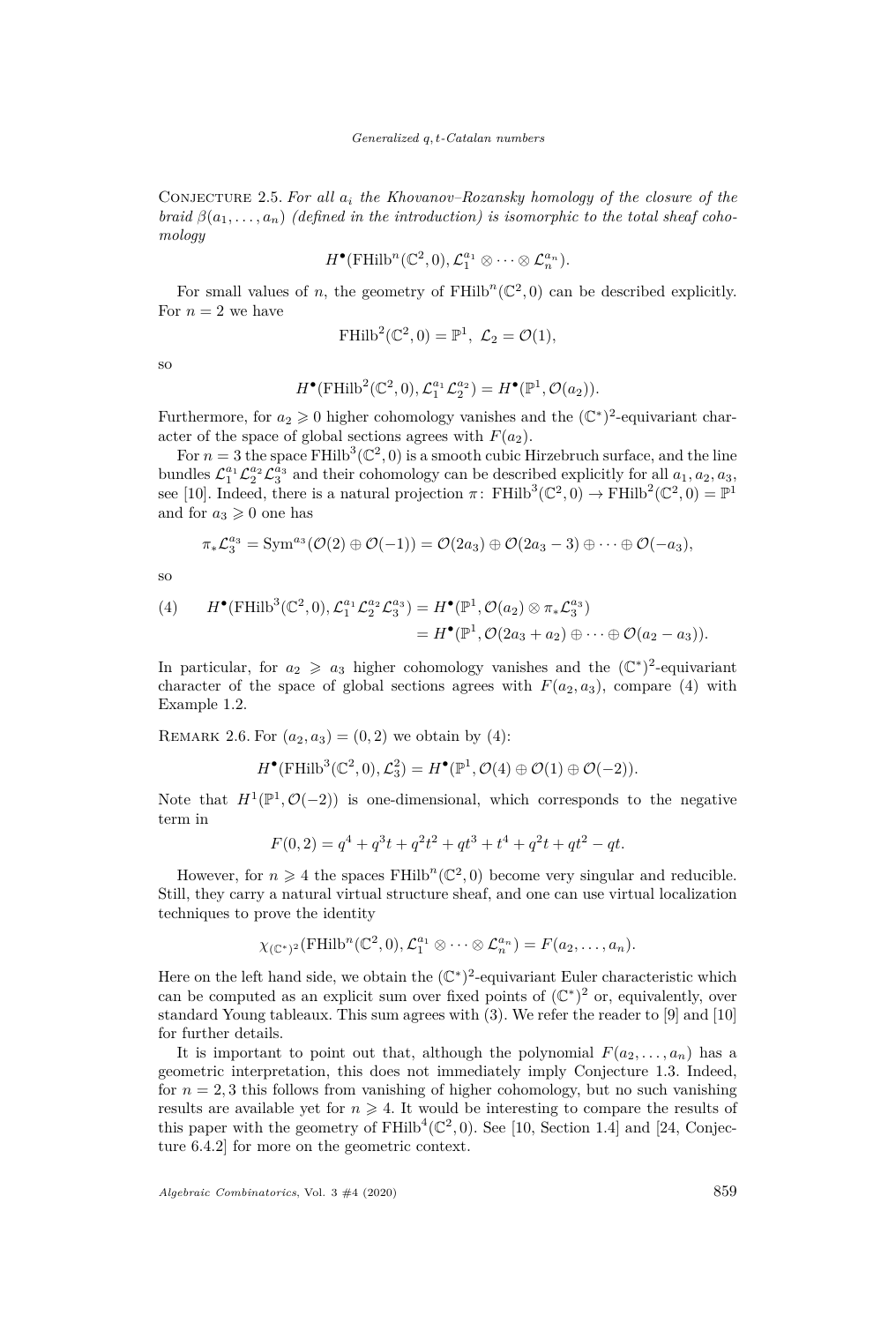Conjecture 2.5. *For all $a_i$ the Khovanov–Rozansky homology of the closure of the braid $\beta(a_1,\ldots,a_n)$ (defined in the introduction) is isomorphic to the total sheaf cohomology*

$$H^\bullet(\mathrm{FHilb}^n(\mathbb{C}^2,0),\mathcal{L}_1^{a_1}\otimes\cdots\otimes\mathcal{L}_n^{a_n}).$$

For small values of $n$, the geometry of $\mathrm{FHilb}^n(\mathbb{C}^2,0)$ can be described explicitly. For $n=2$ we have

$$\mathrm{FHilb}^2(\mathbb{C}^2,0)=\mathbb{P}^1,\ \mathcal{L}_2=\mathcal{O}(1),$$

so

$$H^\bullet(\mathrm{FHilb}^2(\mathbb{C}^2,0),\mathcal{L}_1^{a_1}\mathcal{L}_2^{a_2})=H^\bullet(\mathbb{P}^1,\mathcal{O}(a_2)).$$

Furthermore, for $a_2\geqslant 0$ higher cohomology vanishes and the $(\mathbb{C}^*)^2$-equivariant character of the space of global sections agrees with $F(a_2)$.

For $n=3$ the space $\mathrm{FHilb}^3(\mathbb{C}^2,0)$ is a smooth cubic Hirzebruch surface, and the line bundles $\mathcal{L}_1^{a_1}\mathcal{L}_2^{a_2}\mathcal{L}_3^{a_3}$ and their cohomology can be described explicitly for all $a_1,a_2,a_3$, see [10]. Indeed, there is a natural projection $\pi\colon \mathrm{FHilb}^3(\mathbb{C}^2,0)\to\mathrm{FHilb}^2(\mathbb{C}^2,0)=\mathbb{P}^1$ and for $a_3\geqslant 0$ one has

$$\pi_*\mathcal{L}_3^{a_3}=\mathrm{Sym}^{a_3}(\mathcal{O}(2)\oplus\mathcal{O}(-1))=\mathcal{O}(2a_3)\oplus\mathcal{O}(2a_3-3)\oplus\cdots\oplus\mathcal{O}(-a_3),$$

so

$$\begin{aligned}(4)\qquad H^\bullet(\mathrm{FHilb}^3(\mathbb{C}^2,0),\mathcal{L}_1^{a_1}\mathcal{L}_2^{a_2}\mathcal{L}_3^{a_3})&=H^\bullet(\mathbb{P}^1,\mathcal{O}(a_2)\otimes\pi_*\mathcal{L}_3^{a_3})\\&=H^\bullet(\mathbb{P}^1,\mathcal{O}(2a_3+a_2)\oplus\cdots\oplus\mathcal{O}(a_2-a_3)).\end{aligned}$$

In particular, for $a_2\geqslant a_3$ higher cohomology vanishes and the $(\mathbb{C}^*)^2$-equivariant character of the space of global sections agrees with $F(a_2,a_3)$, compare (4) with Example 1.2.

Remark 2.6. For $(a_2,a_3)=(0,2)$ we obtain by (4):

$$H^\bullet(\mathrm{FHilb}^3(\mathbb{C}^2,0),\mathcal{L}_3^2)=H^\bullet(\mathbb{P}^1,\mathcal{O}(4)\oplus\mathcal{O}(1)\oplus\mathcal{O}(-2)).$$

Note that $H^1(\mathbb{P}^1,\mathcal{O}(-2))$ is one-dimensional, which corresponds to the negative term in

$$F(0,2)=q^4+q^3t+q^2t^2+qt^3+t^4+q^2t+qt^2-qt.$$

However, for $n\geqslant 4$ the spaces $\mathrm{FHilb}^n(\mathbb{C}^2,0)$ become very singular and reducible. Still, they carry a natural virtual structure sheaf, and one can use virtual localization techniques to prove the identity

$$\chi_{(\mathbb{C}^*)^2}(\mathrm{FHilb}^n(\mathbb{C}^2,0),\mathcal{L}_1^{a_1}\otimes\cdots\otimes\mathcal{L}_n^{a_n})=F(a_2,\ldots,a_n).$$

Here on the left hand side, we obtain the $(\mathbb{C}^*)^2$-equivariant Euler characteristic which can be computed as an explicit sum over fixed points of $(\mathbb{C}^*)^2$ or, equivalently, over standard Young tableaux. This sum agrees with (3). We refer the reader to [9] and [10] for further details.

It is important to point out that, although the polynomial $F(a_2,\ldots,a_n)$ has a geometric interpretation, this does not immediately imply Conjecture 1.3. Indeed, for $n=2,3$ this follows from vanishing of higher cohomology, but no such vanishing results are available yet for $n\geqslant 4$. It would be interesting to compare the results of this paper with the geometry of $\mathrm{FHilb}^4(\mathbb{C}^2,0)$. See [10, Section 1.4] and [24, Conjecture 6.4.2] for more on the geometric context.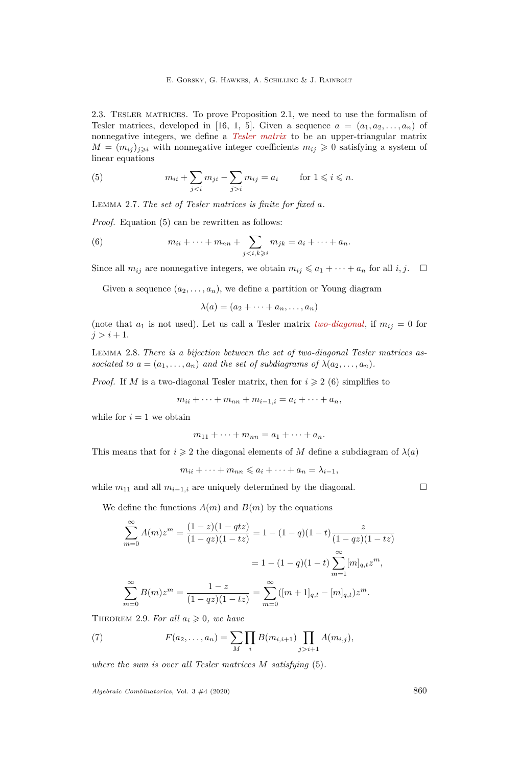2.3. Tesler matrices. To prove Proposition 2.1, we need to use the formalism of Tesler matrices, developed in [16, 1, 5]. Given a sequence $a = (a_1, a_2, \dots, a_n)$ of nonnegative integers, we define a *Tesler matrix* to be an upper-triangular matrix $M = (m_{ij})_{j \geqslant i}$ with nonnegative integer coefficients $m_{ij} \geqslant 0$ satisfying a system of linear equations

$$m_{ii} + \sum_{j<i} m_{ji} - \sum_{j>i} m_{ij} = a_i \qquad \text{for } 1 \leqslant i \leqslant n. \tag{5}$$

Lemma 2.7. *The set of Tesler matrices is finite for fixed $a$.*

*Proof.* Equation (5) can be rewritten as follows:

$$m_{ii} + \dots + m_{nn} + \sum_{j<i,k \geqslant i} m_{jk} = a_i + \dots + a_n. \tag{6}$$

Since all $m_{ij}$ are nonnegative integers, we obtain $m_{ij} \leqslant a_1 + \dots + a_n$ for all $i, j$. □

Given a sequence $(a_2, \dots, a_n)$, we define a partition or Young diagram

$$\lambda(a) = (a_2 + \dots + a_n, \dots, a_n)$$

(note that $a_1$ is not used). Let us call a Tesler matrix *two-diagonal*, if $m_{ij} = 0$ for $j > i + 1$.

Lemma 2.8. *There is a bijection between the set of two-diagonal Tesler matrices associated to $a = (a_1, \dots, a_n)$ and the set of subdiagrams of $\lambda(a_2, \dots, a_n)$.*

*Proof.* If $M$ is a two-diagonal Tesler matrix, then for $i \geqslant 2$ (6) simplifies to

$$m_{ii} + \dots + m_{nn} + m_{i-1,i} = a_i + \dots + a_n,$$

while for $i = 1$ we obtain

$$m_{11} + \dots + m_{nn} = a_1 + \dots + a_n.$$

This means that for $i \geqslant 2$ the diagonal elements of $M$ define a subdiagram of $\lambda(a)$

$$m_{ii} + \dots + m_{nn} \leqslant a_i + \dots + a_n = \lambda_{i-1},$$

while $m_{11}$ and all $m_{i-1,i}$ are uniquely determined by the diagonal. □

We define the functions $A(m)$ and $B(m)$ by the equations

$$\sum_{m=0}^{\infty} A(m) z^m = \frac{(1-z)(1-qtz)}{(1-qz)(1-tz)} = 1 - (1-q)(1-t)\frac{z}{(1-qz)(1-tz)}$$

$$= 1 - (1-q)(1-t)\sum_{m=1}^{\infty} [m]_{q,t} z^m,$$

$$\sum_{m=0}^{\infty} B(m) z^m = \frac{1-z}{(1-qz)(1-tz)} = \sum_{m=0}^{\infty} ([m+1]_{q,t} - [m]_{q,t}) z^m.$$

Theorem 2.9. *For all $a_i \geqslant 0$, we have*

$$F(a_2, \dots, a_n) = \sum_M \prod_i B(m_{i,i+1}) \prod_{j>i+1} A(m_{i,j}), \tag{7}$$

*where the sum is over all Tesler matrices $M$ satisfying* (5).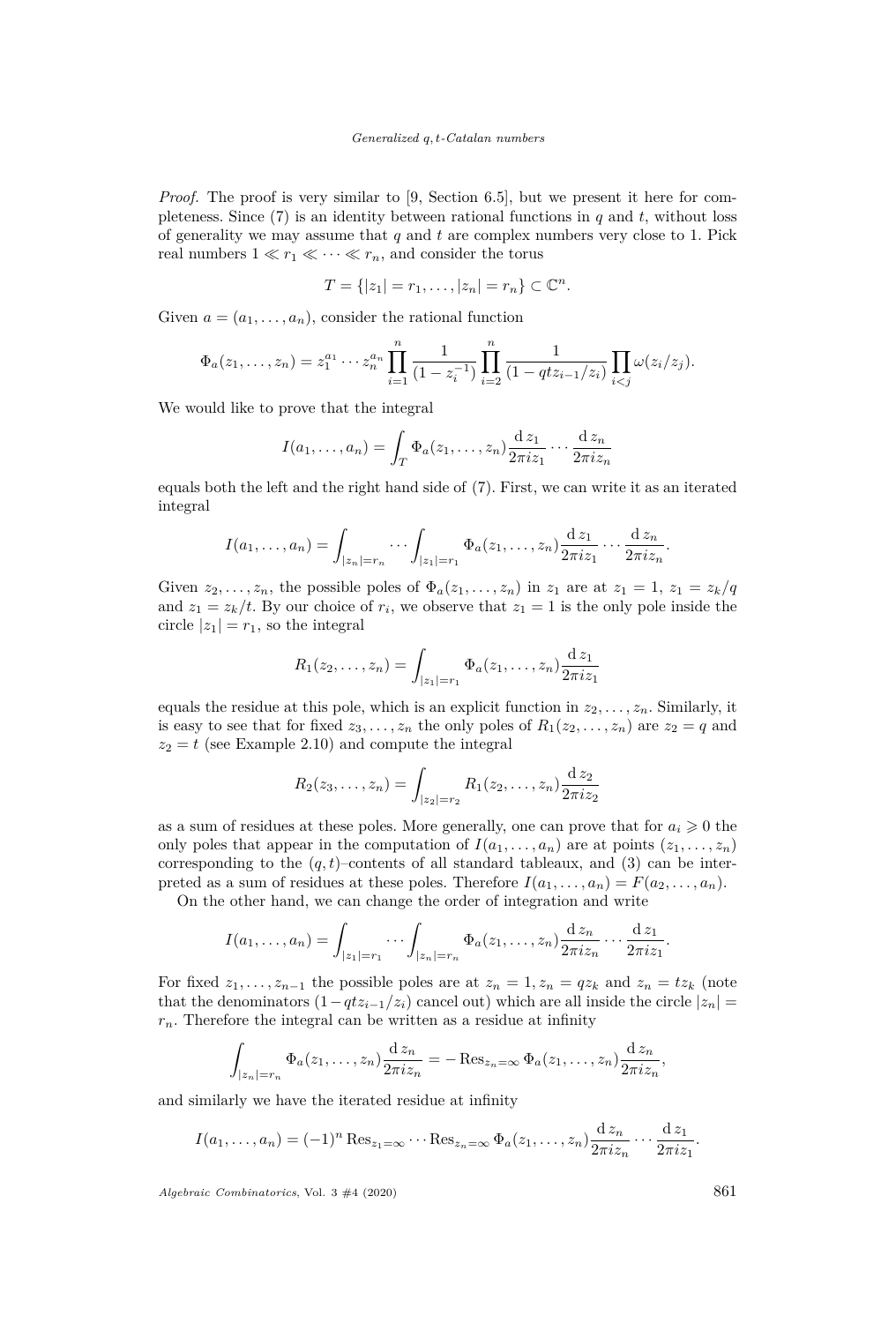*Proof.* The proof is very similar to [9, Section 6.5], but we present it here for completeness. Since (7) is an identity between rational functions in $q$ and $t$, without loss of generality we may assume that $q$ and $t$ are complex numbers very close to 1. Pick real numbers $1 \ll r_1 \ll \cdots \ll r_n$, and consider the torus

$$T = \{|z_1| = r_1, \ldots, |z_n| = r_n\} \subset \mathbb{C}^n.$$

Given $a = (a_1, \ldots, a_n)$, consider the rational function

$$\Phi_a(z_1, \ldots, z_n) = z_1^{a_1} \cdots z_n^{a_n} \prod_{i=1}^{n} \frac{1}{(1 - z_i^{-1})} \prod_{i=2}^{n} \frac{1}{(1 - qtz_{i-1}/z_i)} \prod_{i<j} \omega(z_i/z_j).$$

We would like to prove that the integral

$$I(a_1, \ldots, a_n) = \int_T \Phi_a(z_1, \ldots, z_n) \frac{\mathrm{d}\, z_1}{2\pi i z_1} \cdots \frac{\mathrm{d}\, z_n}{2\pi i z_n}$$

equals both the left and the right hand side of (7). First, we can write it as an iterated integral

$$I(a_1, \ldots, a_n) = \int_{|z_n|=r_n} \cdots \int_{|z_1|=r_1} \Phi_a(z_1, \ldots, z_n) \frac{\mathrm{d}\, z_1}{2\pi i z_1} \cdots \frac{\mathrm{d}\, z_n}{2\pi i z_n}.$$

Given $z_2, \ldots, z_n$, the possible poles of $\Phi_a(z_1, \ldots, z_n)$ in $z_1$ are at $z_1 = 1$, $z_1 = z_k/q$ and $z_1 = z_k/t$. By our choice of $r_i$, we observe that $z_1 = 1$ is the only pole inside the circle $|z_1| = r_1$, so the integral

$$R_1(z_2, \ldots, z_n) = \int_{|z_1|=r_1} \Phi_a(z_1, \ldots, z_n) \frac{\mathrm{d}\, z_1}{2\pi i z_1}$$

equals the residue at this pole, which is an explicit function in $z_2, \ldots, z_n$. Similarly, it is easy to see that for fixed $z_3, \ldots, z_n$ the only poles of $R_1(z_2, \ldots, z_n)$ are $z_2 = q$ and $z_2 = t$ (see Example 2.10) and compute the integral

$$R_2(z_3, \ldots, z_n) = \int_{|z_2|=r_2} R_1(z_2, \ldots, z_n) \frac{\mathrm{d}\, z_2}{2\pi i z_2}$$

as a sum of residues at these poles. More generally, one can prove that for $a_i \geqslant 0$ the only poles that appear in the computation of $I(a_1, \ldots, a_n)$ are at points $(z_1, \ldots, z_n)$ corresponding to the $(q, t)$–contents of all standard tableaux, and (3) can be interpreted as a sum of residues at these poles. Therefore $I(a_1, \ldots, a_n) = F(a_2, \ldots, a_n)$.

On the other hand, we can change the order of integration and write

$$I(a_1, \ldots, a_n) = \int_{|z_1|=r_1} \cdots \int_{|z_n|=r_n} \Phi_a(z_1, \ldots, z_n) \frac{\mathrm{d}\, z_n}{2\pi i z_n} \cdots \frac{\mathrm{d}\, z_1}{2\pi i z_1}.$$

For fixed $z_1, \ldots, z_{n-1}$ the possible poles are at $z_n = 1, z_n = qz_k$ and $z_n = tz_k$ (note that the denominators $(1 - qtz_{i-1}/z_i)$ cancel out) which are all inside the circle $|z_n| = r_n$. Therefore the integral can be written as a residue at infinity

$$\int_{|z_n|=r_n} \Phi_a(z_1, \ldots, z_n) \frac{\mathrm{d}\, z_n}{2\pi i z_n} = -\operatorname{Res}_{z_n=\infty} \Phi_a(z_1, \ldots, z_n) \frac{\mathrm{d}\, z_n}{2\pi i z_n},$$

and similarly we have the iterated residue at infinity

$$I(a_1, \ldots, a_n) = (-1)^n \operatorname{Res}_{z_1=\infty} \cdots \operatorname{Res}_{z_n=\infty} \Phi_a(z_1, \ldots, z_n) \frac{\mathrm{d}\, z_n}{2\pi i z_n} \cdots \frac{\mathrm{d}\, z_1}{2\pi i z_1}.$$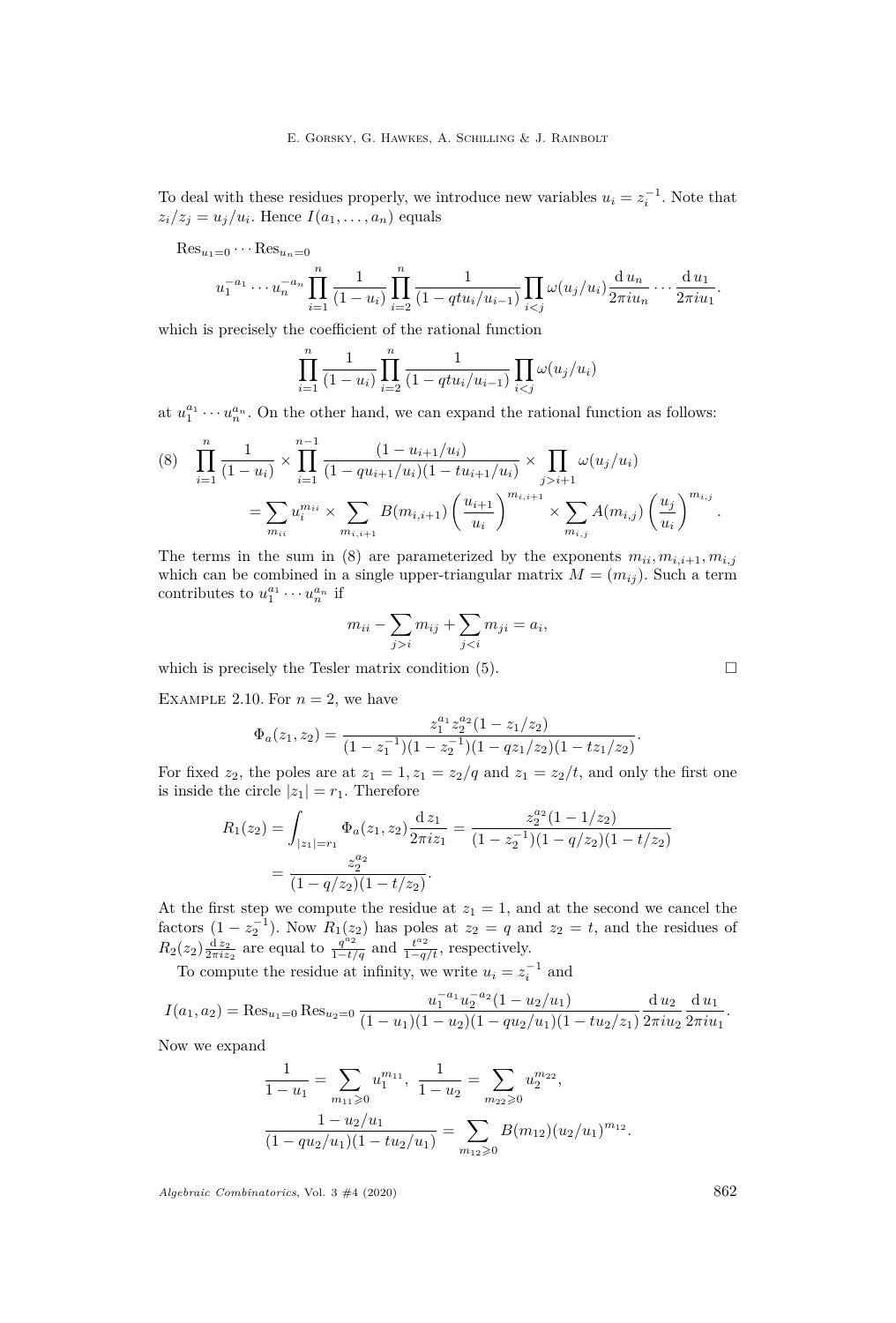To deal with these residues properly, we introduce new variables $u_i = z_i^{-1}$. Note that $z_i/z_j = u_j/u_i$. Hence $I(a_1,\dots,a_n)$ equals

$$\mathrm{Res}_{u_1=0}\cdots\mathrm{Res}_{u_n=0}$$
$$u_1^{-a_1}\cdots u_n^{-a_n}\prod_{i=1}^{n}\frac{1}{(1-u_i)}\prod_{i=2}^{n}\frac{1}{(1-qtu_i/u_{i-1})}\prod_{i<j}\omega(u_j/u_i)\frac{\mathrm{d}\,u_n}{2\pi i u_n}\cdots\frac{\mathrm{d}\,u_1}{2\pi i u_1}.$$

which is precisely the coefficient of the rational function

$$\prod_{i=1}^{n}\frac{1}{(1-u_i)}\prod_{i=2}^{n}\frac{1}{(1-qtu_i/u_{i-1})}\prod_{i<j}\omega(u_j/u_i)$$

at $u_1^{a_1}\cdots u_n^{a_n}$. On the other hand, we can expand the rational function as follows:

$$\begin{aligned}(8)\quad &\prod_{i=1}^{n}\frac{1}{(1-u_i)}\times\prod_{i=1}^{n-1}\frac{(1-u_{i+1}/u_i)}{(1-qu_{i+1}/u_i)(1-tu_{i+1}/u_i)}\times\prod_{j>i+1}\omega(u_j/u_i)\\ &=\sum_{m_{ii}}u_i^{m_{ii}}\times\sum_{m_{i,i+1}}B(m_{i,i+1})\left(\frac{u_{i+1}}{u_i}\right)^{m_{i,i+1}}\times\sum_{m_{i,j}}A(m_{i,j})\left(\frac{u_j}{u_i}\right)^{m_{i,j}}.\end{aligned}$$

The terms in the sum in (8) are parameterized by the exponents $m_{ii}, m_{i,i+1}, m_{i,j}$ which can be combined in a single upper-triangular matrix $M=(m_{ij})$. Such a term contributes to $u_1^{a_1}\cdots u_n^{a_n}$ if

$$m_{ii}-\sum_{j>i}m_{ij}+\sum_{j<i}m_{ji}=a_i,$$

which is precisely the Tesler matrix condition (5). □

Example 2.10. For $n=2$, we have

$$\Phi_a(z_1,z_2)=\frac{z_1^{a_1}z_2^{a_2}(1-z_1/z_2)}{(1-z_1^{-1})(1-z_2^{-1})(1-qz_1/z_2)(1-tz_1/z_2)}.$$

For fixed $z_2$, the poles are at $z_1=1, z_1=z_2/q$ and $z_1=z_2/t$, and only the first one is inside the circle $|z_1|=r_1$. Therefore

$$\begin{aligned}R_1(z_2)&=\int_{|z_1|=r_1}\Phi_a(z_1,z_2)\frac{\mathrm{d}\,z_1}{2\pi i z_1}=\frac{z_2^{a_2}(1-1/z_2)}{(1-z_2^{-1})(1-q/z_2)(1-t/z_2)}\\ &=\frac{z_2^{a_2}}{(1-q/z_2)(1-t/z_2)}.\end{aligned}$$

At the first step we compute the residue at $z_1=1$, and at the second we cancel the factors $(1-z_2^{-1})$. Now $R_1(z_2)$ has poles at $z_2=q$ and $z_2=t$, and the residues of $R_2(z_2)\frac{\mathrm{d}\,z_2}{2\pi i z_2}$ are equal to $\frac{q^{a_2}}{1-t/q}$ and $\frac{t^{a_2}}{1-q/t}$, respectively.

To compute the residue at infinity, we write $u_i=z_i^{-1}$ and

$$I(a_1,a_2)=\mathrm{Res}_{u_1=0}\mathrm{Res}_{u_2=0}\frac{u_1^{-a_1}u_2^{-a_2}(1-u_2/u_1)}{(1-u_1)(1-u_2)(1-qu_2/u_1)(1-tu_2/z_1)}\frac{\mathrm{d}\,u_2}{2\pi i u_2}\frac{\mathrm{d}\,u_1}{2\pi i u_1}.$$

Now we expand

$$\frac{1}{1-u_1}=\sum_{m_{11}\geqslant 0}u_1^{m_{11}},\ \frac{1}{1-u_2}=\sum_{m_{22}\geqslant 0}u_2^{m_{22}},$$
$$\frac{1-u_2/u_1}{(1-qu_2/u_1)(1-tu_2/u_1)}=\sum_{m_{12}\geqslant 0}B(m_{12})(u_2/u_1)^{m_{12}}.$$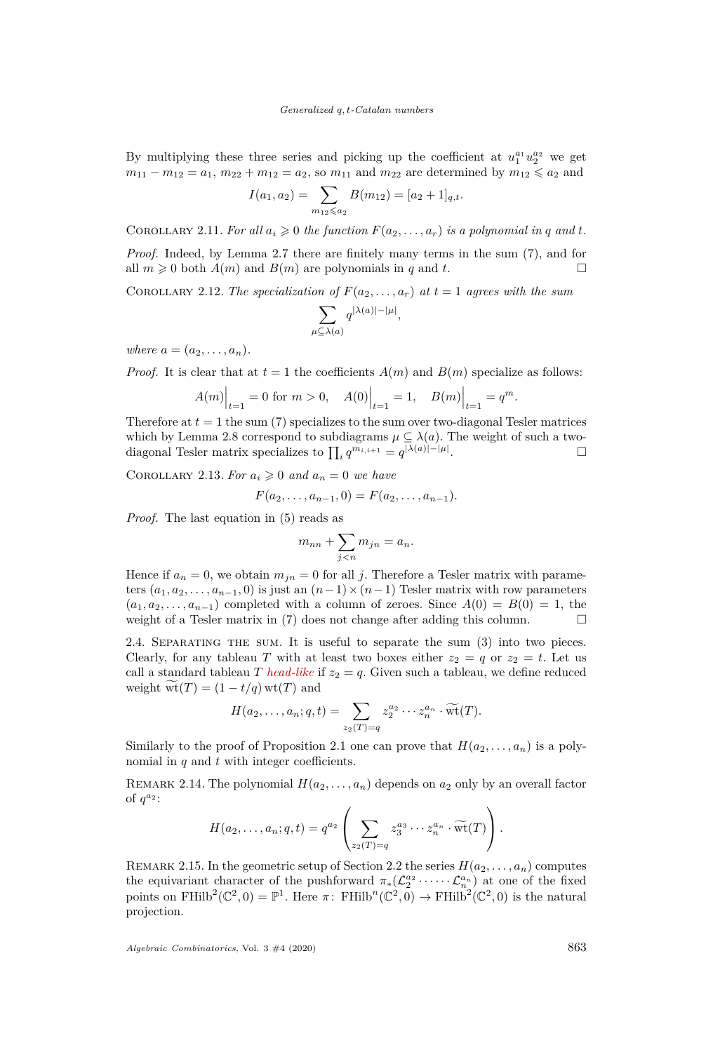By multiplying these three series and picking up the coefficient at $u_1^{a_1}u_2^{a_2}$ we get $m_{11} - m_{12} = a_1$, $m_{22} + m_{12} = a_2$, so $m_{11}$ and $m_{22}$ are determined by $m_{12} \leqslant a_2$ and

$$I(a_1, a_2) = \sum_{m_{12} \leqslant a_2} B(m_{12}) = [a_2 + 1]_{q,t}.$$

Corollary 2.11. *For all $a_i \geqslant 0$ the function $F(a_2, \ldots, a_r)$ is a polynomial in $q$ and $t$.*

*Proof.* Indeed, by Lemma 2.7 there are finitely many terms in the sum (7), and for all $m \geqslant 0$ both $A(m)$ and $B(m)$ are polynomials in $q$ and $t$. □

Corollary 2.12. *The specialization of $F(a_2, \ldots, a_r)$ at $t = 1$ agrees with the sum*

$$\sum_{\mu \subseteq \lambda(a)} q^{|\lambda(a)| - |\mu|},$$

*where $a = (a_2, \ldots, a_n)$.*

*Proof.* It is clear that at $t = 1$ the coefficients $A(m)$ and $B(m)$ specialize as follows:

$$A(m)\Big|_{t=1} = 0 \text{ for } m > 0, \quad A(0)\Big|_{t=1} = 1, \quad B(m)\Big|_{t=1} = q^m.$$

Therefore at $t = 1$ the sum (7) specializes to the sum over two-diagonal Tesler matrices which by Lemma 2.8 correspond to subdiagrams $\mu \subseteq \lambda(a)$. The weight of such a two-diagonal Tesler matrix specializes to $\prod_i q^{m_{i,i+1}} = q^{|\lambda(a)| - |\mu|}$. □

Corollary 2.13. *For $a_i \geqslant 0$ and $a_n = 0$ we have*

$$F(a_2, \ldots, a_{n-1}, 0) = F(a_2, \ldots, a_{n-1}).$$

*Proof.* The last equation in (5) reads as

$$m_{nn} + \sum_{j<n} m_{jn} = a_n.$$

Hence if $a_n = 0$, we obtain $m_{jn} = 0$ for all $j$. Therefore a Tesler matrix with parameters $(a_1, a_2, \ldots, a_{n-1}, 0)$ is just an $(n-1) \times (n-1)$ Tesler matrix with row parameters $(a_1, a_2, \ldots, a_{n-1})$ completed with a column of zeroes. Since $A(0) = B(0) = 1$, the weight of a Tesler matrix in (7) does not change after adding this column. □

2.4. Separating the sum. It is useful to separate the sum (3) into two pieces. Clearly, for any tableau $T$ with at least two boxes either $z_2 = q$ or $z_2 = t$. Let us call a standard tableau $T$ *head-like* if $z_2 = q$. Given such a tableau, we define reduced weight $\widetilde{\mathrm{wt}}(T) = (1 - t/q)\,\mathrm{wt}(T)$ and

$$H(a_2, \ldots, a_n; q, t) = \sum_{z_2(T) = q} z_2^{a_2} \cdots z_n^{a_n} \cdot \widetilde{\mathrm{wt}}(T).$$

Similarly to the proof of Proposition 2.1 one can prove that $H(a_2, \ldots, a_n)$ is a polynomial in $q$ and $t$ with integer coefficients.

Remark 2.14. The polynomial $H(a_2, \ldots, a_n)$ depends on $a_2$ only by an overall factor of $q^{a_2}$:

$$H(a_2, \ldots, a_n; q, t) = q^{a_2} \left( \sum_{z_2(T) = q} z_3^{a_3} \cdots z_n^{a_n} \cdot \widetilde{\mathrm{wt}}(T) \right).$$

Remark 2.15. In the geometric setup of Section 2.2 the series $H(a_2, \ldots, a_n)$ computes the equivariant character of the pushforward $\pi_*(\mathcal{L}_2^{a_2} \cdot \cdots \cdot \mathcal{L}_n^{a_n})$ at one of the fixed points on $\mathrm{FHilb}^2(\mathbb{C}^2, 0) = \mathbb{P}^1$. Here $\pi\colon \mathrm{FHilb}^n(\mathbb{C}^2, 0) \to \mathrm{FHilb}^2(\mathbb{C}^2, 0)$ is the natural projection.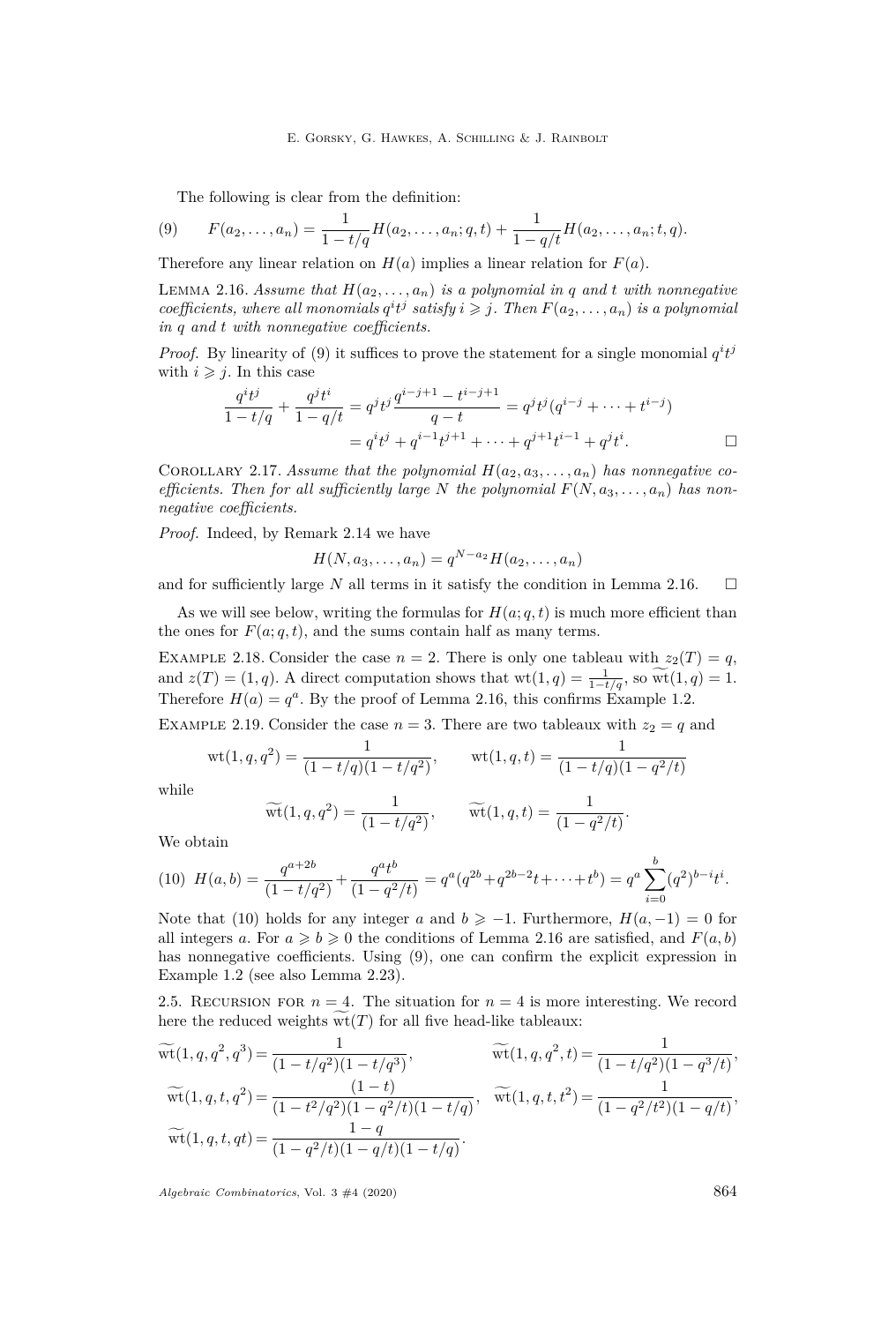The following is clear from the definition:

$$F(a_2,\ldots,a_n)=\frac{1}{1-t/q}H(a_2,\ldots,a_n;q,t)+\frac{1}{1-q/t}H(a_2,\ldots,a_n;t,q). \tag{9}$$

Therefore any linear relation on $H(a)$ implies a linear relation for $F(a)$.

Lemma 2.16. *Assume that $H(a_2,\ldots,a_n)$ is a polynomial in $q$ and $t$ with nonnegative coefficients, where all monomials $q^it^j$ satisfy $i\geqslant j$. Then $F(a_2,\ldots,a_n)$ is a polynomial in $q$ and $t$ with nonnegative coefficients.*

*Proof.* By linearity of (9) it suffices to prove the statement for a single monomial $q^it^j$ with $i\geqslant j$. In this case

$$\begin{aligned}\frac{q^it^j}{1-t/q}+\frac{q^jt^i}{1-q/t}&=q^jt^j\frac{q^{i-j+1}-t^{i-j+1}}{q-t}=q^jt^j(q^{i-j}+\cdots+t^{i-j})\\&=q^it^j+q^{i-1}t^{j+1}+\cdots+q^{j+1}t^{i-1}+q^jt^i.\end{aligned}$$

□

Corollary 2.17. *Assume that the polynomial $H(a_2,a_3,\ldots,a_n)$ has nonnegative coefficients. Then for all sufficiently large $N$ the polynomial $F(N,a_3,\ldots,a_n)$ has nonnegative coefficients.*

*Proof.* Indeed, by Remark 2.14 we have

$$H(N,a_3,\ldots,a_n)=q^{N-a_2}H(a_2,\ldots,a_n)$$

and for sufficiently large $N$ all terms in it satisfy the condition in Lemma 2.16. □

As we will see below, writing the formulas for $H(a;q,t)$ is much more efficient than the ones for $F(a;q,t)$, and the sums contain half as many terms.

Example 2.18. Consider the case $n=2$. There is only one tableau with $z_2(T)=q$, and $z(T)=(1,q)$. A direct computation shows that $\mathrm{wt}(1,q)=\frac{1}{1-t/q}$, so $\widetilde{\mathrm{wt}}(1,q)=1$. Therefore $H(a)=q^a$. By the proof of Lemma 2.16, this confirms Example 1.2.

Example 2.19. Consider the case $n=3$. There are two tableaux with $z_2=q$ and

$$\mathrm{wt}(1,q,q^2)=\frac{1}{(1-t/q)(1-t/q^2)},\qquad \mathrm{wt}(1,q,t)=\frac{1}{(1-t/q)(1-q^2/t)}$$

while

$$\widetilde{\mathrm{wt}}(1,q,q^2)=\frac{1}{(1-t/q^2)},\qquad \widetilde{\mathrm{wt}}(1,q,t)=\frac{1}{(1-q^2/t)}.$$

We obtain

$$H(a,b)=\frac{q^{a+2b}}{(1-t/q^2)}+\frac{q^at^b}{(1-q^2/t)}=q^a(q^{2b}+q^{2b-2}t+\cdots+t^b)=q^a\sum_{i=0}^{b}(q^2)^{b-i}t^i. \tag{10}$$

Note that (10) holds for any integer $a$ and $b\geqslant -1$. Furthermore, $H(a,-1)=0$ for all integers $a$. For $a\geqslant b\geqslant 0$ the conditions of Lemma 2.16 are satisfied, and $F(a,b)$ has nonnegative coefficients. Using (9), one can confirm the explicit expression in Example 1.2 (see also Lemma 2.23).

## 2.5. Recursion for $n=4$.

The situation for $n=4$ is more interesting. We record here the reduced weights $\widetilde{\mathrm{wt}}(T)$ for all five head-like tableaux:

$$\widetilde{\mathrm{wt}}(1,q,q^2,q^3)=\frac{1}{(1-t/q^2)(1-t/q^3)},\qquad \widetilde{\mathrm{wt}}(1,q,q^2,t)=\frac{1}{(1-t/q^2)(1-q^3/t)},$$

$$\widetilde{\mathrm{wt}}(1,q,t,q^2)=\frac{(1-t)}{(1-t^2/q^2)(1-q^2/t)(1-t/q)},\quad \widetilde{\mathrm{wt}}(1,q,t,t^2)=\frac{1}{(1-q^2/t^2)(1-q/t)},$$

$$\widetilde{\mathrm{wt}}(1,q,t,qt)=\frac{1-q}{(1-q^2/t)(1-q/t)(1-t/q)}.$$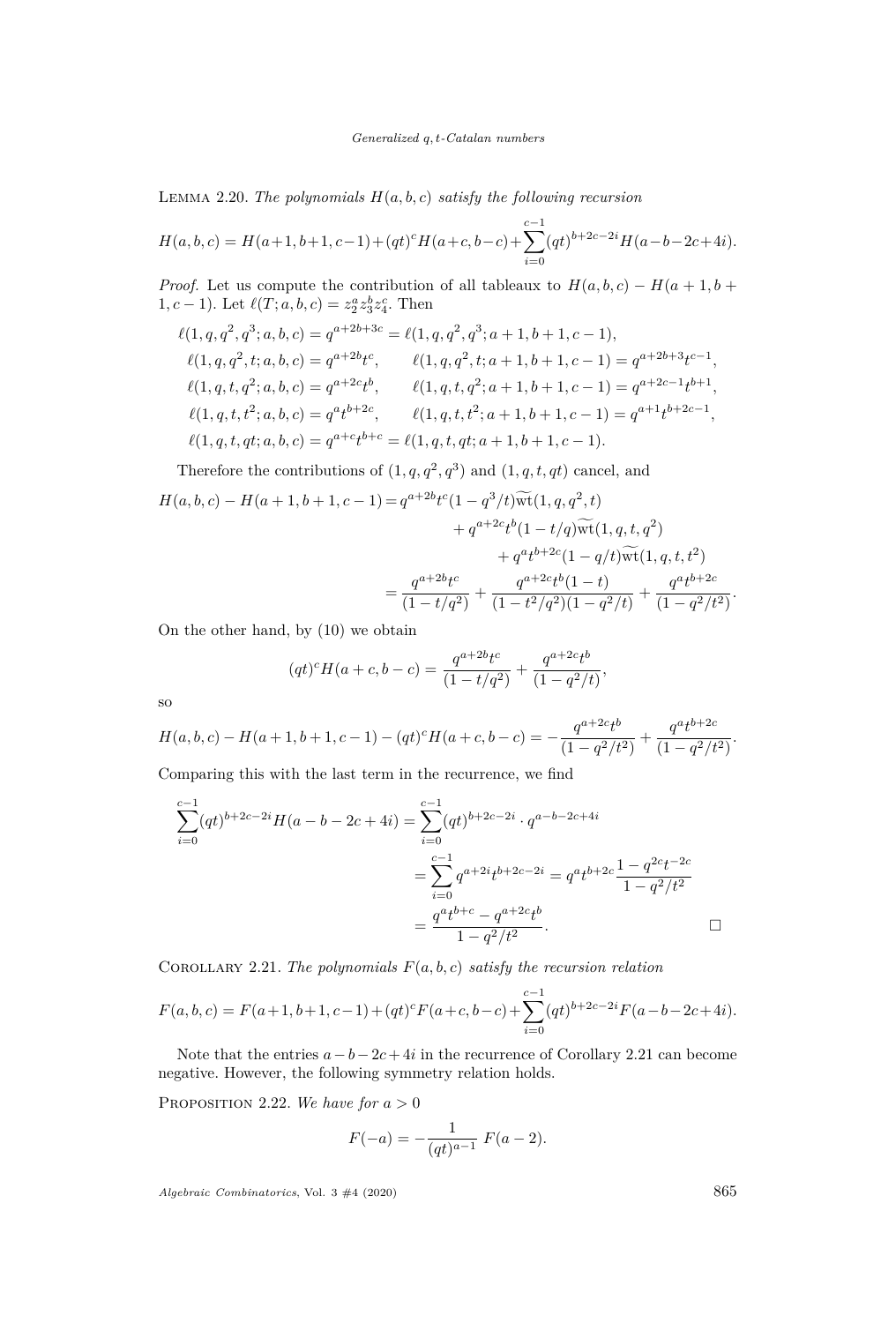Lemma 2.20. *The polynomials $H(a,b,c)$ satisfy the following recursion*

$$H(a,b,c) = H(a+1,b+1,c-1)+(qt)^c H(a+c,b-c)+\sum_{i=0}^{c-1}(qt)^{b+2c-2i}H(a-b-2c+4i).$$

*Proof.* Let us compute the contribution of all tableaux to $H(a,b,c) - H(a+1,b+1,c-1)$. Let $\ell(T;a,b,c) = z_2^a z_3^b z_4^c$. Then

$$\begin{aligned}
\ell(1,q,q^2,q^3;a,b,c) &= q^{a+2b+3c} = \ell(1,q,q^2,q^3;a+1,b+1,c-1),\\
\ell(1,q,q^2,t;a,b,c) &= q^{a+2b}t^c, \qquad \ell(1,q,q^2,t;a+1,b+1,c-1) = q^{a+2b+3}t^{c-1},\\
\ell(1,q,t,q^2;a,b,c) &= q^{a+2c}t^b, \qquad \ell(1,q,t,q^2;a+1,b+1,c-1) = q^{a+2c-1}t^{b+1},\\
\ell(1,q,t,t^2;a,b,c) &= q^a t^{b+2c}, \qquad \ell(1,q,t,t^2;a+1,b+1,c-1) = q^{a+1}t^{b+2c-1},\\
\ell(1,q,t,qt;a,b,c) &= q^{a+c}t^{b+c} = \ell(1,q,t,qt;a+1,b+1,c-1).
\end{aligned}$$

Therefore the contributions of $(1,q,q^2,q^3)$ and $(1,q,t,qt)$ cancel, and

$$\begin{aligned}
H(a,b,c) - H(a+1,b+1,c-1) &= q^{a+2b}t^c(1-q^3/t)\widetilde{\mathrm{wt}}(1,q,q^2,t)\\
&\quad + q^{a+2c}t^b(1-t/q)\widetilde{\mathrm{wt}}(1,q,t,q^2)\\
&\quad + q^a t^{b+2c}(1-q/t)\widetilde{\mathrm{wt}}(1,q,t,t^2)\\
&= \frac{q^{a+2b}t^c}{(1-t/q^2)} + \frac{q^{a+2c}t^b(1-t)}{(1-t^2/q^2)(1-q^2/t)} + \frac{q^a t^{b+2c}}{(1-q^2/t^2)}.
\end{aligned}$$

On the other hand, by (10) we obtain

$$(qt)^c H(a+c,b-c) = \frac{q^{a+2b}t^c}{(1-t/q^2)} + \frac{q^{a+2c}t^b}{(1-q^2/t)},$$

so

$$H(a,b,c) - H(a+1,b+1,c-1) - (qt)^c H(a+c,b-c) = -\frac{q^{a+2c}t^b}{(1-q^2/t^2)} + \frac{q^a t^{b+2c}}{(1-q^2/t^2)}.$$

Comparing this with the last term in the recurrence, we find

$$\begin{aligned}
\sum_{i=0}^{c-1}(qt)^{b+2c-2i}H(a-b-2c+4i) &= \sum_{i=0}^{c-1}(qt)^{b+2c-2i}\cdot q^{a-b-2c+4i}\\
&= \sum_{i=0}^{c-1} q^{a+2i}t^{b+2c-2i} = q^a t^{b+2c}\frac{1-q^{2c}t^{-2c}}{1-q^2/t^2}\\
&= \frac{q^a t^{b+c} - q^{a+2c}t^b}{1-q^2/t^2}.
\end{aligned}$$

□

Corollary 2.21. *The polynomials $F(a,b,c)$ satisfy the recursion relation*

$$F(a,b,c) = F(a+1,b+1,c-1)+(qt)^c F(a+c,b-c)+\sum_{i=0}^{c-1}(qt)^{b+2c-2i}F(a-b-2c+4i).$$

Note that the entries $a-b-2c+4i$ in the recurrence of Corollary 2.21 can become negative. However, the following symmetry relation holds.

Proposition 2.22. *We have for $a > 0$*

$$F(-a) = -\frac{1}{(qt)^{a-1}}\, F(a-2).$$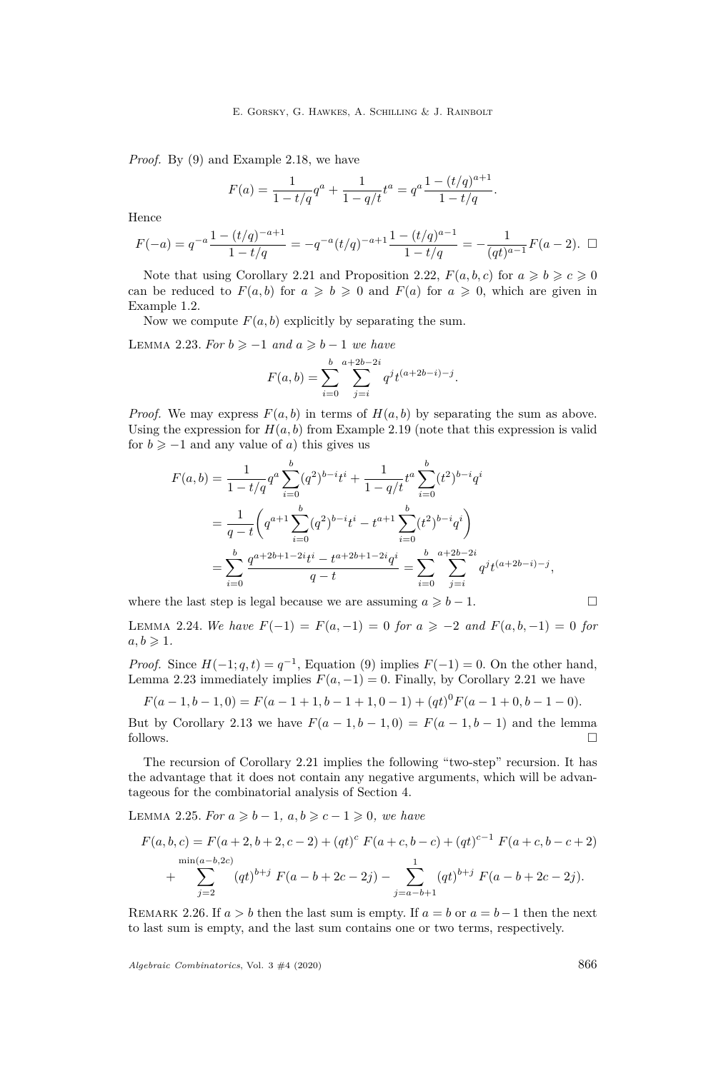*Proof.* By (9) and Example 2.18, we have

$$F(a) = \frac{1}{1-t/q}q^a + \frac{1}{1-q/t}t^a = q^a\frac{1-(t/q)^{a+1}}{1-t/q}.$$

Hence

$$F(-a) = q^{-a}\frac{1-(t/q)^{-a+1}}{1-t/q} = -q^{-a}(t/q)^{-a+1}\frac{1-(t/q)^{a-1}}{1-t/q} = -\frac{1}{(qt)^{a-1}}F(a-2). \quad \square$$

Note that using Corollary 2.21 and Proposition 2.22, $F(a,b,c)$ for $a \geqslant b \geqslant c \geqslant 0$ can be reduced to $F(a,b)$ for $a \geqslant b \geqslant 0$ and $F(a)$ for $a \geqslant 0$, which are given in Example 1.2.

Now we compute $F(a,b)$ explicitly by separating the sum.

Lemma 2.23. *For $b \geqslant -1$ and $a \geqslant b-1$ we have*

$$F(a,b) = \sum_{i=0}^{b}\sum_{j=i}^{a+2b-2i} q^j t^{(a+2b-i)-j}.$$

*Proof.* We may express $F(a,b)$ in terms of $H(a,b)$ by separating the sum as above. Using the expression for $H(a,b)$ from Example 2.19 (note that this expression is valid for $b \geqslant -1$ and any value of $a$) this gives us

$$\begin{aligned}
F(a,b) &= \frac{1}{1-t/q}q^a\sum_{i=0}^{b}(q^2)^{b-i}t^i + \frac{1}{1-q/t}t^a\sum_{i=0}^{b}(t^2)^{b-i}q^i \\
&= \frac{1}{q-t}\bigg(q^{a+1}\sum_{i=0}^{b}(q^2)^{b-i}t^i - t^{a+1}\sum_{i=0}^{b}(t^2)^{b-i}q^i\bigg) \\
&= \sum_{i=0}^{b}\frac{q^{a+2b+1-2i}t^i - t^{a+2b+1-2i}q^i}{q-t} = \sum_{i=0}^{b}\sum_{j=i}^{a+2b-2i} q^j t^{(a+2b-i)-j},
\end{aligned}$$

where the last step is legal because we are assuming $a \geqslant b-1$. $\square$

Lemma 2.24. *We have $F(-1) = F(a,-1) = 0$ for $a \geqslant -2$ and $F(a,b,-1) = 0$ for $a,b \geqslant 1$.*

*Proof.* Since $H(-1;q,t) = q^{-1}$, Equation (9) implies $F(-1) = 0$. On the other hand, Lemma 2.23 immediately implies $F(a,-1) = 0$. Finally, by Corollary 2.21 we have

$$F(a-1,b-1,0) = F(a-1+1,b-1+1,0-1) + (qt)^0F(a-1+0,b-1-0).$$

But by Corollary 2.13 we have $F(a-1,b-1,0) = F(a-1,b-1)$ and the lemma follows. $\square$

The recursion of Corollary 2.21 implies the following "two-step" recursion. It has the advantage that it does not contain any negative arguments, which will be advantageous for the combinatorial analysis of Section 4.

Lemma 2.25. *For $a \geqslant b-1$, $a,b \geqslant c-1 \geqslant 0$, we have*

$$\begin{aligned}
F(a,b,c) &= F(a+2,b+2,c-2) + (qt)^c\,F(a+c,b-c) + (qt)^{c-1}\,F(a+c,b-c+2) \\
&+ \sum_{j=2}^{\min(a-b,2c)} (qt)^{b+j}\,F(a-b+2c-2j) - \sum_{j=a-b+1}^{1} (qt)^{b+j}\,F(a-b+2c-2j).
\end{aligned}$$

Remark 2.26. If $a > b$ then the last sum is empty. If $a = b$ or $a = b-1$ then the next to last sum is empty, and the last sum contains one or two terms, respectively.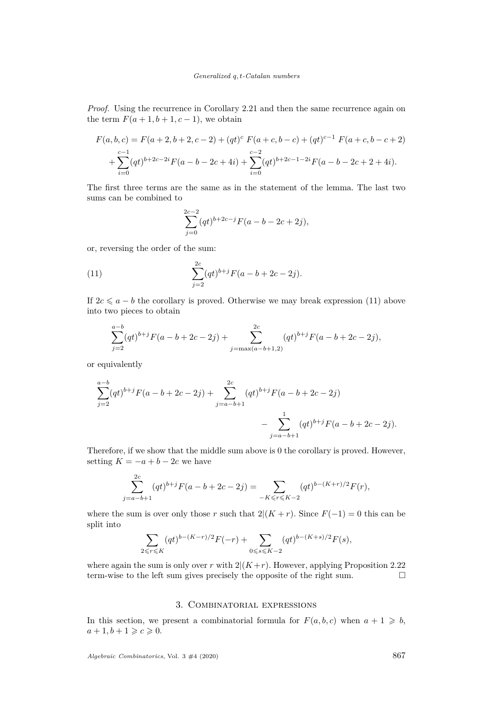*Proof.* Using the recurrence in Corollary 2.21 and then the same recurrence again on the term $F(a+1, b+1, c-1)$, we obtain

$$F(a,b,c) = F(a+2,b+2,c-2) + (qt)^c\, F(a+c,b-c) + (qt)^{c-1}\, F(a+c,b-c+2) + \sum_{i=0}^{c-1}(qt)^{b+2c-2i}F(a-b-2c+4i) + \sum_{i=0}^{c-2}(qt)^{b+2c-1-2i}F(a-b-2c+2+4i).$$

The first three terms are the same as in the statement of the lemma. The last two sums can be combined to

$$\sum_{j=0}^{2c-2}(qt)^{b+2c-j}F(a-b-2c+2j),$$

or, reversing the order of the sum:

$$\sum_{j=2}^{2c}(qt)^{b+j}F(a-b+2c-2j). \tag{11}$$

If $2c \leqslant a-b$ the corollary is proved. Otherwise we may break expression (11) above into two pieces to obtain

$$\sum_{j=2}^{a-b}(qt)^{b+j}F(a-b+2c-2j) + \sum_{j=\max(a-b+1,2)}^{2c}(qt)^{b+j}F(a-b+2c-2j),$$

or equivalently

$$\sum_{j=2}^{a-b}(qt)^{b+j}F(a-b+2c-2j) + \sum_{j=a-b+1}^{2c}(qt)^{b+j}F(a-b+2c-2j) - \sum_{j=a-b+1}^{1}(qt)^{b+j}F(a-b+2c-2j).$$

Therefore, if we show that the middle sum above is 0 the corollary is proved. However, setting $K = -a+b-2c$ we have

$$\sum_{j=a-b+1}^{2c}(qt)^{b+j}F(a-b+2c-2j) = \sum_{-K\leqslant r\leqslant K-2}(qt)^{b-(K+r)/2}F(r),$$

where the sum is over only those $r$ such that $2|(K+r)$. Since $F(-1)=0$ this can be split into

$$\sum_{2\leqslant r\leqslant K}(qt)^{b-(K-r)/2}F(-r) + \sum_{0\leqslant s\leqslant K-2}(qt)^{b-(K+s)/2}F(s),$$

where again the sum is only over $r$ with $2|(K+r)$. However, applying Proposition 2.22 term-wise to the left sum gives precisely the opposite of the right sum. □

## 3. Combinatorial expressions

In this section, we present a combinatorial formula for $F(a,b,c)$ when $a+1 \geqslant b$, $a+1, b+1 \geqslant c \geqslant 0$.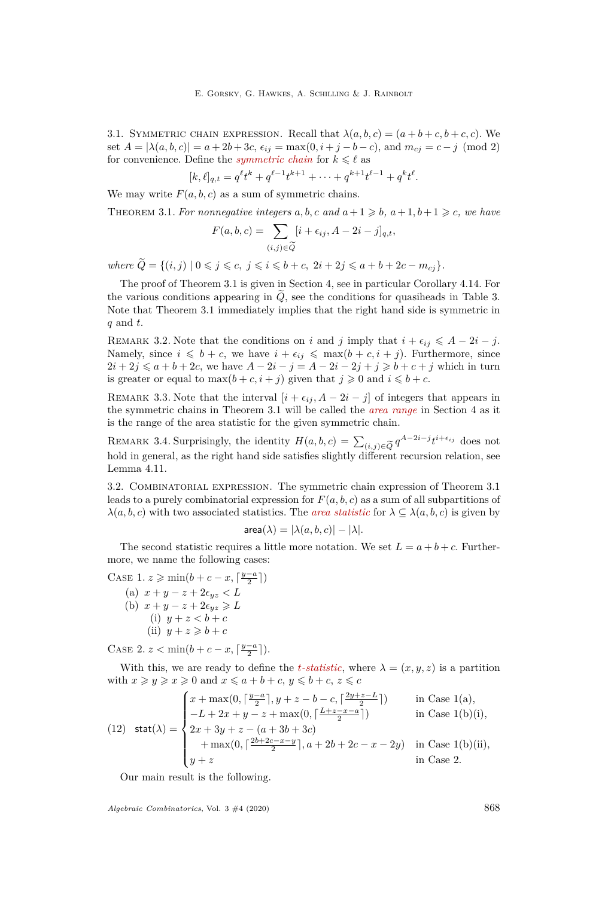### 3.1. Symmetric chain expression.

Recall that $\lambda(a,b,c) = (a+b+c, b+c, c)$. We set $A = |\lambda(a,b,c)| = a+2b+3c$, $\epsilon_{ij} = \max(0, i+j-b-c)$, and $m_{cj} = c-j \pmod 2$ for convenience. Define the *symmetric chain* for $k \leqslant \ell$ as

$$[k,\ell]_{q,t} = q^{\ell}t^{k} + q^{\ell-1}t^{k+1} + \cdots + q^{k+1}t^{\ell-1} + q^{k}t^{\ell}.$$

We may write $F(a,b,c)$ as a sum of symmetric chains.

Theorem 3.1. *For nonnegative integers $a,b,c$ and $a+1 \geqslant b$, $a+1, b+1 \geqslant c$, we have*

$$F(a,b,c) = \sum_{(i,j)\in\widetilde{Q}} [i+\epsilon_{ij}, A-2i-j]_{q,t},$$

*where $\widetilde{Q} = \{(i,j) \mid 0 \leqslant j \leqslant c,\ j \leqslant i \leqslant b+c,\ 2i+2j \leqslant a+b+2c-m_{cj}\}$.*

The proof of Theorem 3.1 is given in Section 4, see in particular Corollary 4.14. For the various conditions appearing in $\widetilde{Q}$, see the conditions for quasiheads in Table 3. Note that Theorem 3.1 immediately implies that the right hand side is symmetric in $q$ and $t$.

Remark 3.2. Note that the conditions on $i$ and $j$ imply that $i+\epsilon_{ij} \leqslant A-2i-j$. Namely, since $i \leqslant b+c$, we have $i+\epsilon_{ij} \leqslant \max(b+c, i+j)$. Furthermore, since $2i+2j \leqslant a+b+2c$, we have $A-2i-j = A-2i-2j+j \geqslant b+c+j$ which in turn is greater or equal to $\max(b+c, i+j)$ given that $j \geqslant 0$ and $i \leqslant b+c$.

Remark 3.3. Note that the interval $[i+\epsilon_{ij}, A-2i-j]$ of integers that appears in the symmetric chains in Theorem 3.1 will be called the *area range* in Section 4 as it is the range of the area statistic for the given symmetric chain.

Remark 3.4. Surprisingly, the identity $H(a,b,c) = \sum_{(i,j)\in\widetilde{Q}} q^{A-2i-j}t^{i+\epsilon_{ij}}$ does not hold in general, as the right hand side satisfies slightly different recursion relation, see Lemma 4.11.

### 3.2. Combinatorial expression.

The symmetric chain expression of Theorem 3.1 leads to a purely combinatorial expression for $F(a,b,c)$ as a sum of all subpartitions of $\lambda(a,b,c)$ with two associated statistics. The *area statistic* for $\lambda \subseteq \lambda(a,b,c)$ is given by

$$\mathsf{area}(\lambda) = |\lambda(a,b,c)| - |\lambda|.$$

The second statistic requires a little more notation. We set $L = a+b+c$. Furthermore, we name the following cases:

Case 1. $z \geqslant \min(b+c-x, \lceil \frac{y-a}{2} \rceil)$

- (a) $x+y-z+2\epsilon_{yz} < L$
- (b) $x+y-z+2\epsilon_{yz} \geqslant L$
  - (i) $y+z < b+c$
  - (ii) $y+z \geqslant b+c$

Case 2. $z < \min(b+c-x, \lceil \frac{y-a}{2} \rceil)$.

With this, we are ready to define the *t-statistic*, where $\lambda = (x,y,z)$ is a partition with $x \geqslant y \geqslant x \geqslant 0$ and $x \leqslant a+b+c$, $y \leqslant b+c$, $z \leqslant c$

$$\mathsf{stat}(\lambda) = \begin{cases} x + \max(0, \lceil \frac{y-a}{2} \rceil, y+z-b-c, \lceil \frac{2y+z-L}{2} \rceil) & \text{in Case 1(a)}, \\ -L+2x+y-z+\max(0, \lceil \frac{L+z-x-a}{2} \rceil) & \text{in Case 1(b)(i)}, \\ 2x+3y+z-(a+3b+3c) & \\ \quad + \max(0, \lceil \frac{2b+2c-x-y}{2} \rceil, a+2b+2c-x-2y) & \text{in Case 1(b)(ii)}, \\ y+z & \text{in Case 2}. \end{cases} \tag{12}$$

Our main result is the following.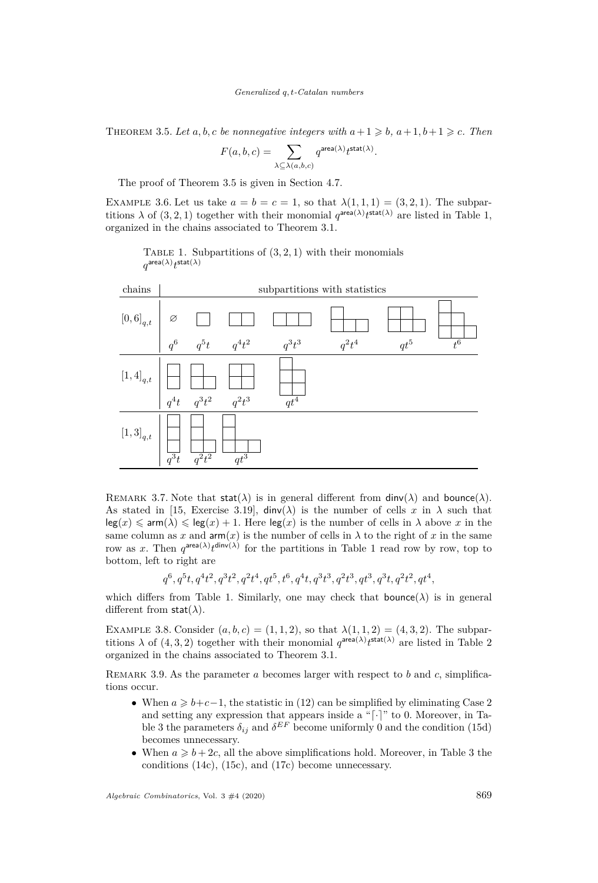Theorem 3.5. *Let $a,b,c$ be nonnegative integers with $a+1 \geqslant b$, $a+1, b+1 \geqslant c$. Then*

$$F(a,b,c) = \sum_{\lambda \subseteq \lambda(a,b,c)} q^{\mathsf{area}(\lambda)} t^{\mathsf{stat}(\lambda)}.$$

The proof of Theorem 3.5 is given in Section 4.7.

Example 3.6. Let us take $a = b = c = 1$, so that $\lambda(1,1,1) = (3,2,1)$. The subpartitions $\lambda$ of $(3,2,1)$ together with their monomial $q^{\mathsf{area}(\lambda)} t^{\mathsf{stat}(\lambda)}$ are listed in Table 1, organized in the chains associated to Theorem 3.1.

Table 1. Subpartitions of $(3,2,1)$ with their monomials $q^{\mathsf{area}(\lambda)} t^{\mathsf{stat}(\lambda)}$

| chains | subpartitions with statistics | | | | | | |
|---|---|---|---|---|---|---|---|
| $[0,6]_{q,t}$ | $\varnothing$: $q^6$ | $q^5 t$ | $q^4 t^2$ | $q^3 t^3$ | $q^2 t^4$ | $q t^5$ | $t^6$ |
| $[1,4]_{q,t}$ | $q^4 t$ | $q^3 t^2$ | $q^2 t^3$ | $q t^4$ | | | |
| $[1,3]_{q,t}$ | $q^3 t$ | $q^2 t^2$ | $q t^3$ | | | | |

Remark 3.7. Note that $\mathsf{stat}(\lambda)$ is in general different from $\mathsf{dinv}(\lambda)$ and $\mathsf{bounce}(\lambda)$. As stated in [15, Exercise 3.19], $\mathsf{dinv}(\lambda)$ is the number of cells $x$ in $\lambda$ such that $\mathsf{leg}(x) \leqslant \mathsf{arm}(\lambda) \leqslant \mathsf{leg}(x)+1$. Here $\mathsf{leg}(x)$ is the number of cells in $\lambda$ above $x$ in the same column as $x$ and $\mathsf{arm}(x)$ is the number of cells in $\lambda$ to the right of $x$ in the same row as $x$. Then $q^{\mathsf{area}(\lambda)} t^{\mathsf{dinv}(\lambda)}$ for the partitions in Table 1 read row by row, top to bottom, left to right are

$$q^6, q^5 t, q^4 t^2, q^3 t^2, q^2 t^4, q t^5, t^6, q^4 t, q^3 t^3, q^2 t^3, q t^3, q^3 t, q^2 t^2, q t^4,$$

which differs from Table 1. Similarly, one may check that $\mathsf{bounce}(\lambda)$ is in general different from $\mathsf{stat}(\lambda)$.

Example 3.8. Consider $(a,b,c) = (1,1,2)$, so that $\lambda(1,1,2) = (4,3,2)$. The subpartitions $\lambda$ of $(4,3,2)$ together with their monomial $q^{\mathsf{area}(\lambda)} t^{\mathsf{stat}(\lambda)}$ are listed in Table 2 organized in the chains associated to Theorem 3.1.

Remark 3.9. As the parameter $a$ becomes larger with respect to $b$ and $c$, simplifications occur.

- When $a \geqslant b+c-1$, the statistic in (12) can be simplified by eliminating Case 2 and setting any expression that appears inside a "$\lceil \cdot \rceil$" to 0. Moreover, in Table 3 the parameters $\delta_{ij}$ and $\delta^{EF}$ become uniformly 0 and the condition (15d) becomes unnecessary.
- When $a \geqslant b+2c$, all the above simplifications hold. Moreover, in Table 3 the conditions (14c), (15c), and (17c) become unnecessary.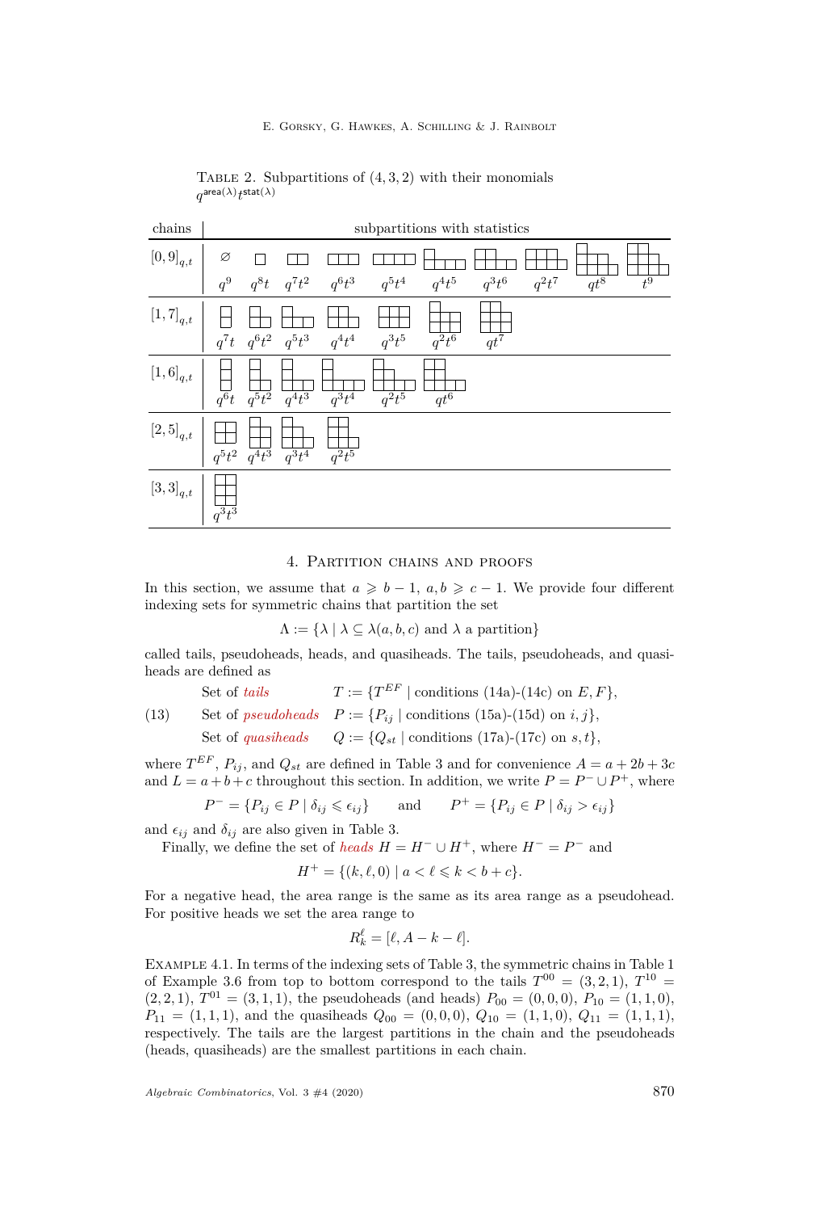Table 2. Subpartitions of $(4,3,2)$ with their monomials $q^{\mathsf{area}(\lambda)}t^{\mathsf{stat}(\lambda)}$

| chains | subpartitions with statistics | | | | | | | | | |
|---|---|---|---|---|---|---|---|---|---|---|
| $[0,9]_{q,t}$ | $\varnothing$ $q^9$ | $q^8t$ | $q^7t^2$ | $q^6t^3$ | $q^5t^4$ | $q^4t^5$ | $q^3t^6$ | $q^2t^7$ | $qt^8$ | $t^9$ |
| $[1,7]_{q,t}$ | $q^7t$ | $q^6t^2$ | $q^5t^3$ | $q^4t^4$ | $q^3t^5$ | $q^2t^6$ | $qt^7$ | | | |
| $[1,6]_{q,t}$ | $q^6t$ | $q^5t^2$ | $q^4t^3$ | $q^3t^4$ | $q^2t^5$ | $qt^6$ | | | | |
| $[2,5]_{q,t}$ | $q^5t^2$ | $q^4t^3$ | $q^3t^4$ | $q^2t^5$ | | | | | | |
| $[3,3]_{q,t}$ | $q^3t^3$ | | | | | | | | | |

## 4. Partition chains and proofs

In this section, we assume that $a \geqslant b-1$, $a,b \geqslant c-1$. We provide four different indexing sets for symmetric chains that partition the set

$$\Lambda := \{\lambda \mid \lambda \subseteq \lambda(a,b,c) \text{ and } \lambda \text{ a partition}\}$$

called tails, pseudoheads, heads, and quasiheads. The tails, pseudoheads, and quasiheads are defined as

$$\begin{aligned} &\text{Set of } \textit{tails} && T := \{T^{EF} \mid \text{conditions (14a)-(14c) on } E, F\}, \\ &\text{Set of } \textit{pseudoheads} && P := \{P_{ij} \mid \text{conditions (15a)-(15d) on } i, j\}, \\ &\text{Set of } \textit{quasiheads} && Q := \{Q_{st} \mid \text{conditions (17a)-(17c) on } s, t\}, \end{aligned} \tag{13}$$

where $T^{EF}$, $P_{ij}$, and $Q_{st}$ are defined in Table 3 and for convenience $A = a + 2b + 3c$ and $L = a + b + c$ throughout this section. In addition, we write $P = P^- \cup P^+$, where

$$P^- = \{P_{ij} \in P \mid \delta_{ij} \leqslant \epsilon_{ij}\} \qquad \text{and} \qquad P^+ = \{P_{ij} \in P \mid \delta_{ij} > \epsilon_{ij}\}$$

and $\epsilon_{ij}$ and $\delta_{ij}$ are also given in Table 3.

Finally, we define the set of *heads* $H = H^- \cup H^+$, where $H^- = P^-$ and

$$H^+ = \{(k, \ell, 0) \mid a < \ell \leqslant k < b + c\}.$$

For a negative head, the area range is the same as its area range as a pseudohead. For positive heads we set the area range to

$$R_k^\ell = [\ell, A - k - \ell].$$

Example 4.1. In terms of the indexing sets of Table 3, the symmetric chains in Table 1 of Example 3.6 from top to bottom correspond to the tails $T^{00} = (3,2,1)$, $T^{10} = (2,2,1)$, $T^{01} = (3,1,1)$, the pseudoheads (and heads) $P_{00} = (0,0,0)$, $P_{10} = (1,1,0)$, $P_{11} = (1,1,1)$, and the quasiheads $Q_{00} = (0,0,0)$, $Q_{10} = (1,1,0)$, $Q_{11} = (1,1,1)$, respectively. The tails are the largest partitions in the chain and the pseudoheads (heads, quasiheads) are the smallest partitions in each chain.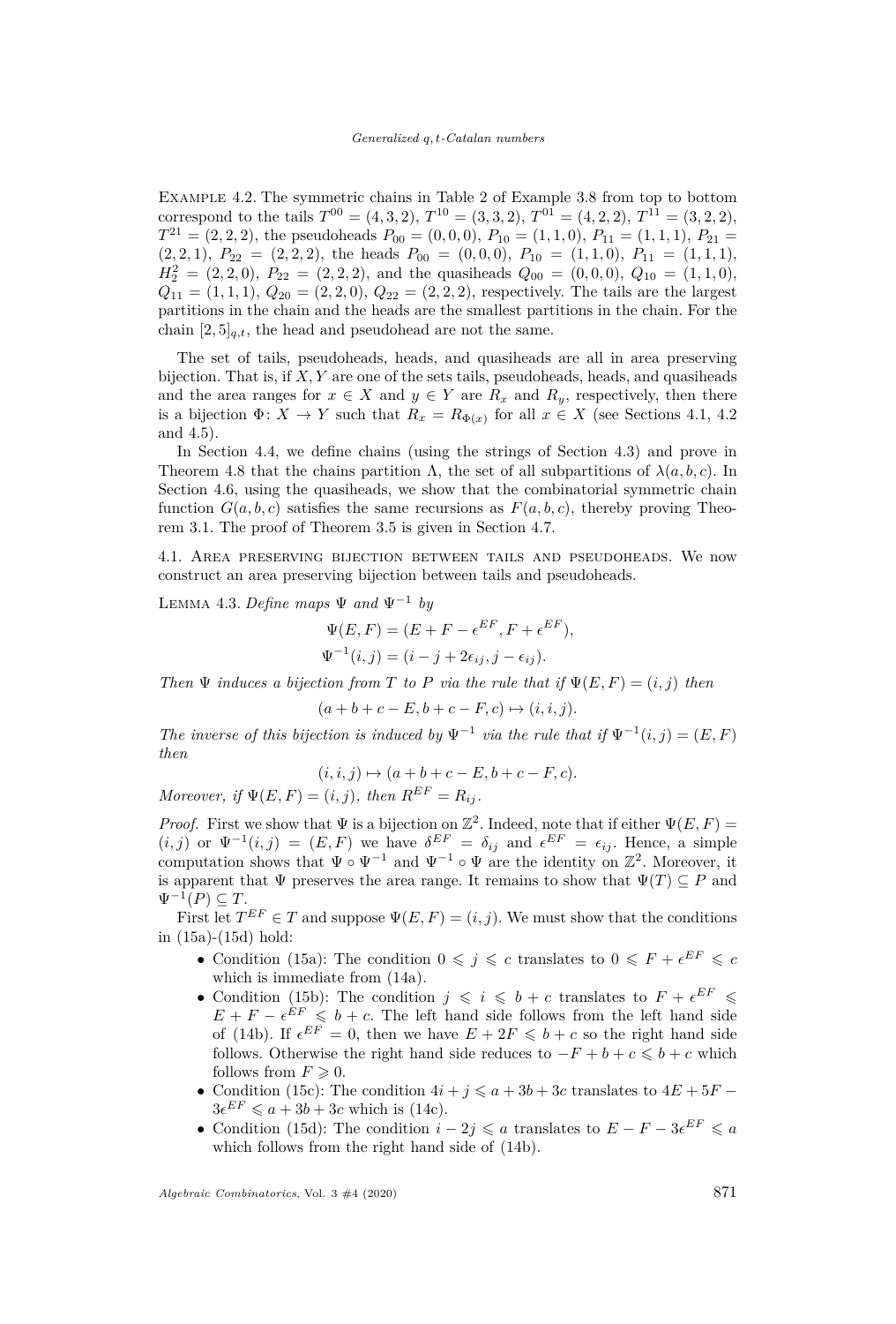Example 4.2. The symmetric chains in Table 2 of Example 3.8 from top to bottom correspond to the tails $T^{00} = (4,3,2)$, $T^{10} = (3,3,2)$, $T^{01} = (4,2,2)$, $T^{11} = (3,2,2)$, $T^{21} = (2,2,2)$, the pseudoheads $P_{00} = (0,0,0)$, $P_{10} = (1,1,0)$, $P_{11} = (1,1,1)$, $P_{21} = (2,2,1)$, $P_{22} = (2,2,2)$, the heads $P_{00} = (0,0,0)$, $P_{10} = (1,1,0)$, $P_{11} = (1,1,1)$, $H_2^2 = (2,2,0)$, $P_{22} = (2,2,2)$, and the quasiheads $Q_{00} = (0,0,0)$, $Q_{10} = (1,1,0)$, $Q_{11} = (1,1,1)$, $Q_{20} = (2,2,0)$, $Q_{22} = (2,2,2)$, respectively. The tails are the largest partitions in the chain and the heads are the smallest partitions in the chain. For the chain $[2,5]_{q,t}$, the head and pseudohead are not the same.

The set of tails, pseudoheads, heads, and quasiheads are all in area preserving bijection. That is, if $X, Y$ are one of the sets tails, pseudoheads, heads, and quasiheads and the area ranges for $x \in X$ and $y \in Y$ are $R_x$ and $R_y$, respectively, then there is a bijection $\Phi\colon X \to Y$ such that $R_x = R_{\Phi(x)}$ for all $x \in X$ (see Sections 4.1, 4.2 and 4.5).

In Section 4.4, we define chains (using the strings of Section 4.3) and prove in Theorem 4.8 that the chains partition $\Lambda$, the set of all subpartitions of $\lambda(a,b,c)$. In Section 4.6, using the quasiheads, we show that the combinatorial symmetric chain function $G(a,b,c)$ satisfies the same recursions as $F(a,b,c)$, thereby proving Theorem 3.1. The proof of Theorem 3.5 is given in Section 4.7.

## 4.1. Area preserving bijection between tails and pseudoheads.

We now construct an area preserving bijection between tails and pseudoheads.

Lemma 4.3. *Define maps $\Psi$ and $\Psi^{-1}$ by*

$$\Psi(E,F) = (E + F - \epsilon^{EF}, F + \epsilon^{EF}),$$
$$\Psi^{-1}(i,j) = (i - j + 2\epsilon_{ij}, j - \epsilon_{ij}).$$

*Then $\Psi$ induces a bijection from $T$ to $P$ via the rule that if $\Psi(E,F) = (i,j)$ then*

$$(a + b + c - E, b + c - F, c) \mapsto (i, i, j).$$

*The inverse of this bijection is induced by $\Psi^{-1}$ via the rule that if $\Psi^{-1}(i,j) = (E,F)$ then*

$$(i, i, j) \mapsto (a + b + c - E, b + c - F, c).$$

*Moreover, if $\Psi(E,F) = (i,j)$, then $R^{EF} = R_{ij}$.*

*Proof.* First we show that $\Psi$ is a bijection on $\mathbb{Z}^2$. Indeed, note that if either $\Psi(E,F) = (i,j)$ or $\Psi^{-1}(i,j) = (E,F)$ we have $\delta^{EF} = \delta_{ij}$ and $\epsilon^{EF} = \epsilon_{ij}$. Hence, a simple computation shows that $\Psi \circ \Psi^{-1}$ and $\Psi^{-1} \circ \Psi$ are the identity on $\mathbb{Z}^2$. Moreover, it is apparent that $\Psi$ preserves the area range. It remains to show that $\Psi(T) \subseteq P$ and $\Psi^{-1}(P) \subseteq T$.

First let $T^{EF} \in T$ and suppose $\Psi(E,F) = (i,j)$. We must show that the conditions in (15a)-(15d) hold:

- Condition (15a): The condition $0 \leqslant j \leqslant c$ translates to $0 \leqslant F + \epsilon^{EF} \leqslant c$ which is immediate from (14a).
- Condition (15b): The condition $j \leqslant i \leqslant b + c$ translates to $F + \epsilon^{EF} \leqslant E + F - \epsilon^{EF} \leqslant b + c$. The left hand side follows from the left hand side of (14b). If $\epsilon^{EF} = 0$, then we have $E + 2F \leqslant b + c$ so the right hand side follows. Otherwise the right hand side reduces to $-F + b + c \leqslant b + c$ which follows from $F \geqslant 0$.
- Condition (15c): The condition $4i + j \leqslant a + 3b + 3c$ translates to $4E + 5F - 3\epsilon^{EF} \leqslant a + 3b + 3c$ which is (14c).
- Condition (15d): The condition $i - 2j \leqslant a$ translates to $E - F - 3\epsilon^{EF} \leqslant a$ which follows from the right hand side of (14b).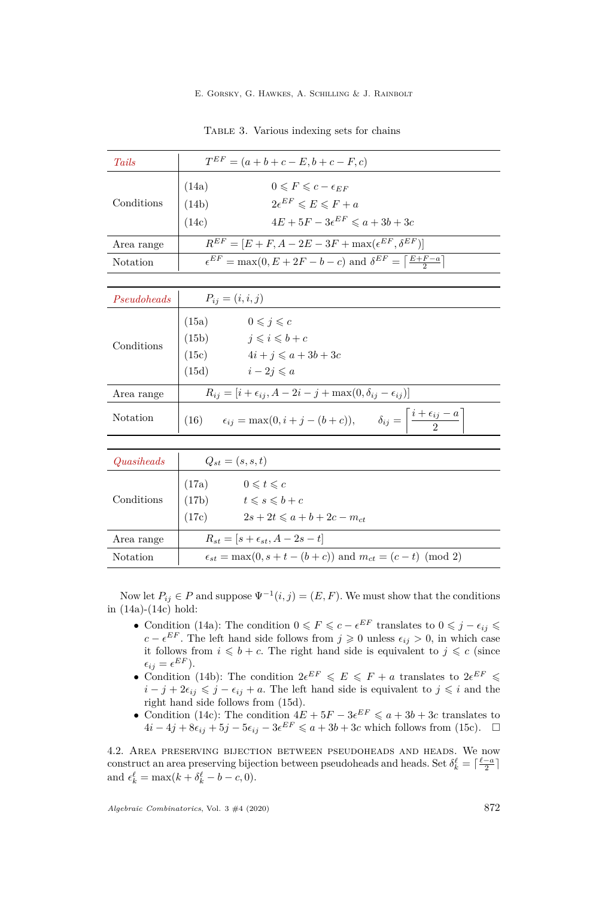Table 3. Various indexing sets for chains

| *Tails* | $T^{EF} = (a+b+c-E, b+c-F, c)$ |
|---|---|
| Conditions | (14a) $0 \leqslant F \leqslant c - \epsilon_{EF}$ <br> (14b) $2\epsilon^{EF} \leqslant E \leqslant F + a$ <br> (14c) $4E + 5F - 3\epsilon^{EF} \leqslant a + 3b + 3c$ |
| Area range | $R^{EF} = [E+F, A - 2E - 3F + \max(\epsilon^{EF}, \delta^{EF})]$ |
| Notation | $\epsilon^{EF} = \max(0, E + 2F - b - c)$ and $\delta^{EF} = \lceil \frac{E+F-a}{2} \rceil$ |

| *Pseudoheads* | $P_{ij} = (i, i, j)$ |
|---|---|
| Conditions | (15a) $0 \leqslant j \leqslant c$ <br> (15b) $j \leqslant i \leqslant b + c$ <br> (15c) $4i + j \leqslant a + 3b + 3c$ <br> (15d) $i - 2j \leqslant a$ |
| Area range | $R_{ij} = [i + \epsilon_{ij}, A - 2i - j + \max(0, \delta_{ij} - \epsilon_{ij})]$ |
| Notation | (16) $\epsilon_{ij} = \max(0, i + j - (b+c))$, $\delta_{ij} = \left\lceil \dfrac{i + \epsilon_{ij} - a}{2} \right\rceil$ |

| *Quasiheads* | $Q_{st} = (s, s, t)$ |
|---|---|
| Conditions | (17a) $0 \leqslant t \leqslant c$ <br> (17b) $t \leqslant s \leqslant b + c$ <br> (17c) $2s + 2t \leqslant a + b + 2c - m_{ct}$ |
| Area range | $R_{st} = [s + \epsilon_{st}, A - 2s - t]$ |
| Notation | $\epsilon_{st} = \max(0, s + t - (b+c))$ and $m_{ct} = (c - t) \pmod 2$ |

Now let $P_{ij} \in P$ and suppose $\Psi^{-1}(i,j) = (E, F)$. We must show that the conditions in (14a)-(14c) hold:

- Condition (14a): The condition $0 \leqslant F \leqslant c - \epsilon^{EF}$ translates to $0 \leqslant j - \epsilon_{ij} \leqslant c - \epsilon^{EF}$. The left hand side follows from $j \geqslant 0$ unless $\epsilon_{ij} > 0$, in which case it follows from $i \leqslant b + c$. The right hand side is equivalent to $j \leqslant c$ (since $\epsilon_{ij} = \epsilon^{EF}$).
- Condition (14b): The condition $2\epsilon^{EF} \leqslant E \leqslant F + a$ translates to $2\epsilon^{EF} \leqslant i - j + 2\epsilon_{ij} \leqslant j - \epsilon_{ij} + a$. The left hand side is equivalent to $j \leqslant i$ and the right hand side follows from (15d).
- Condition (14c): The condition $4E + 5F - 3\epsilon^{EF} \leqslant a + 3b + 3c$ translates to $4i - 4j + 8\epsilon_{ij} + 5j - 5\epsilon_{ij} - 3\epsilon^{EF} \leqslant a + 3b + 3c$ which follows from (15c). $\square$

### 4.2. Area preserving bijection between pseudoheads and heads.

We now construct an area preserving bijection between pseudoheads and heads. Set $\delta_k^\ell = \lceil \frac{\ell - a}{2} \rceil$ and $\epsilon_k^\ell = \max(k + \delta_k^\ell - b - c, 0)$.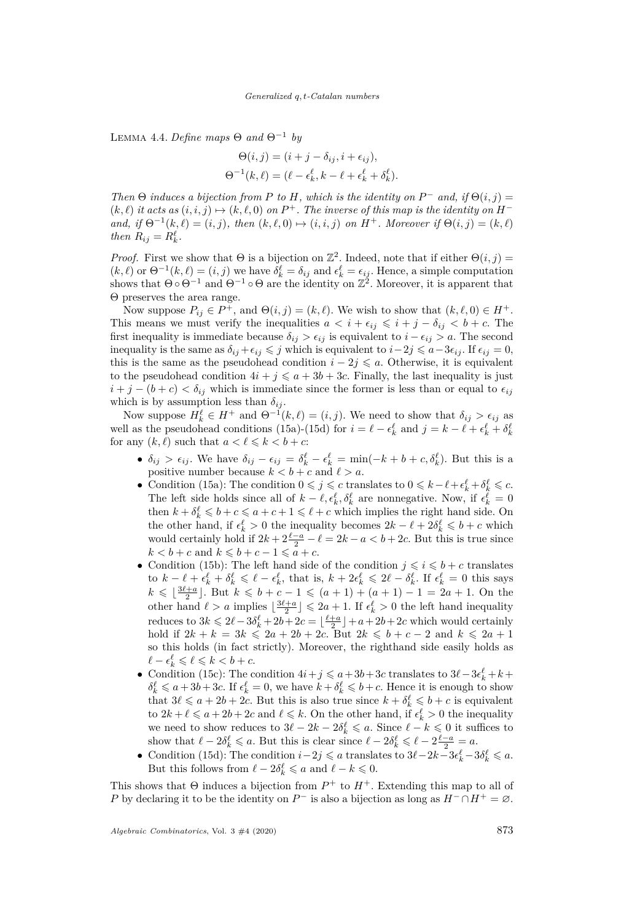Lemma 4.4. *Define maps $\Theta$ and $\Theta^{-1}$ by*

$$\Theta(i,j) = (i+j-\delta_{ij}, i+\epsilon_{ij}),$$
$$\Theta^{-1}(k,\ell) = (\ell-\epsilon_k^\ell, k-\ell+\epsilon_k^\ell+\delta_k^\ell).$$

*Then $\Theta$ induces a bijection from $P$ to $H$, which is the identity on $P^-$ and, if $\Theta(i,j) = (k,\ell)$ it acts as $(i,i,j) \mapsto (k,\ell,0)$ on $P^+$. The inverse of this map is the identity on $H^-$ and, if $\Theta^{-1}(k,\ell) = (i,j)$, then $(k,\ell,0) \mapsto (i,i,j)$ on $H^+$. Moreover if $\Theta(i,j) = (k,\ell)$ then $R_{ij} = R_k^\ell$.*

*Proof.* First we show that $\Theta$ is a bijection on $\mathbb{Z}^2$. Indeed, note that if either $\Theta(i,j) = (k,\ell)$ or $\Theta^{-1}(k,\ell) = (i,j)$ we have $\delta_k^\ell = \delta_{ij}$ and $\epsilon_k^\ell = \epsilon_{ij}$. Hence, a simple computation shows that $\Theta \circ \Theta^{-1}$ and $\Theta^{-1} \circ \Theta$ are the identity on $\mathbb{Z}^2$. Moreover, it is apparent that $\Theta$ preserves the area range.

Now suppose $P_{ij} \in P^+$, and $\Theta(i,j) = (k,\ell)$. We wish to show that $(k,\ell,0) \in H^+$. This means we must verify the inequalities $a < i+\epsilon_{ij} \leqslant i+j-\delta_{ij} < b+c$. The first inequality is immediate because $\delta_{ij} > \epsilon_{ij}$ is equivalent to $i-\epsilon_{ij} > a$. The second inequality is the same as $\delta_{ij}+\epsilon_{ij} \leqslant j$ which is equivalent to $i-2j \leqslant a-3\epsilon_{ij}$. If $\epsilon_{ij} = 0$, this is the same as the pseudohead condition $i-2j \leqslant a$. Otherwise, it is equivalent to the pseudohead condition $4i+j \leqslant a+3b+3c$. Finally, the last inequality is just $i+j-(b+c) < \delta_{ij}$ which is immediate since the former is less than or equal to $\epsilon_{ij}$ which is by assumption less than $\delta_{ij}$.

Now suppose $H_k^\ell \in H^+$ and $\Theta^{-1}(k,\ell) = (i,j)$. We need to show that $\delta_{ij} > \epsilon_{ij}$ as well as the pseudohead conditions (15a)-(15d) for $i = \ell-\epsilon_k^\ell$ and $j = k-\ell+\epsilon_k^\ell+\delta_k^\ell$ for any $(k,\ell)$ such that $a < \ell \leqslant k < b+c$:

- $\delta_{ij} > \epsilon_{ij}$. We have $\delta_{ij}-\epsilon_{ij} = \delta_k^\ell-\epsilon_k^\ell = \min(-k+b+c, \delta_k^\ell)$. But this is a positive number because $k < b+c$ and $\ell > a$.
- Condition (15a): The condition $0 \leqslant j \leqslant c$ translates to $0 \leqslant k-\ell+\epsilon_k^\ell+\delta_k^\ell \leqslant c$. The left side holds since all of $k-\ell, \epsilon_k^\ell, \delta_k^\ell$ are nonnegative. Now, if $\epsilon_k^\ell = 0$ then $k+\delta_k^\ell \leqslant b+c \leqslant a+c+1 \leqslant \ell+c$ which implies the right hand side. On the other hand, if $\epsilon_k^\ell > 0$ the inequality becomes $2k-\ell+2\delta_k^\ell \leqslant b+c$ which would certainly hold if $2k+2\frac{\ell-a}{2}-\ell = 2k-a < b+2c$. But this is true since $k < b+c$ and $k \leqslant b+c-1 \leqslant a+c$.
- Condition (15b): The left hand side of the condition $j \leqslant i \leqslant b+c$ translates to $k-\ell+\epsilon_k^\ell+\delta_k^\ell \leqslant \ell-\epsilon_k^\ell$, that is, $k+2\epsilon_k^\ell \leqslant 2\ell-\delta_k^\ell$. If $\epsilon_k^\ell = 0$ this says $k \leqslant \lfloor \frac{3\ell+a}{2} \rfloor$. But $k \leqslant b+c-1 \leqslant (a+1)+(a+1)-1 = 2a+1$. On the other hand $\ell > a$ implies $\lfloor \frac{3\ell+a}{2} \rfloor \leqslant 2a+1$. If $\epsilon_k^\ell > 0$ the left hand inequality reduces to $3k \leqslant 2\ell-3\delta_k^\ell+2b+2c = \lfloor \frac{\ell+a}{2} \rfloor + a+2b+2c$ which would certainly hold if $2k+k = 3k \leqslant 2a+2b+2c$. But $2k \leqslant b+c-2$ and $k \leqslant 2a+1$ so this holds (in fact strictly). Moreover, the righthand side easily holds as $\ell-\epsilon_k^\ell \leqslant \ell \leqslant k < b+c$.
- Condition (15c): The condition $4i+j \leqslant a+3b+3c$ translates to $3\ell-3\epsilon_k^\ell+k+\delta_k^\ell \leqslant a+3b+3c$. If $\epsilon_k^\ell = 0$, we have $k+\delta_k^\ell \leqslant b+c$. Hence it is enough to show that $3\ell \leqslant a+2b+2c$. But this is also true since $k+\delta_k^\ell \leqslant b+c$ is equivalent to $2k+\ell \leqslant a+2b+2c$ and $\ell \leqslant k$. On the other hand, if $\epsilon_k^\ell > 0$ the inequality we need to show reduces to $3\ell-2k-2\delta_k^\ell \leqslant a$. Since $\ell-k \leqslant 0$ it suffices to show that $\ell-2\delta_k^\ell \leqslant a$. But this is clear since $\ell-2\delta_k^\ell \leqslant \ell-2\frac{\ell-a}{2} = a$.
- Condition (15d): The condition $i-2j \leqslant a$ translates to $3\ell-2k-3\epsilon_k^\ell-3\delta_k^\ell \leqslant a$. But this follows from $\ell-2\delta_k^\ell \leqslant a$ and $\ell-k \leqslant 0$.

This shows that $\Theta$ induces a bijection from $P^+$ to $H^+$. Extending this map to all of $P$ by declaring it to be the identity on $P^-$ is also a bijection as long as $H^- \cap H^+ = \varnothing$.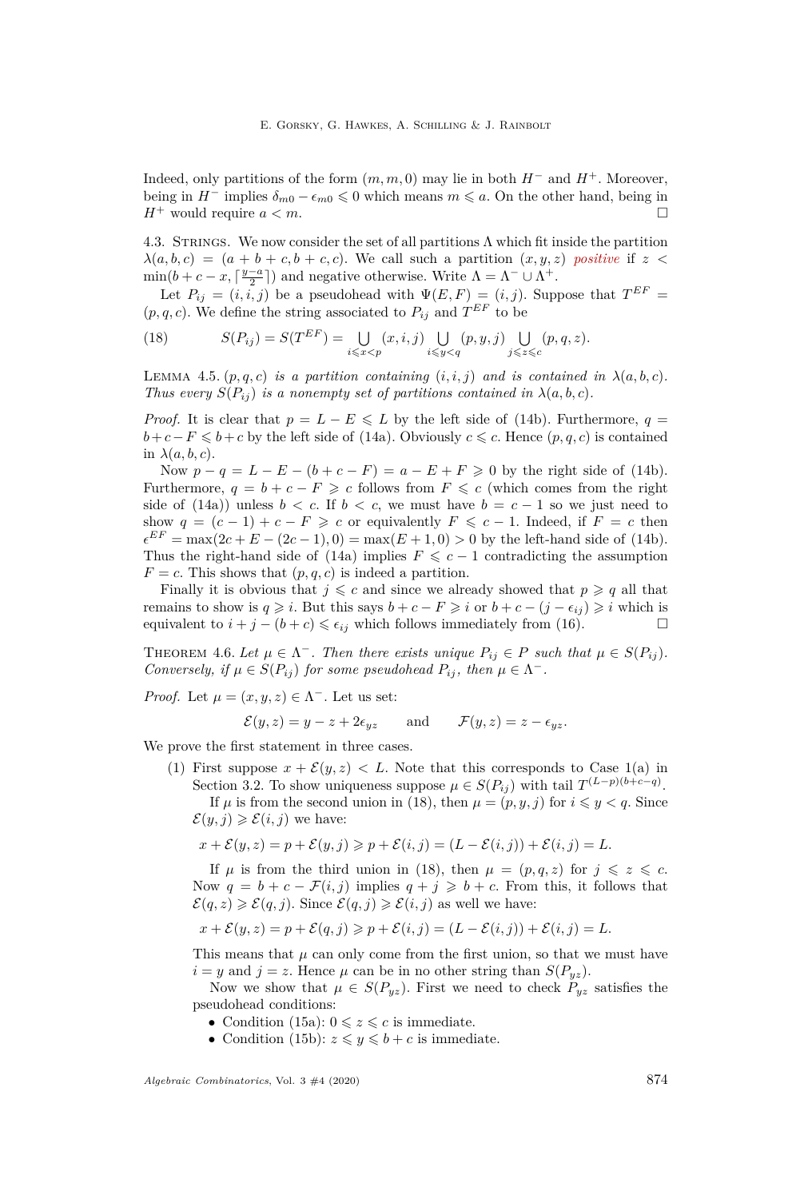Indeed, only partitions of the form $(m, m, 0)$ may lie in both $H^-$ and $H^+$. Moreover, being in $H^-$ implies $\delta_{m0} - \epsilon_{m0} \leqslant 0$ which means $m \leqslant a$. On the other hand, being in $H^+$ would require $a < m$. $\square$

4.3. Strings. We now consider the set of all partitions $\Lambda$ which fit inside the partition $\lambda(a, b, c) = (a + b + c, b + c, c)$. We call such a partition $(x, y, z)$ *positive* if $z < \min(b + c - x, \lceil \frac{y-a}{2} \rceil)$ and negative otherwise. Write $\Lambda = \Lambda^- \cup \Lambda^+$.

Let $P_{ij} = (i, i, j)$ be a pseudohead with $\Psi(E, F) = (i, j)$. Suppose that $T^{EF} = (p, q, c)$. We define the string associated to $P_{ij}$ and $T^{EF}$ to be

$$S(P_{ij}) = S(T^{EF}) = \bigcup_{i \leqslant x < p} (x, i, j) \bigcup_{i \leqslant y < q} (p, y, j) \bigcup_{j \leqslant z \leqslant c} (p, q, z). \tag{18}$$

Lemma 4.5. *$(p, q, c)$ is a partition containing $(i, i, j)$ and is contained in $\lambda(a, b, c)$. Thus every $S(P_{ij})$ is a nonempty set of partitions contained in $\lambda(a, b, c)$.*

*Proof.* It is clear that $p = L - E \leqslant L$ by the left side of (14b). Furthermore, $q = b + c - F \leqslant b + c$ by the left side of (14a). Obviously $c \leqslant c$. Hence $(p, q, c)$ is contained in $\lambda(a, b, c)$.

Now $p - q = L - E - (b + c - F) = a - E + F \geqslant 0$ by the right side of (14b). Furthermore, $q = b + c - F \geqslant c$ follows from $F \leqslant c$ (which comes from the right side of (14a)) unless $b < c$. If $b < c$, we must have $b = c - 1$ so we just need to show $q = (c - 1) + c - F \geqslant c$ or equivalently $F \leqslant c - 1$. Indeed, if $F = c$ then $\epsilon^{EF} = \max(2c + E - (2c - 1), 0) = \max(E + 1, 0) > 0$ by the left-hand side of (14b). Thus the right-hand side of (14a) implies $F \leqslant c - 1$ contradicting the assumption $F = c$. This shows that $(p, q, c)$ is indeed a partition.

Finally it is obvious that $j \leqslant c$ and since we already showed that $p \geqslant q$ all that remains to show is $q \geqslant i$. But this says $b + c - F \geqslant i$ or $b + c - (j - \epsilon_{ij}) \geqslant i$ which is equivalent to $i + j - (b + c) \leqslant \epsilon_{ij}$ which follows immediately from (16). $\square$

Theorem 4.6. *Let $\mu \in \Lambda^-$. Then there exists unique $P_{ij} \in P$ such that $\mu \in S(P_{ij})$. Conversely, if $\mu \in S(P_{ij})$ for some pseudohead $P_{ij}$, then $\mu \in \Lambda^-$.*

*Proof.* Let $\mu = (x, y, z) \in \Lambda^-$. Let us set:

$$\mathcal{E}(y, z) = y - z + 2\epsilon_{yz} \qquad \text{and} \qquad \mathcal{F}(y, z) = z - \epsilon_{yz}.$$

We prove the first statement in three cases.

(1) First suppose $x + \mathcal{E}(y, z) < L$. Note that this corresponds to Case 1(a) in Section 3.2. To show uniqueness suppose $\mu \in S(P_{ij})$ with tail $T^{(L-p)(b+c-q)}$.

If $\mu$ is from the second union in (18), then $\mu = (p, y, j)$ for $i \leqslant y < q$. Since $\mathcal{E}(y, j) \geqslant \mathcal{E}(i, j)$ we have:

$$x + \mathcal{E}(y, z) = p + \mathcal{E}(y, j) \geqslant p + \mathcal{E}(i, j) = (L - \mathcal{E}(i, j)) + \mathcal{E}(i, j) = L.$$

If $\mu$ is from the third union in (18), then $\mu = (p, q, z)$ for $j \leqslant z \leqslant c$. Now $q = b + c - \mathcal{F}(i, j)$ implies $q + j \geqslant b + c$. From this, it follows that $\mathcal{E}(q, z) \geqslant \mathcal{E}(q, j)$. Since $\mathcal{E}(q, j) \geqslant \mathcal{E}(i, j)$ as well we have:

$$x + \mathcal{E}(y, z) = p + \mathcal{E}(q, j) \geqslant p + \mathcal{E}(i, j) = (L - \mathcal{E}(i, j)) + \mathcal{E}(i, j) = L.$$

This means that $\mu$ can only come from the first union, so that we must have $i = y$ and $j = z$. Hence $\mu$ can be in no other string than $S(P_{yz})$.

Now we show that $\mu \in S(P_{yz})$. First we need to check $P_{yz}$ satisfies the pseudohead conditions:

- Condition (15a): $0 \leqslant z \leqslant c$ is immediate.
- Condition (15b): $z \leqslant y \leqslant b + c$ is immediate.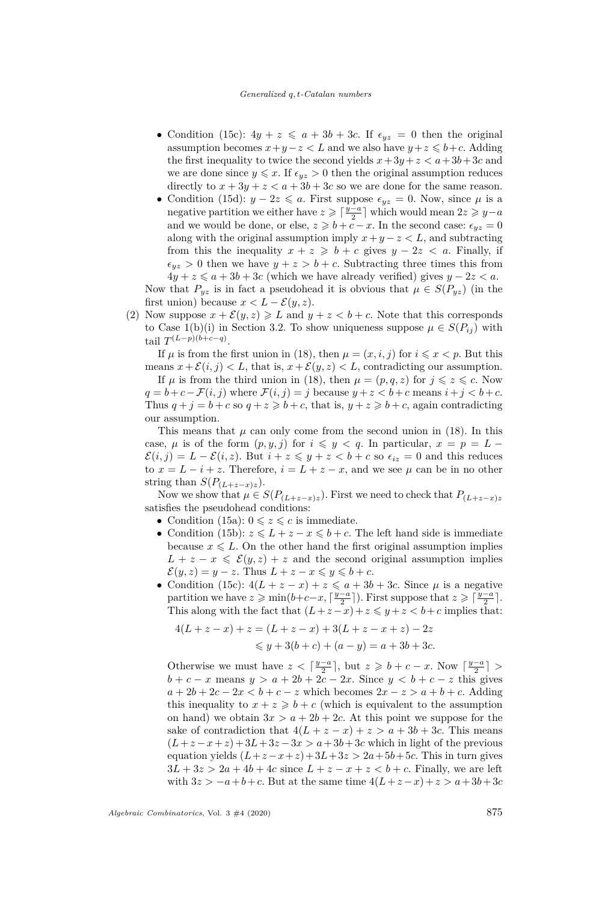- Condition (15c): $4y + z \leqslant a + 3b + 3c$. If $\epsilon_{yz} = 0$ then the original assumption becomes $x+y-z < L$ and we also have $y+z \leqslant b+c$. Adding the first inequality to twice the second yields $x+3y+z < a+3b+3c$ and we are done since $y \leqslant x$. If $\epsilon_{yz} > 0$ then the original assumption reduces directly to $x + 3y + z < a + 3b + 3c$ so we are done for the same reason.
- Condition (15d): $y - 2z \leqslant a$. First suppose $\epsilon_{yz} = 0$. Now, since $\mu$ is a negative partition we either have $z \geqslant \lceil \frac{y-a}{2} \rceil$ which would mean $2z \geqslant y-a$ and we would be done, or else, $z \geqslant b+c-x$. In the second case: $\epsilon_{yz} = 0$ along with the original assumption imply $x+y-z < L$, and subtracting from this the inequality $x + z \geqslant b + c$ gives $y - 2z < a$. Finally, if $\epsilon_{yz} > 0$ then we have $y + z > b + c$. Subtracting three times this from $4y + z \leqslant a + 3b + 3c$ (which we have already verified) gives $y - 2z < a$.

Now that $P_{yz}$ is in fact a pseudohead it is obvious that $\mu \in S(P_{yz})$ (in the first union) because $x < L - \mathcal{E}(y, z)$.

(2) Now suppose $x + \mathcal{E}(y, z) \geqslant L$ and $y + z < b + c$. Note that this corresponds to Case 1(b)(i) in Section 3.2. To show uniqueness suppose $\mu \in S(P_{ij})$ with tail $T^{(L-p)(b+c-q)}$.

If $\mu$ is from the first union in (18), then $\mu = (x, i, j)$ for $i \leqslant x < p$. But this means $x+\mathcal{E}(i, j) < L$, that is, $x+\mathcal{E}(y, z) < L$, contradicting our assumption.

If $\mu$ is from the third union in (18), then $\mu = (p, q, z)$ for $j \leqslant z \leqslant c$. Now $q = b+c-\mathcal{F}(i, j)$ where $\mathcal{F}(i, j) = j$ because $y+z < b+c$ means $i+j < b+c$. Thus $q + j = b + c$ so $q + z \geqslant b + c$, that is, $y + z \geqslant b + c$, again contradicting our assumption.

This means that $\mu$ can only come from the second union in (18). In this case, $\mu$ is of the form $(p, y, j)$ for $i \leqslant y < q$. In particular, $x = p = L - \mathcal{E}(i, j) = L - \mathcal{E}(i, z)$. But $i + z \leqslant y + z < b + c$ so $\epsilon_{iz} = 0$ and this reduces to $x = L - i + z$. Therefore, $i = L + z - x$, and we see $\mu$ can be in no other string than $S(P_{(L+z-x)z})$.

Now we show that $\mu \in S(P_{(L+z-x)z})$. First we need to check that $P_{(L+z-x)z}$ satisfies the pseudohead conditions:

- Condition (15a): $0 \leqslant z \leqslant c$ is immediate.
- Condition (15b): $z \leqslant L + z - x \leqslant b + c$. The left hand side is immediate because $x \leqslant L$. On the other hand the first original assumption implies $L + z - x \leqslant \mathcal{E}(y, z) + z$ and the second original assumption implies $\mathcal{E}(y, z) = y - z$. Thus $L + z - x \leqslant y \leqslant b + c$.
- Condition (15c): $4(L + z - x) + z \leqslant a + 3b + 3c$. Since $\mu$ is a negative partition we have $z \geqslant \min(b+c-x, \lceil \frac{y-a}{2} \rceil)$. First suppose that $z \geqslant \lceil \frac{y-a}{2} \rceil$. This along with the fact that $(L + z - x) + z \leqslant y + z < b + c$ implies that:

$$
\begin{aligned}
4(L + z - x) + z &= (L + z - x) + 3(L + z - x + z) - 2z \\
&\leqslant y + 3(b + c) + (a - y) = a + 3b + 3c.
\end{aligned}
$$

Otherwise we must have $z < \lceil \frac{y-a}{2} \rceil$, but $z \geqslant b + c - x$. Now $\lceil \frac{y-a}{2} \rceil > b + c - x$ means $y > a + 2b + 2c - 2x$. Since $y < b + c - z$ this gives $a + 2b + 2c - 2x < b + c - z$ which becomes $2x - z > a + b + c$. Adding this inequality to $x + z \geqslant b + c$ (which is equivalent to the assumption on hand) we obtain $3x > a + 2b + 2c$. At this point we suppose for the sake of contradiction that $4(L + z - x) + z > a + 3b + 3c$. This means $(L+z-x+z)+3L+3z-3x > a+3b+3c$ which in light of the previous equation yields $(L+z-x+z)+3L+3z > 2a+5b+5c$. This in turn gives $3L + 3z > 2a + 4b + 4c$ since $L + z - x + z < b + c$. Finally, we are left with $3z > -a+b+c$. But at the same time $4(L+z-x)+z > a+3b+3c$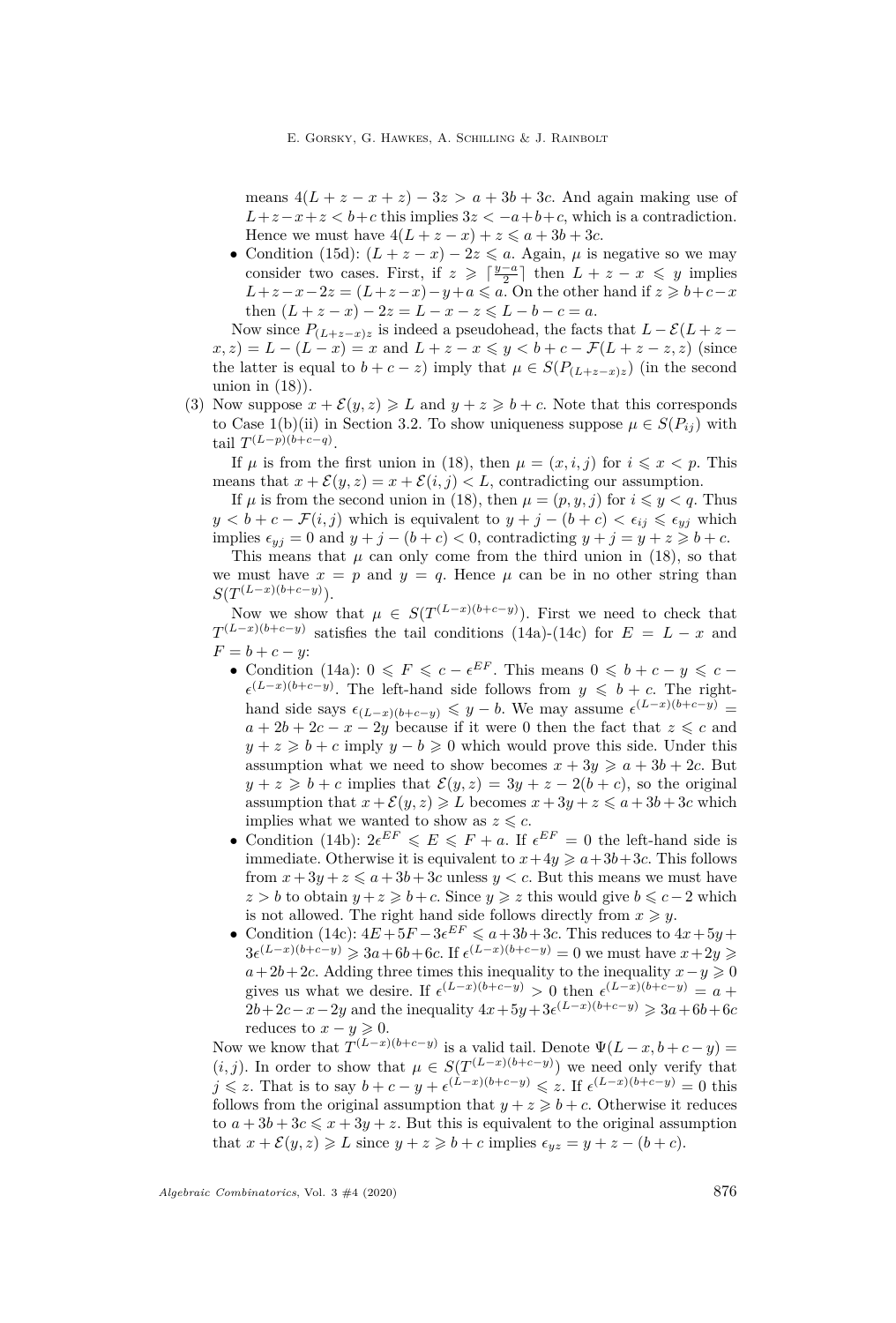means $4(L+z-x+z)-3z > a+3b+3c$. And again making use of $L+z-x+z < b+c$ this implies $3z < -a+b+c$, which is a contradiction. Hence we must have $4(L+z-x)+z \leqslant a+3b+3c$.

- Condition (15d): $(L+z-x)-2z \leqslant a$. Again, $\mu$ is negative so we may consider two cases. First, if $z \geqslant \lceil \frac{y-a}{2} \rceil$ then $L+z-x \leqslant y$ implies $L+z-x-2z = (L+z-x)-y+a \leqslant a$. On the other hand if $z \geqslant b+c-x$ then $(L+z-x)-2z = L-x-z \leqslant L-b-c = a$.

Now since $P_{(L+z-x)z}$ is indeed a pseudohead, the facts that $L-\mathcal{E}(L+z-x,z) = L-(L-x) = x$ and $L+z-x \leqslant y < b+c-\mathcal{F}(L+z-z,z)$ (since the latter is equal to $b+c-z$) imply that $\mu \in S(P_{(L+z-x)z})$ (in the second union in (18)).

(3) Now suppose $x+\mathcal{E}(y,z) \geqslant L$ and $y+z \geqslant b+c$. Note that this corresponds to Case 1(b)(ii) in Section 3.2. To show uniqueness suppose $\mu \in S(P_{ij})$ with tail $T^{(L-p)(b+c-q)}$.

If $\mu$ is from the first union in (18), then $\mu = (x,i,j)$ for $i \leqslant x < p$. This means that $x+\mathcal{E}(y,z) = x+\mathcal{E}(i,j) < L$, contradicting our assumption.

If $\mu$ is from the second union in (18), then $\mu = (p,y,j)$ for $i \leqslant y < q$. Thus $y < b+c-\mathcal{F}(i,j)$ which is equivalent to $y+j-(b+c) < \epsilon_{ij} \leqslant \epsilon_{yj}$ which implies $\epsilon_{yj} = 0$ and $y+j-(b+c) < 0$, contradicting $y+j = y+z \geqslant b+c$.

This means that $\mu$ can only come from the third union in (18), so that we must have $x = p$ and $y = q$. Hence $\mu$ can be in no other string than $S(T^{(L-x)(b+c-y)})$.

Now we show that $\mu \in S(T^{(L-x)(b+c-y)})$. First we need to check that $T^{(L-x)(b+c-y)}$ satisfies the tail conditions (14a)-(14c) for $E = L-x$ and $F = b+c-y$:

- Condition (14a): $0 \leqslant F \leqslant c - \epsilon^{EF}$. This means $0 \leqslant b+c-y \leqslant c - \epsilon^{(L-x)(b+c-y)}$. The left-hand side follows from $y \leqslant b+c$. The right-hand side says $\epsilon_{(L-x)(b+c-y)} \leqslant y-b$. We may assume $\epsilon^{(L-x)(b+c-y)} = a+2b+2c-x-2y$ because if it were 0 then the fact that $z \leqslant c$ and $y+z \geqslant b+c$ imply $y-b \geqslant 0$ which would prove this side. Under this assumption what we need to show becomes $x+3y \geqslant a+3b+2c$. But $y+z \geqslant b+c$ implies that $\mathcal{E}(y,z) = 3y+z-2(b+c)$, so the original assumption that $x+\mathcal{E}(y,z) \geqslant L$ becomes $x+3y+z \leqslant a+3b+3c$ which implies what we wanted to show as $z \leqslant c$.
- Condition (14b): $2\epsilon^{EF} \leqslant E \leqslant F+a$. If $\epsilon^{EF} = 0$ the left-hand side is immediate. Otherwise it is equivalent to $x+4y \geqslant a+3b+3c$. This follows from $x+3y+z \leqslant a+3b+3c$ unless $y < c$. But this means we must have $z > b$ to obtain $y+z \geqslant b+c$. Since $y \geqslant z$ this would give $b \leqslant c-2$ which is not allowed. The right hand side follows directly from $x \geqslant y$.
- Condition (14c): $4E+5F-3\epsilon^{EF} \leqslant a+3b+3c$. This reduces to $4x+5y+3\epsilon^{(L-x)(b+c-y)} \geqslant 3a+6b+6c$. If $\epsilon^{(L-x)(b+c-y)} = 0$ we must have $x+2y \geqslant a+2b+2c$. Adding three times this inequality to the inequality $x-y \geqslant 0$ gives us what we desire. If $\epsilon^{(L-x)(b+c-y)} > 0$ then $\epsilon^{(L-x)(b+c-y)} = a+2b+2c-x-2y$ and the inequality $4x+5y+3\epsilon^{(L-x)(b+c-y)} \geqslant 3a+6b+6c$ reduces to $x-y \geqslant 0$.

Now we know that $T^{(L-x)(b+c-y)}$ is a valid tail. Denote $\Psi(L-x,b+c-y) = (i,j)$. In order to show that $\mu \in S(T^{(L-x)(b+c-y)})$ we need only verify that $j \leqslant z$. That is to say $b+c-y+\epsilon^{(L-x)(b+c-y)} \leqslant z$. If $\epsilon^{(L-x)(b+c-y)} = 0$ this follows from the original assumption that $y+z \geqslant b+c$. Otherwise it reduces to $a+3b+3c \leqslant x+3y+z$. But this is equivalent to the original assumption that $x+\mathcal{E}(y,z) \geqslant L$ since $y+z \geqslant b+c$ implies $\epsilon_{yz} = y+z-(b+c)$.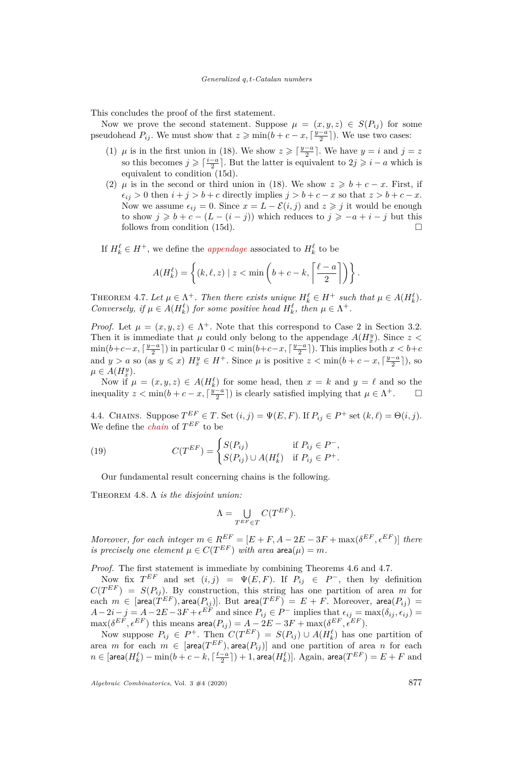This concludes the proof of the first statement.

Now we prove the second statement. Suppose $\mu = (x, y, z) \in S(P_{ij})$ for some pseudohead $P_{ij}$. We must show that $z \geqslant \min(b + c - x, \lceil \frac{y-a}{2} \rceil)$. We use two cases:

1. $\mu$ is in the first union in (18). We show $z \geqslant \lceil \frac{y-a}{2} \rceil$. We have $y = i$ and $j = z$ so this becomes $j \geqslant \lceil \frac{i-a}{2} \rceil$. But the latter is equivalent to $2j \geqslant i - a$ which is equivalent to condition (15d).
2. $\mu$ is in the second or third union in (18). We show $z \geqslant b + c - x$. First, if $\epsilon_{ij} > 0$ then $i + j > b + c$ directly implies $j > b + c - x$ so that $z > b + c - x$. Now we assume $\epsilon_{ij} = 0$. Since $x = L - \mathcal{E}(i, j)$ and $z \geqslant j$ it would be enough to show $j \geqslant b + c - (L - (i - j))$ which reduces to $j \geqslant -a + i - j$ but this follows from condition (15d). □

If $H_k^\ell \in H^+$, we define the *appendage* associated to $H_k^\ell$ to be

$$A(H_k^\ell) = \left\{ (k, \ell, z) \mid z < \min\left(b + c - k, \left\lceil \frac{\ell - a}{2} \right\rceil \right) \right\}.$$

Theorem 4.7. *Let $\mu \in \Lambda^+$. Then there exists unique $H_k^\ell \in H^+$ such that $\mu \in A(H_k^\ell)$. Conversely, if $\mu \in A(H_k^\ell)$ for some positive head $H_k^\ell$, then $\mu \in \Lambda^+$.*

*Proof.* Let $\mu = (x, y, z) \in \Lambda^+$. Note that this correspond to Case 2 in Section 3.2. Then it is immediate that $\mu$ could only belong to the appendage $A(H_x^y)$. Since $z < \min(b+c-x, \lceil \frac{y-a}{2} \rceil)$ in particular $0 < \min(b+c-x, \lceil \frac{y-a}{2} \rceil)$. This implies both $x < b+c$ and $y > a$ so (as $y \leqslant x$) $H_x^y \in H^+$. Since $\mu$ is positive $z < \min(b + c - x, \lceil \frac{y-a}{2} \rceil)$, so $\mu \in A(H_x^y)$.

Now if $\mu = (x, y, z) \in A(H_k^\ell)$ for some head, then $x = k$ and $y = \ell$ and so the inequality $z < \min(b + c - x, \lceil \frac{y-a}{2} \rceil)$ is clearly satisfied implying that $\mu \in \Lambda^+$. □

4.4. Chains. Suppose $T^{EF} \in T$. Set $(i, j) = \Psi(E, F)$. If $P_{ij} \in P^+$ set $(k, \ell) = \Theta(i, j)$. We define the *chain* of $T^{EF}$ to be

$$C(T^{EF}) = \begin{cases} S(P_{ij}) & \text{if } P_{ij} \in P^-, \\ S(P_{ij}) \cup A(H_k^\ell) & \text{if } P_{ij} \in P^+. \end{cases} \tag{19}$$

Our fundamental result concerning chains is the following.

Theorem 4.8. *$\Lambda$ is the disjoint union:*

$$\Lambda = \bigcup_{T^{EF} \in T} C(T^{EF}).$$

*Moreover, for each integer $m \in R^{EF} = [E + F, A - 2E - 3F + \max(\delta^{EF}, \epsilon^{EF})]$ there is precisely one element $\mu \in C(T^{EF})$ with area $\mathsf{area}(\mu) = m$.*

*Proof.* The first statement is immediate by combining Theorems 4.6 and 4.7.

Now fix $T^{EF}$ and set $(i, j) = \Psi(E, F)$. If $P_{ij} \in P^-$, then by definition $C(T^{EF}) = S(P_{ij})$. By construction, this string has one partition of area $m$ for each $m \in [\mathsf{area}(T^{EF}), \mathsf{area}(P_{ij})]$. But $\mathsf{area}(T^{EF}) = E + F$. Moreover, $\mathsf{area}(P_{ij}) = A - 2i - j = A - 2E - 3F + \epsilon^{EF}$ and since $P_{ij} \in P^-$ implies that $\epsilon_{ij} = \max(\delta_{ij}, \epsilon_{ij}) = \max(\delta^{EF}, \epsilon^{EF})$ this means $\mathsf{area}(P_{ij}) = A - 2E - 3F + \max(\delta^{EF}, \epsilon^{EF})$.

Now suppose $P_{ij} \in P^+$. Then $C(T^{EF}) = S(P_{ij}) \cup A(H_k^\ell)$ has one partition of area $m$ for each $m \in [\mathsf{area}(T^{EF}), \mathsf{area}(P_{ij})]$ and one partition of area $n$ for each $n \in [\mathsf{area}(H_k^\ell) - \min(b + c - k, \lceil \frac{\ell - a}{2} \rceil) + 1, \mathsf{area}(H_k^\ell)]$. Again, $\mathsf{area}(T^{EF}) = E + F$ and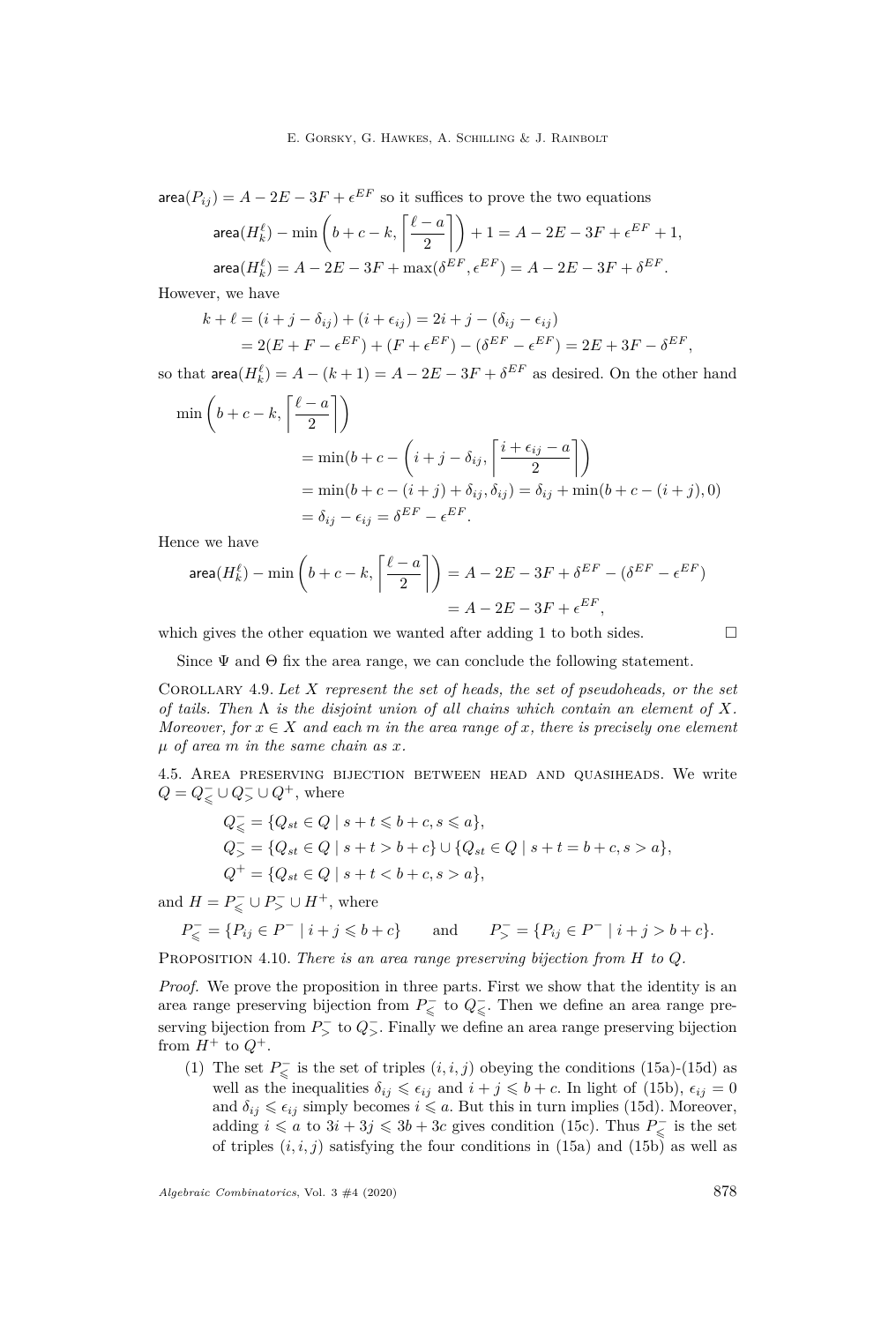$\mathsf{area}(P_{ij}) = A - 2E - 3F + \epsilon^{EF}$ so it suffices to prove the two equations

$$\mathsf{area}(H_k^\ell) - \min\left(b+c-k, \left\lceil \frac{\ell - a}{2} \right\rceil\right) + 1 = A - 2E - 3F + \epsilon^{EF} + 1,$$

$$\mathsf{area}(H_k^\ell) = A - 2E - 3F + \max(\delta^{EF}, \epsilon^{EF}) = A - 2E - 3F + \delta^{EF}.$$

However, we have

$$\begin{aligned} k + \ell &= (i + j - \delta_{ij}) + (i + \epsilon_{ij}) = 2i + j - (\delta_{ij} - \epsilon_{ij}) \\ &= 2(E + F - \epsilon^{EF}) + (F + \epsilon^{EF}) - (\delta^{EF} - \epsilon^{EF}) = 2E + 3F - \delta^{EF}, \end{aligned}$$

so that $\mathsf{area}(H_k^\ell) = A - (k+1) = A - 2E - 3F + \delta^{EF}$ as desired. On the other hand

$$\begin{aligned} \min&\left(b+c-k, \left\lceil \frac{\ell - a}{2} \right\rceil\right) \\ &= \min\left(b + c - \left(i + j - \delta_{ij}, \left\lceil \frac{i + \epsilon_{ij} - a}{2} \right\rceil\right)\right) \\ &= \min(b + c - (i+j) + \delta_{ij}, \delta_{ij}) = \delta_{ij} + \min(b + c - (i+j), 0) \\ &= \delta_{ij} - \epsilon_{ij} = \delta^{EF} - \epsilon^{EF}. \end{aligned}$$

Hence we have

$$\begin{aligned} \mathsf{area}(H_k^\ell) - \min\left(b+c-k, \left\lceil \frac{\ell - a}{2} \right\rceil\right) &= A - 2E - 3F + \delta^{EF} - (\delta^{EF} - \epsilon^{EF}) \\ &= A - 2E - 3F + \epsilon^{EF}, \end{aligned}$$

which gives the other equation we wanted after adding 1 to both sides. □

Since $\Psi$ and $\Theta$ fix the area range, we can conclude the following statement.

Corollary 4.9. *Let $X$ represent the set of heads, the set of pseudoheads, or the set of tails. Then $\Lambda$ is the disjoint union of all chains which contain an element of $X$. Moreover, for $x \in X$ and each $m$ in the area range of $x$, there is precisely one element $\mu$ of area $m$ in the same chain as $x$.*

## 4.5. Area preserving bijection between head and quasiheads.

We write $Q = Q^-_{\leqslant} \cup Q^-_{>} \cup Q^+$, where

$$Q^-_{\leqslant} = \{Q_{st} \in Q \mid s + t \leqslant b + c, s \leqslant a\},$$

$$Q^-_{>} = \{Q_{st} \in Q \mid s + t > b + c\} \cup \{Q_{st} \in Q \mid s + t = b + c, s > a\},$$

$$Q^+ = \{Q_{st} \in Q \mid s + t < b + c, s > a\},$$

and $H = P^-_{\leqslant} \cup P^-_{>} \cup H^+$, where

$$P^-_{\leqslant} = \{P_{ij} \in P^- \mid i + j \leqslant b + c\} \qquad \text{and} \qquad P^-_{>} = \{P_{ij} \in P^- \mid i + j > b + c\}.$$

Proposition 4.10. *There is an area range preserving bijection from $H$ to $Q$.*

*Proof.* We prove the proposition in three parts. First we show that the identity is an area range preserving bijection from $P^-_{\leqslant}$ to $Q^-_{\leqslant}$. Then we define an area range preserving bijection from $P^-_{>}$ to $Q^-_{>}$. Finally we define an area range preserving bijection from $H^+$ to $Q^+$.

1. The set $P^-_{\leqslant}$ is the set of triples $(i, i, j)$ obeying the conditions (15a)-(15d) as well as the inequalities $\delta_{ij} \leqslant \epsilon_{ij}$ and $i + j \leqslant b + c$. In light of (15b), $\epsilon_{ij} = 0$ and $\delta_{ij} \leqslant \epsilon_{ij}$ simply becomes $i \leqslant a$. But this in turn implies (15d). Moreover, adding $i \leqslant a$ to $3i + 3j \leqslant 3b + 3c$ gives condition (15c). Thus $P^-_{\leqslant}$ is the set of triples $(i, i, j)$ satisfying the four conditions in (15a) and (15b) as well as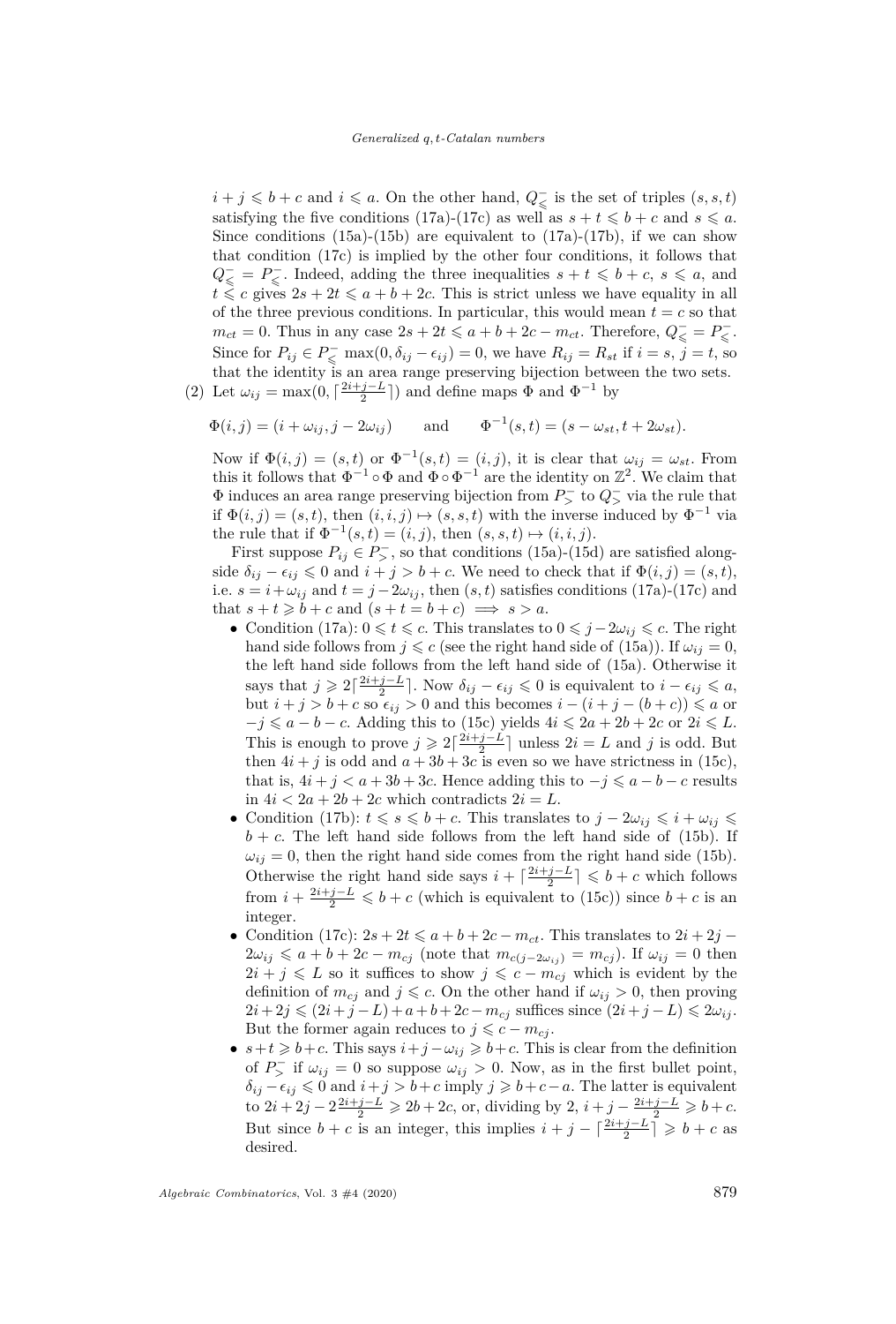$i+j \leqslant b+c$ and $i \leqslant a$. On the other hand, $Q^-_{\leqslant}$ is the set of triples $(s,s,t)$ satisfying the five conditions (17a)-(17c) as well as $s+t \leqslant b+c$ and $s \leqslant a$. Since conditions (15a)-(15b) are equivalent to (17a)-(17b), if we can show that condition (17c) is implied by the other four conditions, it follows that $Q^-_{\leqslant} = P^-_{\leqslant}$. Indeed, adding the three inequalities $s+t \leqslant b+c$, $s \leqslant a$, and $t \leqslant c$ gives $2s+2t \leqslant a+b+2c$. This is strict unless we have equality in all of the three previous conditions. In particular, this would mean $t=c$ so that $m_{ct}=0$. Thus in any case $2s+2t \leqslant a+b+2c-m_{ct}$. Therefore, $Q^-_{\leqslant} = P^-_{\leqslant}$. Since for $P_{ij} \in P^-_{\leqslant}$ $\max(0, \delta_{ij} - \epsilon_{ij}) = 0$, we have $R_{ij} = R_{st}$ if $i=s$, $j=t$, so that the identity is an area range preserving bijection between the two sets.

(2) Let $\omega_{ij} = \max(0, \lceil \frac{2i+j-L}{2} \rceil)$ and define maps $\Phi$ and $\Phi^{-1}$ by

$$\Phi(i,j) = (i+\omega_{ij}, j-2\omega_{ij}) \qquad \text{and} \qquad \Phi^{-1}(s,t) = (s-\omega_{st}, t+2\omega_{st}).$$

Now if $\Phi(i,j) = (s,t)$ or $\Phi^{-1}(s,t) = (i,j)$, it is clear that $\omega_{ij} = \omega_{st}$. From this it follows that $\Phi^{-1} \circ \Phi$ and $\Phi \circ \Phi^{-1}$ are the identity on $\mathbb{Z}^2$. We claim that $\Phi$ induces an area range preserving bijection from $P^-_{>}$ to $Q^-_{>}$ via the rule that if $\Phi(i,j) = (s,t)$, then $(i,i,j) \mapsto (s,s,t)$ with the inverse induced by $\Phi^{-1}$ via the rule that if $\Phi^{-1}(s,t) = (i,j)$, then $(s,s,t) \mapsto (i,i,j)$.

First suppose $P_{ij} \in P^-_{>}$, so that conditions (15a)-(15d) are satisfied alongside $\delta_{ij} - \epsilon_{ij} \leqslant 0$ and $i+j > b+c$. We need to check that if $\Phi(i,j) = (s,t)$, i.e. $s = i+\omega_{ij}$ and $t = j-2\omega_{ij}$, then $(s,t)$ satisfies conditions (17a)-(17c) and that $s+t \geqslant b+c$ and $(s+t = b+c) \implies s > a$.

- Condition (17a): $0 \leqslant t \leqslant c$. This translates to $0 \leqslant j-2\omega_{ij} \leqslant c$. The right hand side follows from $j \leqslant c$ (see the right hand side of (15a)). If $\omega_{ij} = 0$, the left hand side follows from the left hand side of (15a). Otherwise it says that $j \geqslant 2\lceil \frac{2i+j-L}{2} \rceil$. Now $\delta_{ij} - \epsilon_{ij} \leqslant 0$ is equivalent to $i - \epsilon_{ij} \leqslant a$, but $i+j > b+c$ so $\epsilon_{ij} > 0$ and this becomes $i - (i+j-(b+c)) \leqslant a$ or $-j \leqslant a-b-c$. Adding this to (15c) yields $4i \leqslant 2a+2b+2c$ or $2i \leqslant L$. This is enough to prove $j \geqslant 2\lceil \frac{2i+j-L}{2} \rceil$ unless $2i = L$ and $j$ is odd. But then $4i+j$ is odd and $a+3b+3c$ is even so we have strictness in (15c), that is, $4i+j < a+3b+3c$. Hence adding this to $-j \leqslant a-b-c$ results in $4i < 2a+2b+2c$ which contradicts $2i = L$.
- Condition (17b): $t \leqslant s \leqslant b+c$. This translates to $j-2\omega_{ij} \leqslant i+\omega_{ij} \leqslant b+c$. The left hand side follows from the left hand side of (15b). If $\omega_{ij} = 0$, then the right hand side comes from the right hand side (15b). Otherwise the right hand side says $i + \lceil \frac{2i+j-L}{2} \rceil \leqslant b+c$ which follows from $i + \frac{2i+j-L}{2} \leqslant b+c$ (which is equivalent to (15c)) since $b+c$ is an integer.
- Condition (17c): $2s+2t \leqslant a+b+2c-m_{ct}$. This translates to $2i+2j-2\omega_{ij} \leqslant a+b+2c-m_{cj}$ (note that $m_{c(j-2\omega_{ij})} = m_{cj}$). If $\omega_{ij} = 0$ then $2i+j \leqslant L$ so it suffices to show $j \leqslant c - m_{cj}$ which is evident by the definition of $m_{cj}$ and $j \leqslant c$. On the other hand if $\omega_{ij} > 0$, then proving $2i+2j \leqslant (2i+j-L)+a+b+2c-m_{cj}$ suffices since $(2i+j-L) \leqslant 2\omega_{ij}$. But the former again reduces to $j \leqslant c - m_{cj}$.
- $s+t \geqslant b+c$. This says $i+j-\omega_{ij} \geqslant b+c$. This is clear from the definition of $P^-_{>}$ if $\omega_{ij} = 0$ so suppose $\omega_{ij} > 0$. Now, as in the first bullet point, $\delta_{ij} - \epsilon_{ij} \leqslant 0$ and $i+j > b+c$ imply $j \geqslant b+c-a$. The latter is equivalent to $2i+2j-2\frac{2i+j-L}{2} \geqslant 2b+2c$, or, dividing by 2, $i+j-\frac{2i+j-L}{2} \geqslant b+c$. But since $b+c$ is an integer, this implies $i+j-\lceil \frac{2i+j-L}{2} \rceil \geqslant b+c$ as desired.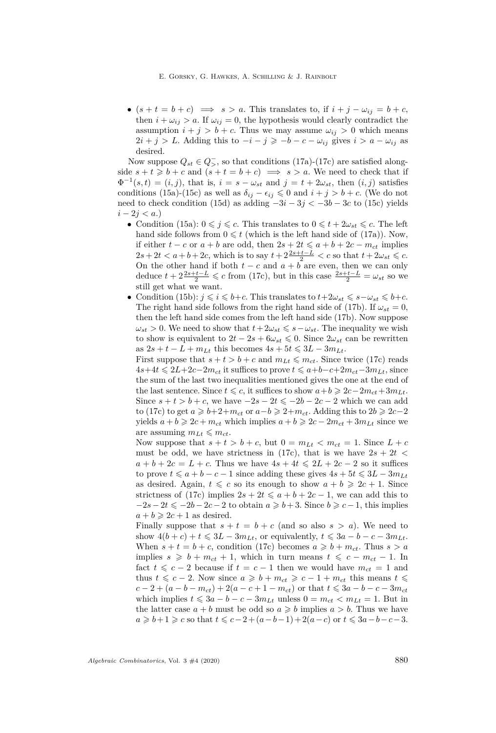- $(s+t=b+c) \implies s>a$. This translates to, if $i+j-\omega_{ij}=b+c$, then $i+\omega_{ij}>a$. If $\omega_{ij}=0$, the hypothesis would clearly contradict the assumption $i+j>b+c$. Thus we may assume $\omega_{ij}>0$ which means $2i+j>L$. Adding this to $-i-j\geqslant -b-c-\omega_{ij}$ gives $i>a-\omega_{ij}$ as desired.

Now suppose $Q_{st}\in Q^{-}_{>}$, so that conditions (17a)-(17c) are satisfied alongside $s+t\geqslant b+c$ and $(s+t=b+c) \implies s>a$. We need to check that if $\Phi^{-1}(s,t)=(i,j)$, that is, $i=s-\omega_{st}$ and $j=t+2\omega_{st}$, then $(i,j)$ satisfies conditions (15a)-(15c) as well as $\delta_{ij}-\epsilon_{ij}\leqslant 0$ and $i+j>b+c$. (We do not need to check condition (15d) as adding $-3i-3j<-3b-3c$ to (15c) yields $i-2j<a$.)

- Condition (15a): $0\leqslant j\leqslant c$. This translates to $0\leqslant t+2\omega_{st}\leqslant c$. The left hand side follows from $0\leqslant t$ (which is the left hand side of (17a)). Now, if either $t-c$ or $a+b$ are odd, then $2s+2t\leqslant a+b+2c-m_{ct}$ implies $2s+2t<a+b+2c$, which is to say $t+2\frac{2s+t-L}{2}<c$ so that $t+2\omega_{st}\leqslant c$. On the other hand if both $t-c$ and $a+b$ are even, then we can only deduce $t+2\frac{2s+t-L}{2}\leqslant c$ from (17c), but in this case $\frac{2s+t-L}{2}=\omega_{st}$ so we still get what we want.
- Condition (15b): $j\leqslant i\leqslant b+c$. This translates to $t+2\omega_{st}\leqslant s-\omega_{st}\leqslant b+c$. The right hand side follows from the right hand side of (17b). If $\omega_{st}=0$, then the left hand side comes from the left hand side (17b). Now suppose $\omega_{st}>0$. We need to show that $t+2\omega_{st}\leqslant s-\omega_{st}$. The inequality we wish to show is equivalent to $2t-2s+6\omega_{st}\leqslant 0$. Since $2\omega_{st}$ can be rewritten as $2s+t-L+m_{Lt}$ this becomes $4s+5t\leqslant 3L-3m_{Lt}$.

  First suppose that $s+t>b+c$ and $m_{Lt}\leqslant m_{ct}$. Since twice (17c) reads $4s+4t\leqslant 2L+2c-2m_{ct}$ it suffices to prove $t\leqslant a+b-c+2m_{ct}-3m_{Lt}$, since the sum of the last two inequalities mentioned gives the one at the end of the last sentence. Since $t\leqslant c$, it suffices to show $a+b\geqslant 2c-2m_{ct}+3m_{Lt}$. Since $s+t>b+c$, we have $-2s-2t\leqslant -2b-2c-2$ which we can add to (17c) to get $a\geqslant b+2+m_{ct}$ or $a-b\geqslant 2+m_{ct}$. Adding this to $2b\geqslant 2c-2$ yields $a+b\geqslant 2c+m_{ct}$ which implies $a+b\geqslant 2c-2m_{ct}+3m_{Lt}$ since we are assuming $m_{Lt}\leqslant m_{ct}$.

  Now suppose that $s+t>b+c$, but $0=m_{Lt}<m_{ct}=1$. Since $L+c$ must be odd, we have strictness in (17c), that is we have $2s+2t<a+b+2c=L+c$. Thus we have $4s+4t\leqslant 2L+2c-2$ so it suffices to prove $t\leqslant a+b-c-1$ since adding these gives $4s+5t\leqslant 3L-3m_{Lt}$ as desired. Again, $t\leqslant c$ so its enough to show $a+b\geqslant 2c+1$. Since strictness of (17c) implies $2s+2t\leqslant a+b+2c-1$, we can add this to $-2s-2t\leqslant -2b-2c-2$ to obtain $a\geqslant b+3$. Since $b\geqslant c-1$, this implies $a+b\geqslant 2c+1$ as desired.

  Finally suppose that $s+t=b+c$ (and so also $s>a$). We need to show $4(b+c)+t\leqslant 3L-3m_{Lt}$, or equivalently, $t\leqslant 3a-b-c-3m_{Lt}$. When $s+t=b+c$, condition (17c) becomes $a\geqslant b+m_{ct}$. Thus $s>a$ implies $s\geqslant b+m_{ct}+1$, which in turn means $t\leqslant c-m_{ct}-1$. In fact $t\leqslant c-2$ because if $t=c-1$ then we would have $m_{ct}=1$ and thus $t\leqslant c-2$. Now since $a\geqslant b+m_{ct}\geqslant c-1+m_{ct}$ this means $t\leqslant c-2+(a-b-m_{ct})+2(a-c+1-m_{ct})$ or that $t\leqslant 3a-b-c-3m_{ct}$ which implies $t\leqslant 3a-b-c-3m_{Lt}$ unless $0=m_{ct}<m_{Lt}=1$. But in the latter case $a+b$ must be odd so $a\geqslant b$ implies $a>b$. Thus we have $a\geqslant b+1\geqslant c$ so that $t\leqslant c-2+(a-b-1)+2(a-c)$ or $t\leqslant 3a-b-c-3$.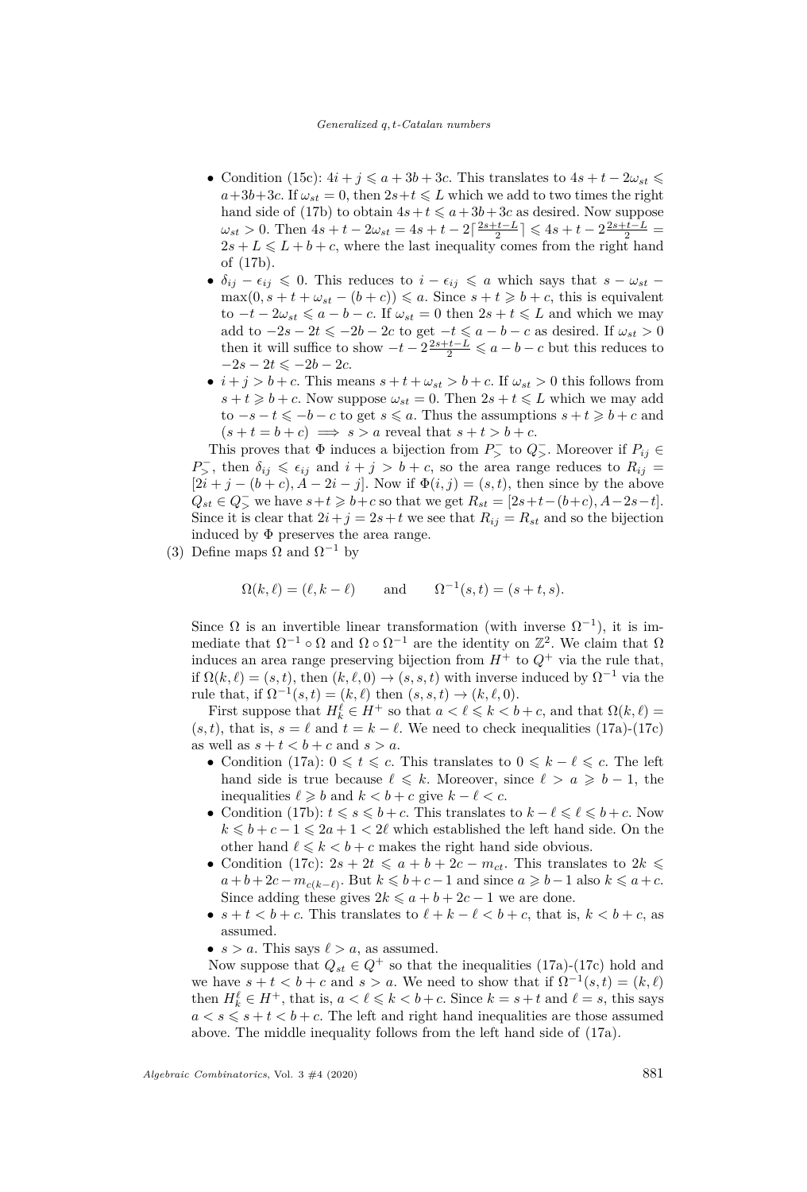- Condition (15c): $4i + j \leqslant a + 3b + 3c$. This translates to $4s + t - 2\omega_{st} \leqslant a + 3b + 3c$. If $\omega_{st} = 0$, then $2s + t \leqslant L$ which we add to two times the right hand side of (17b) to obtain $4s + t \leqslant a + 3b + 3c$ as desired. Now suppose $\omega_{st} > 0$. Then $4s + t - 2\omega_{st} = 4s + t - 2\lceil \frac{2s+t-L}{2} \rceil \leqslant 4s + t - 2\frac{2s+t-L}{2} = 2s + L \leqslant L + b + c$, where the last inequality comes from the right hand of (17b).
- $\delta_{ij} - \epsilon_{ij} \leqslant 0$. This reduces to $i - \epsilon_{ij} \leqslant a$ which says that $s - \omega_{st} - \max(0, s + t + \omega_{st} - (b + c)) \leqslant a$. Since $s + t \geqslant b + c$, this is equivalent to $-t - 2\omega_{st} \leqslant a - b - c$. If $\omega_{st} = 0$ then $2s + t \leqslant L$ and which we may add to $-2s - 2t \leqslant -2b - 2c$ to get $-t \leqslant a - b - c$ as desired. If $\omega_{st} > 0$ then it will suffice to show $-t - 2\frac{2s+t-L}{2} \leqslant a - b - c$ but this reduces to $-2s - 2t \leqslant -2b - 2c$.
- $i + j > b + c$. This means $s + t + \omega_{st} > b + c$. If $\omega_{st} > 0$ this follows from $s + t \geqslant b + c$. Now suppose $\omega_{st} = 0$. Then $2s + t \leqslant L$ which we may add to $-s - t \leqslant -b - c$ to get $s \leqslant a$. Thus the assumptions $s + t \geqslant b + c$ and $(s + t = b + c) \implies s > a$ reveal that $s + t > b + c$.

This proves that $\Phi$ induces a bijection from $P^-_>$ to $Q^-_>$. Moreover if $P_{ij} \in P^-_>$, then $\delta_{ij} \leqslant \epsilon_{ij}$ and $i + j > b + c$, so the area range reduces to $R_{ij} = [2i + j - (b + c), A - 2i - j]$. Now if $\Phi(i, j) = (s, t)$, then since by the above $Q_{st} \in Q^-_>$ we have $s + t \geqslant b + c$ so that we get $R_{st} = [2s + t - (b + c), A - 2s - t]$. Since it is clear that $2i + j = 2s + t$ we see that $R_{ij} = R_{st}$ and so the bijection induced by $\Phi$ preserves the area range.

(3) Define maps $\Omega$ and $\Omega^{-1}$ by

$$\Omega(k, \ell) = (\ell, k - \ell) \qquad \text{and} \qquad \Omega^{-1}(s, t) = (s + t, s).$$

Since $\Omega$ is an invertible linear transformation (with inverse $\Omega^{-1}$), it is immediate that $\Omega^{-1} \circ \Omega$ and $\Omega \circ \Omega^{-1}$ are the identity on $\mathbb{Z}^2$. We claim that $\Omega$ induces an area range preserving bijection from $H^+$ to $Q^+$ via the rule that, if $\Omega(k, \ell) = (s, t)$, then $(k, \ell, 0) \to (s, s, t)$ with inverse induced by $\Omega^{-1}$ via the rule that, if $\Omega^{-1}(s, t) = (k, \ell)$ then $(s, s, t) \to (k, \ell, 0)$.

First suppose that $H^\ell_k \in H^+$ so that $a < \ell \leqslant k < b + c$, and that $\Omega(k, \ell) = (s, t)$, that is, $s = \ell$ and $t = k - \ell$. We need to check inequalities (17a)-(17c) as well as $s + t < b + c$ and $s > a$.

- Condition (17a): $0 \leqslant t \leqslant c$. This translates to $0 \leqslant k - \ell \leqslant c$. The left hand side is true because $\ell \leqslant k$. Moreover, since $\ell > a \geqslant b - 1$, the inequalities $\ell \geqslant b$ and $k < b + c$ give $k - \ell < c$.
- Condition (17b): $t \leqslant s \leqslant b + c$. This translates to $k - \ell \leqslant \ell \leqslant b + c$. Now $k \leqslant b + c - 1 \leqslant 2a + 1 < 2\ell$ which established the left hand side. On the other hand $\ell \leqslant k < b + c$ makes the right hand side obvious.
- Condition (17c): $2s + 2t \leqslant a + b + 2c - m_{ct}$. This translates to $2k \leqslant a + b + 2c - m_{c(k-\ell)}$. But $k \leqslant b + c - 1$ and since $a \geqslant b - 1$ also $k \leqslant a + c$. Since adding these gives $2k \leqslant a + b + 2c - 1$ we are done.
- $s + t < b + c$. This translates to $\ell + k - \ell < b + c$, that is, $k < b + c$, as assumed.
- $s > a$. This says $\ell > a$, as assumed.

Now suppose that $Q_{st} \in Q^+$ so that the inequalities (17a)-(17c) hold and we have $s + t < b + c$ and $s > a$. We need to show that if $\Omega^{-1}(s, t) = (k, \ell)$ then $H^\ell_k \in H^+$, that is, $a < \ell \leqslant k < b + c$. Since $k = s + t$ and $\ell = s$, this says $a < s \leqslant s + t < b + c$. The left and right hand inequalities are those assumed above. The middle inequality follows from the left hand side of (17a).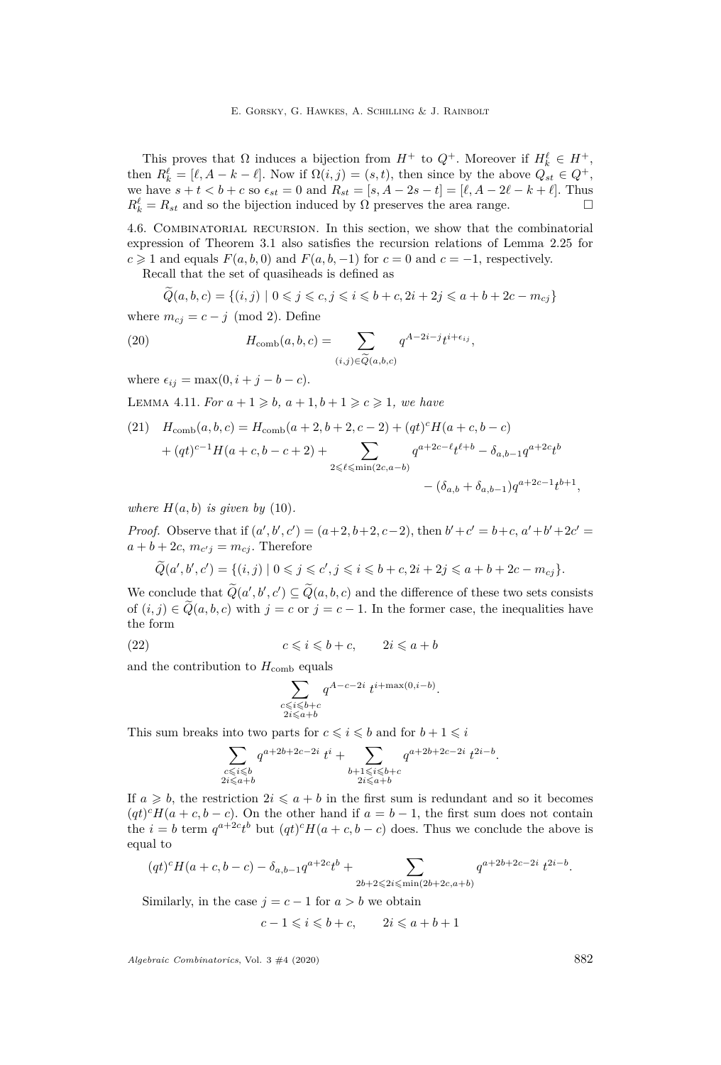This proves that $\Omega$ induces a bijection from $H^+$ to $Q^+$. Moreover if $H_k^\ell \in H^+$, then $R_k^\ell = [\ell, A-k-\ell]$. Now if $\Omega(i,j) = (s,t)$, then since by the above $Q_{st} \in Q^+$, we have $s+t < b+c$ so $\epsilon_{st} = 0$ and $R_{st} = [s, A-2s-t] = [\ell, A-2\ell-k+\ell]$. Thus $R_k^\ell = R_{st}$ and so the bijection induced by $\Omega$ preserves the area range. $\square$

4.6. Combinatorial recursion. In this section, we show that the combinatorial expression of Theorem 3.1 also satisfies the recursion relations of Lemma 2.25 for $c \geqslant 1$ and equals $F(a,b,0)$ and $F(a,b,-1)$ for $c=0$ and $c=-1$, respectively.

Recall that the set of quasiheads is defined as

$$\widetilde{Q}(a,b,c) = \{(i,j) \mid 0 \leqslant j \leqslant c, j \leqslant i \leqslant b+c, 2i+2j \leqslant a+b+2c-m_{cj}\}$$

where $m_{cj} = c - j \pmod 2$. Define

$$H_{\mathrm{comb}}(a,b,c) = \sum_{(i,j)\in\widetilde{Q}(a,b,c)} q^{A-2i-j} t^{i+\epsilon_{ij}}, \tag{20}$$

where $\epsilon_{ij} = \max(0, i+j-b-c)$.

Lemma 4.11. *For $a+1 \geqslant b$, $a+1, b+1 \geqslant c \geqslant 1$, we have*

$$\begin{aligned}
H_{\mathrm{comb}}(a,b,c) &= H_{\mathrm{comb}}(a+2,b+2,c-2) + (qt)^c H(a+c,b-c) \\
&\quad + (qt)^{c-1} H(a+c,b-c+2) + \sum_{2\leqslant \ell \leqslant \min(2c,a-b)} q^{a+2c-\ell} t^{\ell+b} - \delta_{a,b-1} q^{a+2c} t^b \\
&\quad - (\delta_{a,b} + \delta_{a,b-1}) q^{a+2c-1} t^{b+1},
\end{aligned} \tag{21}$$

*where $H(a,b)$ is given by* (10).

*Proof.* Observe that if $(a',b',c') = (a+2,b+2,c-2)$, then $b'+c' = b+c$, $a'+b'+2c' = a+b+2c$, $m_{c'j} = m_{cj}$. Therefore

$$\widetilde{Q}(a',b',c') = \{(i,j) \mid 0 \leqslant j \leqslant c', j \leqslant i \leqslant b+c, 2i+2j \leqslant a+b+2c-m_{cj}\}.$$

We conclude that $\widetilde{Q}(a',b',c') \subseteq \widetilde{Q}(a,b,c)$ and the difference of these two sets consists of $(i,j) \in \widetilde{Q}(a,b,c)$ with $j=c$ or $j=c-1$. In the former case, the inequalities have the form

$$c \leqslant i \leqslant b+c, \qquad 2i \leqslant a+b \tag{22}$$

and the contribution to $H_{\mathrm{comb}}$ equals

$$\sum_{\substack{c\leqslant i\leqslant b+c\\ 2i\leqslant a+b}} q^{A-c-2i}\, t^{i+\max(0,i-b)}.$$

This sum breaks into two parts for $c \leqslant i \leqslant b$ and for $b+1 \leqslant i$

$$\sum_{\substack{c\leqslant i\leqslant b\\ 2i\leqslant a+b}} q^{a+2b+2c-2i}\, t^i + \sum_{\substack{b+1\leqslant i\leqslant b+c\\ 2i\leqslant a+b}} q^{a+2b+2c-2i}\, t^{2i-b}.$$

If $a \geqslant b$, the restriction $2i \leqslant a+b$ in the first sum is redundant and so it becomes $(qt)^c H(a+c,b-c)$. On the other hand if $a = b-1$, the first sum does not contain the $i=b$ term $q^{a+2c}t^b$ but $(qt)^c H(a+c,b-c)$ does. Thus we conclude the above is equal to

$$(qt)^c H(a+c,b-c) - \delta_{a,b-1} q^{a+2c} t^b + \sum_{2b+2\leqslant 2i\leqslant \min(2b+2c,a+b)} q^{a+2b+2c-2i}\, t^{2i-b}.$$

Similarly, in the case $j = c-1$ for $a > b$ we obtain

$$c-1 \leqslant i \leqslant b+c, \qquad 2i \leqslant a+b+1$$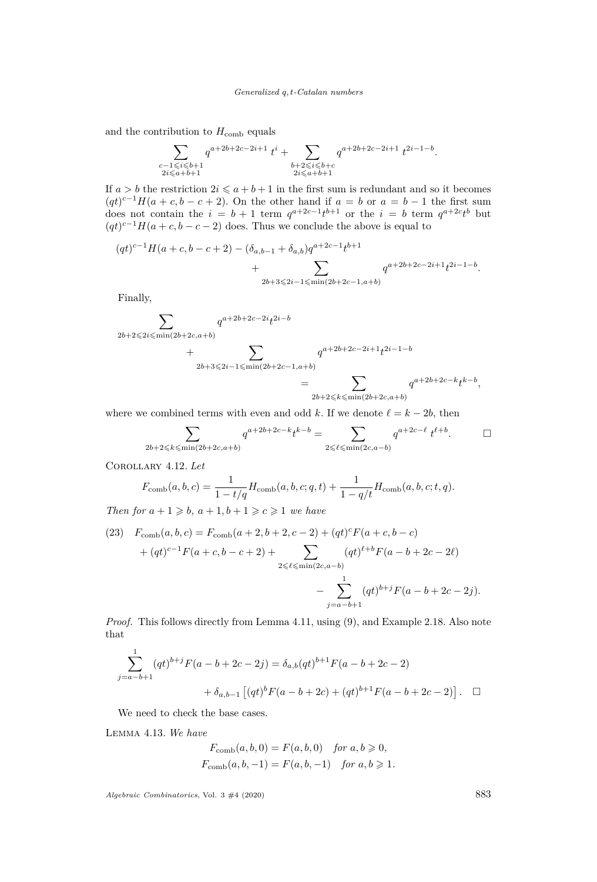and the contribution to $H_{\text{comb}}$ equals

$$\sum_{\substack{c-1\leqslant i\leqslant b+1\\ 2i\leqslant a+b+1}} q^{a+2b+2c-2i+1}\, t^{i} + \sum_{\substack{b+2\leqslant i\leqslant b+c\\ 2i\leqslant a+b+1}} q^{a+2b+2c-2i+1}\, t^{2i-1-b}.$$

If $a>b$ the restriction $2i\leqslant a+b+1$ in the first sum is redundant and so it becomes $(qt)^{c-1}H(a+c,b-c+2)$. On the other hand if $a=b$ or $a=b-1$ the first sum does not contain the $i=b+1$ term $q^{a+2c-1}t^{b+1}$ or the $i=b$ term $q^{a+2c}t^{b}$ but $(qt)^{c-1}H(a+c,b-c-2)$ does. Thus we conclude the above is equal to

$$(qt)^{c-1}H(a+c,b-c+2)-(\delta_{a,b-1}+\delta_{a,b})q^{a+2c-1}t^{b+1} + \sum_{2b+3\leqslant 2i-1\leqslant \min(2b+2c-1,a+b)} q^{a+2b+2c-2i+1}t^{2i-1-b}.$$

Finally,

$$\sum_{2b+2\leqslant 2i\leqslant \min(2b+2c,a+b)} q^{a+2b+2c-2i}t^{2i-b} + \sum_{2b+3\leqslant 2i-1\leqslant \min(2b+2c-1,a+b)} q^{a+2b+2c-2i+1}t^{2i-1-b} = \sum_{2b+2\leqslant k\leqslant \min(2b+2c,a+b)} q^{a+2b+2c-k}t^{k-b},$$

where we combined terms with even and odd $k$. If we denote $\ell=k-2b$, then

$$\sum_{2b+2\leqslant k\leqslant \min(2b+2c,a+b)} q^{a+2b+2c-k}t^{k-b} = \sum_{2\leqslant \ell\leqslant \min(2c,a-b)} q^{a+2c-\ell}\, t^{\ell+b}. \qquad \square$$

Corollary 4.12. *Let*

$$F_{\text{comb}}(a,b,c)=\frac{1}{1-t/q}H_{\text{comb}}(a,b,c;q,t)+\frac{1}{1-q/t}H_{\text{comb}}(a,b,c;t,q).$$

*Then for $a+1\geqslant b$, $a+1,b+1\geqslant c\geqslant 1$ we have*

$$\begin{aligned}(23)\quad F_{\text{comb}}(a,b,c) &= F_{\text{comb}}(a+2,b+2,c-2)+(qt)^{c}F(a+c,b-c)\\ &\quad + (qt)^{c-1}F(a+c,b-c+2)+\sum_{2\leqslant \ell\leqslant \min(2c,a-b)}(qt)^{\ell+b}F(a-b+2c-2\ell)\\ &\quad - \sum_{j=a-b+1}^{1}(qt)^{b+j}F(a-b+2c-2j).\end{aligned}$$

*Proof.* This follows directly from Lemma 4.11, using (9), and Example 2.18. Also note that

$$\sum_{j=a-b+1}^{1}(qt)^{b+j}F(a-b+2c-2j)=\delta_{a,b}(qt)^{b+1}F(a-b+2c-2) + \delta_{a,b-1}\left[(qt)^{b}F(a-b+2c)+(qt)^{b+1}F(a-b+2c-2)\right]. \quad \square$$

We need to check the base cases.

Lemma 4.13. *We have*

$$F_{\text{comb}}(a,b,0)=F(a,b,0) \quad \textit{for } a,b\geqslant 0,$$
$$F_{\text{comb}}(a,b,-1)=F(a,b,-1) \quad \textit{for } a,b\geqslant 1.$$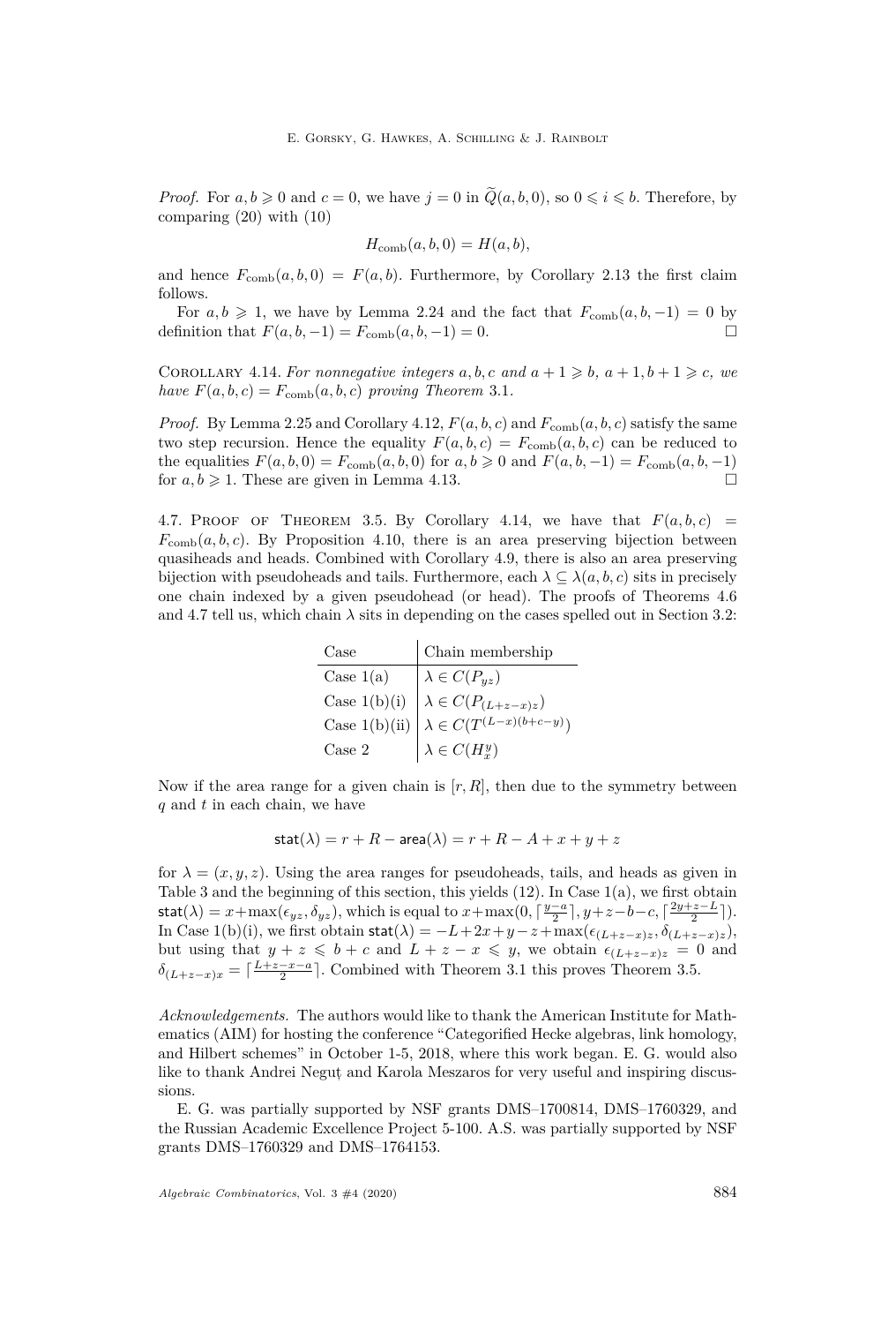*Proof.* For $a, b \geqslant 0$ and $c = 0$, we have $j = 0$ in $\widetilde{Q}(a,b,0)$, so $0 \leqslant i \leqslant b$. Therefore, by comparing (20) with (10)

$$H_{\mathrm{comb}}(a,b,0) = H(a,b),$$

and hence $F_{\mathrm{comb}}(a,b,0) = F(a,b)$. Furthermore, by Corollary 2.13 the first claim follows.

For $a, b \geqslant 1$, we have by Lemma 2.24 and the fact that $F_{\mathrm{comb}}(a,b,-1) = 0$ by definition that $F(a,b,-1) = F_{\mathrm{comb}}(a,b,-1) = 0$. □

Corollary 4.14. *For nonnegative integers $a, b, c$ and $a + 1 \geqslant b$, $a + 1, b + 1 \geqslant c$, we have $F(a,b,c) = F_{\mathrm{comb}}(a,b,c)$ proving Theorem 3.1.*

*Proof.* By Lemma 2.25 and Corollary 4.12, $F(a,b,c)$ and $F_{\mathrm{comb}}(a,b,c)$ satisfy the same two step recursion. Hence the equality $F(a,b,c) = F_{\mathrm{comb}}(a,b,c)$ can be reduced to the equalities $F(a,b,0) = F_{\mathrm{comb}}(a,b,0)$ for $a, b \geqslant 0$ and $F(a,b,-1) = F_{\mathrm{comb}}(a,b,-1)$ for $a, b \geqslant 1$. These are given in Lemma 4.13. □

4.7. Proof of Theorem 3.5. By Corollary 4.14, we have that $F(a,b,c) = F_{\mathrm{comb}}(a,b,c)$. By Proposition 4.10, there is an area preserving bijection between quasiheads and heads. Combined with Corollary 4.9, there is also an area preserving bijection with pseudoheads and tails. Furthermore, each $\lambda \subseteq \lambda(a,b,c)$ sits in precisely one chain indexed by a given pseudohead (or head). The proofs of Theorems 4.6 and 4.7 tell us, which chain $\lambda$ sits in depending on the cases spelled out in Section 3.2:

| Case | Chain membership |
|---|---|
| Case 1(a) | $\lambda \in C(P_{yz})$ |
| Case 1(b)(i) | $\lambda \in C(P_{(L+z-x)z})$ |
| Case 1(b)(ii) | $\lambda \in C(T^{(L-x)(b+c-y)})$ |
| Case 2 | $\lambda \in C(H_x^y)$ |

Now if the area range for a given chain is $[r, R]$, then due to the symmetry between $q$ and $t$ in each chain, we have

$$\mathsf{stat}(\lambda) = r + R - \mathsf{area}(\lambda) = r + R - A + x + y + z$$

for $\lambda = (x,y,z)$. Using the area ranges for pseudoheads, tails, and heads as given in Table 3 and the beginning of this section, this yields (12). In Case 1(a), we first obtain $\mathsf{stat}(\lambda) = x + \max(\epsilon_{yz}, \delta_{yz})$, which is equal to $x + \max(0, \lceil \frac{y-a}{2} \rceil, y+z-b-c, \lceil \frac{2y+z-L}{2} \rceil)$. In Case 1(b)(i), we first obtain $\mathsf{stat}(\lambda) = -L + 2x + y - z + \max(\epsilon_{(L+z-x)z}, \delta_{(L+z-x)z})$, but using that $y + z \leqslant b + c$ and $L + z - x \leqslant y$, we obtain $\epsilon_{(L+z-x)z} = 0$ and $\delta_{(L+z-x)x} = \lceil \frac{L+z-x-a}{2} \rceil$. Combined with Theorem 3.1 this proves Theorem 3.5.

*Acknowledgements.* The authors would like to thank the American Institute for Mathematics (AIM) for hosting the conference "Categorified Hecke algebras, link homology, and Hilbert schemes" in October 1-5, 2018, where this work began. E. G. would also like to thank Andrei Neguț and Karola Meszaros for very useful and inspiring discussions.

E. G. was partially supported by NSF grants DMS–1700814, DMS–1760329, and the Russian Academic Excellence Project 5-100. A.S. was partially supported by NSF grants DMS–1760329 and DMS–1764153.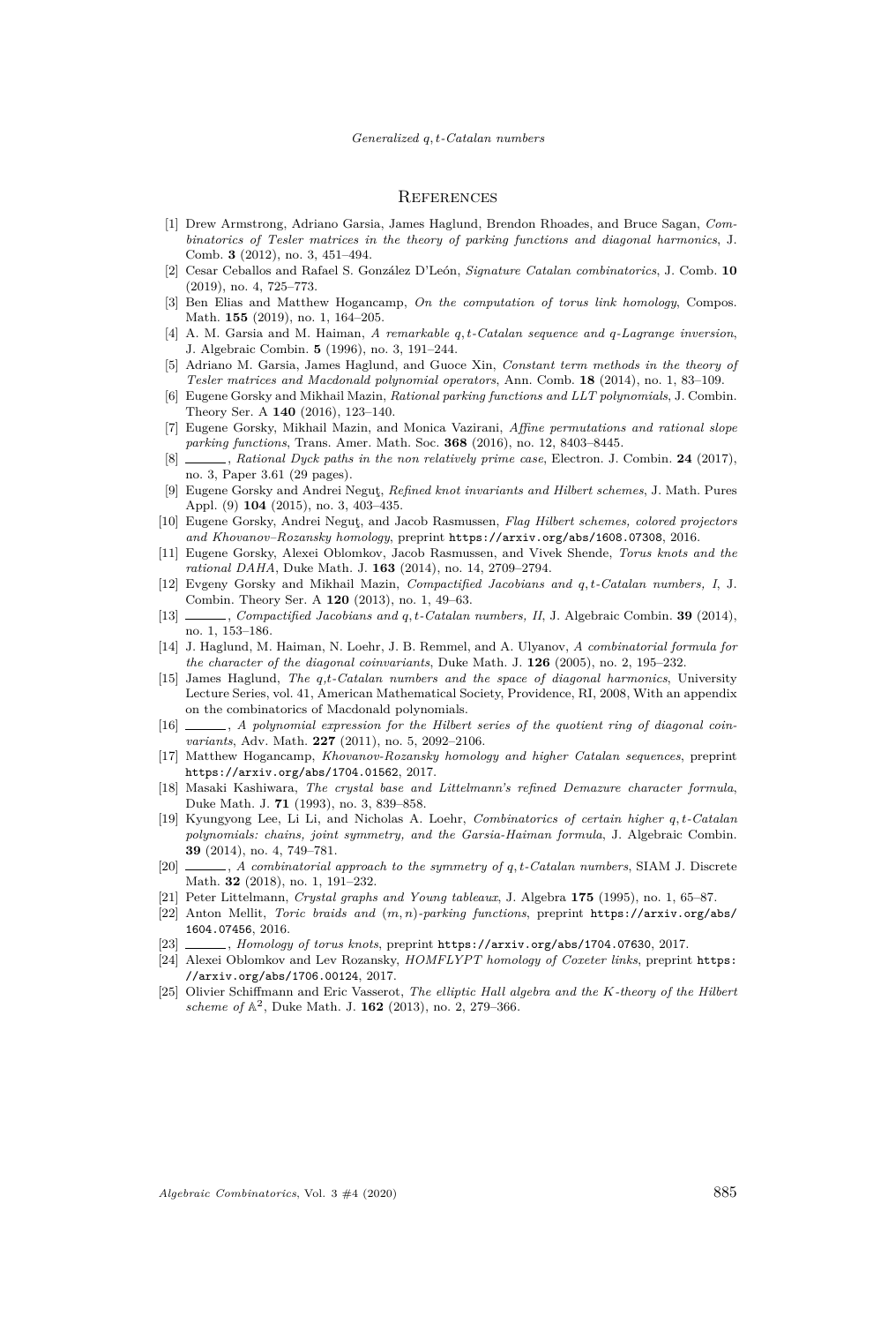## References

[1] Drew Armstrong, Adriano Garsia, James Haglund, Brendon Rhoades, and Bruce Sagan, *Combinatorics of Tesler matrices in the theory of parking functions and diagonal harmonics*, J. Comb. **3** (2012), no. 3, 451–494.

[2] Cesar Ceballos and Rafael S. González D'León, *Signature Catalan combinatorics*, J. Comb. **10** (2019), no. 4, 725–773.

[3] Ben Elias and Matthew Hogancamp, *On the computation of torus link homology*, Compos. Math. **155** (2019), no. 1, 164–205.

[4] A. M. Garsia and M. Haiman, *A remarkable $q,t$-Catalan sequence and $q$-Lagrange inversion*, J. Algebraic Combin. **5** (1996), no. 3, 191–244.

[5] Adriano M. Garsia, James Haglund, and Guoce Xin, *Constant term methods in the theory of Tesler matrices and Macdonald polynomial operators*, Ann. Comb. **18** (2014), no. 1, 83–109.

[6] Eugene Gorsky and Mikhail Mazin, *Rational parking functions and LLT polynomials*, J. Combin. Theory Ser. A **140** (2016), 123–140.

[7] Eugene Gorsky, Mikhail Mazin, and Monica Vazirani, *Affine permutations and rational slope parking functions*, Trans. Amer. Math. Soc. **368** (2016), no. 12, 8403–8445.

[8] ______, *Rational Dyck paths in the non relatively prime case*, Electron. J. Combin. **24** (2017), no. 3, Paper 3.61 (29 pages).

[9] Eugene Gorsky and Andrei Neguţ, *Refined knot invariants and Hilbert schemes*, J. Math. Pures Appl. (9) **104** (2015), no. 3, 403–435.

[10] Eugene Gorsky, Andrei Neguţ, and Jacob Rasmussen, *Flag Hilbert schemes, colored projectors and Khovanov–Rozansky homology*, preprint `https://arxiv.org/abs/1608.07308`, 2016.

[11] Eugene Gorsky, Alexei Oblomkov, Jacob Rasmussen, and Vivek Shende, *Torus knots and the rational DAHA*, Duke Math. J. **163** (2014), no. 14, 2709–2794.

[12] Evgeny Gorsky and Mikhail Mazin, *Compactified Jacobians and $q,t$-Catalan numbers, I*, J. Combin. Theory Ser. A **120** (2013), no. 1, 49–63.

[13] ______, *Compactified Jacobians and $q,t$-Catalan numbers, II*, J. Algebraic Combin. **39** (2014), no. 1, 153–186.

[14] J. Haglund, M. Haiman, N. Loehr, J. B. Remmel, and A. Ulyanov, *A combinatorial formula for the character of the diagonal coinvariants*, Duke Math. J. **126** (2005), no. 2, 195–232.

[15] James Haglund, *The q,t-Catalan numbers and the space of diagonal harmonics*, University Lecture Series, vol. 41, American Mathematical Society, Providence, RI, 2008, With an appendix on the combinatorics of Macdonald polynomials.

[16] ______, *A polynomial expression for the Hilbert series of the quotient ring of diagonal coinvariants*, Adv. Math. **227** (2011), no. 5, 2092–2106.

[17] Matthew Hogancamp, *Khovanov-Rozansky homology and higher Catalan sequences*, preprint `https://arxiv.org/abs/1704.01562`, 2017.

[18] Masaki Kashiwara, *The crystal base and Littelmann's refined Demazure character formula*, Duke Math. J. **71** (1993), no. 3, 839–858.

[19] Kyungyong Lee, Li Li, and Nicholas A. Loehr, *Combinatorics of certain higher $q,t$-Catalan polynomials: chains, joint symmetry, and the Garsia-Haiman formula*, J. Algebraic Combin. **39** (2014), no. 4, 749–781.

[20] ______, *A combinatorial approach to the symmetry of $q,t$-Catalan numbers*, SIAM J. Discrete Math. **32** (2018), no. 1, 191–232.

[21] Peter Littelmann, *Crystal graphs and Young tableaux*, J. Algebra **175** (1995), no. 1, 65–87.

[22] Anton Mellit, *Toric braids and $(m,n)$-parking functions*, preprint `https://arxiv.org/abs/1604.07456`, 2016.

[23] ______, *Homology of torus knots*, preprint `https://arxiv.org/abs/1704.07630`, 2017.

[24] Alexei Oblomkov and Lev Rozansky, *HOMFLYPT homology of Coxeter links*, preprint `https://arxiv.org/abs/1706.00124`, 2017.

[25] Olivier Schiffmann and Eric Vasserot, *The elliptic Hall algebra and the $K$-theory of the Hilbert scheme of $\mathbb{A}^2$*, Duke Math. J. **162** (2013), no. 2, 279–366.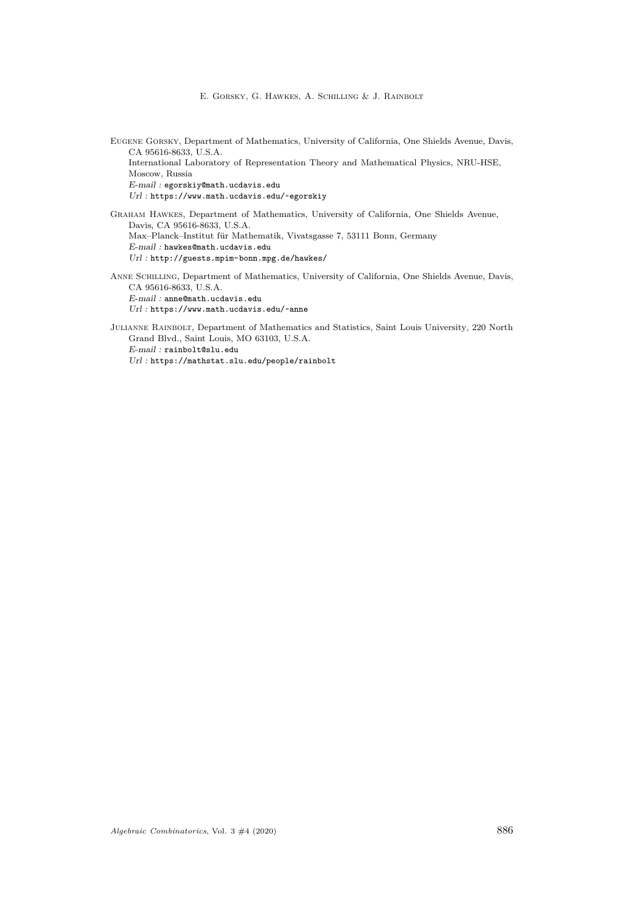Eugene Gorsky, Department of Mathematics, University of California, One Shields Avenue, Davis, CA 95616-8633, U.S.A.
International Laboratory of Representation Theory and Mathematical Physics, NRU-HSE, Moscow, Russia
*E-mail :* egorskiy@math.ucdavis.edu
*Url :* https://www.math.ucdavis.edu/~egorskiy

Graham Hawkes, Department of Mathematics, University of California, One Shields Avenue, Davis, CA 95616-8633, U.S.A.
Max–Planck–Institut für Mathematik, Vivatsgasse 7, 53111 Bonn, Germany
*E-mail :* hawkes@math.ucdavis.edu
*Url :* http://guests.mpim-bonn.mpg.de/hawkes/

Anne Schilling, Department of Mathematics, University of California, One Shields Avenue, Davis, CA 95616-8633, U.S.A.
*E-mail :* anne@math.ucdavis.edu
*Url :* https://www.math.ucdavis.edu/~anne

Julianne Rainbolt, Department of Mathematics and Statistics, Saint Louis University, 220 North Grand Blvd., Saint Louis, MO 63103, U.S.A.
*E-mail :* rainbolt@slu.edu
*Url :* https://mathstat.slu.edu/people/rainbolt